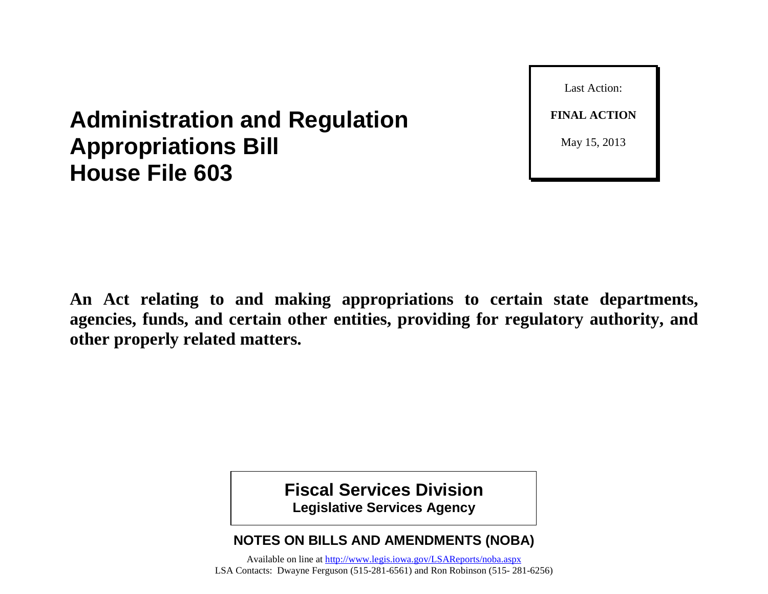# Administration and Regulation Appropriations Bill House File 603

Last Action:

**FINAL ACTION**

May 15, 2013

**An Act relating to and making appropriations to certain state departments, agencies, funds, and certain other entities, providing for regulatory authority, and other properly related matters.**

**Fiscal Services Division**
**Legislative Services Agency**

**NOTES ON BILLS AND AMENDMENTS (NOBA)**

Available on line at http://www.legis.iowa.gov/LSAReports/noba.aspx
LSA Contacts: Dwayne Ferguson (515-281-6561) and Ron Robinson (515- 281-6256)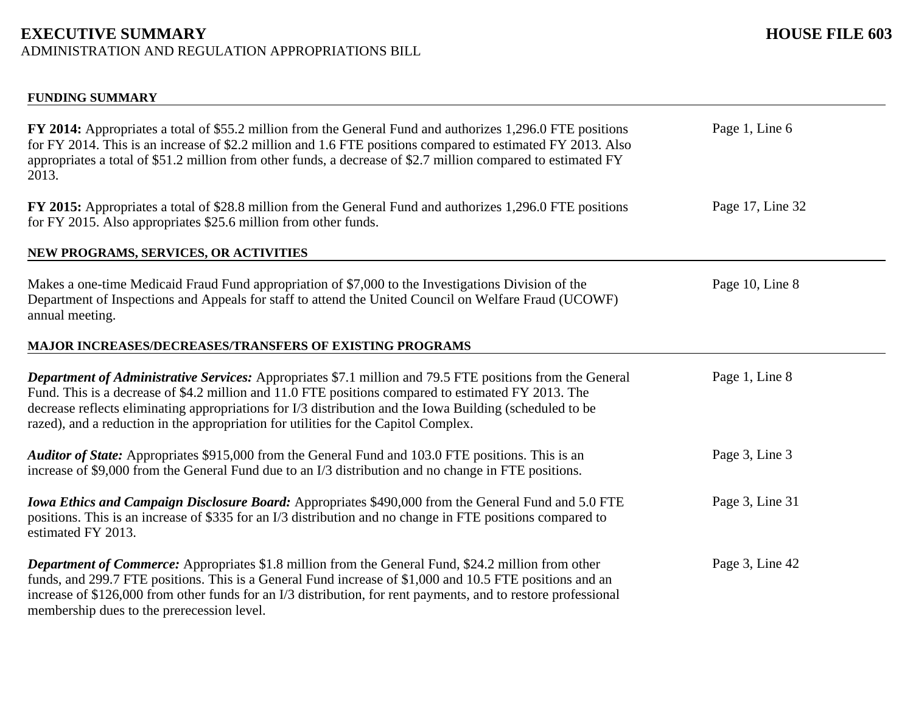# EXECUTIVE SUMMARY

**HOUSE FILE 603**

ADMINISTRATION AND REGULATION APPROPRIATIONS BILL

## FUNDING SUMMARY

**FY 2014:** Appropriates a total of $55.2 million from the General Fund and authorizes 1,296.0 FTE positions for FY 2014. This is an increase of $2.2 million and 1.6 FTE positions compared to estimated FY 2013. Also appropriates a total of $51.2 million from other funds, a decrease of $2.7 million compared to estimated FY 2013. — Page 1, Line 6

**FY 2015:** Appropriates a total of $28.8 million from the General Fund and authorizes 1,296.0 FTE positions for FY 2015. Also appropriates $25.6 million from other funds. — Page 17, Line 32

## NEW PROGRAMS, SERVICES, OR ACTIVITIES

Makes a one-time Medicaid Fraud Fund appropriation of $7,000 to the Investigations Division of the Department of Inspections and Appeals for staff to attend the United Council on Welfare Fraud (UCOWF) annual meeting. — Page 10, Line 8

## MAJOR INCREASES/DECREASES/TRANSFERS OF EXISTING PROGRAMS

***Department of Administrative Services:*** Appropriates $7.1 million and 79.5 FTE positions from the General Fund. This is a decrease of $4.2 million and 11.0 FTE positions compared to estimated FY 2013. The decrease reflects eliminating appropriations for I/3 distribution and the Iowa Building (scheduled to be razed), and a reduction in the appropriation for utilities for the Capitol Complex. — Page 1, Line 8

***Auditor of State:*** Appropriates $915,000 from the General Fund and 103.0 FTE positions. This is an increase of $9,000 from the General Fund due to an I/3 distribution and no change in FTE positions. — Page 3, Line 3

***Iowa Ethics and Campaign Disclosure Board:*** Appropriates $490,000 from the General Fund and 5.0 FTE positions. This is an increase of $335 for an I/3 distribution and no change in FTE positions compared to estimated FY 2013. — Page 3, Line 31

***Department of Commerce:*** Appropriates $1.8 million from the General Fund, $24.2 million from other funds, and 299.7 FTE positions. This is a General Fund increase of $1,000 and 10.5 FTE positions and an increase of $126,000 from other funds for an I/3 distribution, for rent payments, and to restore professional membership dues to the prerecession level. — Page 3, Line 42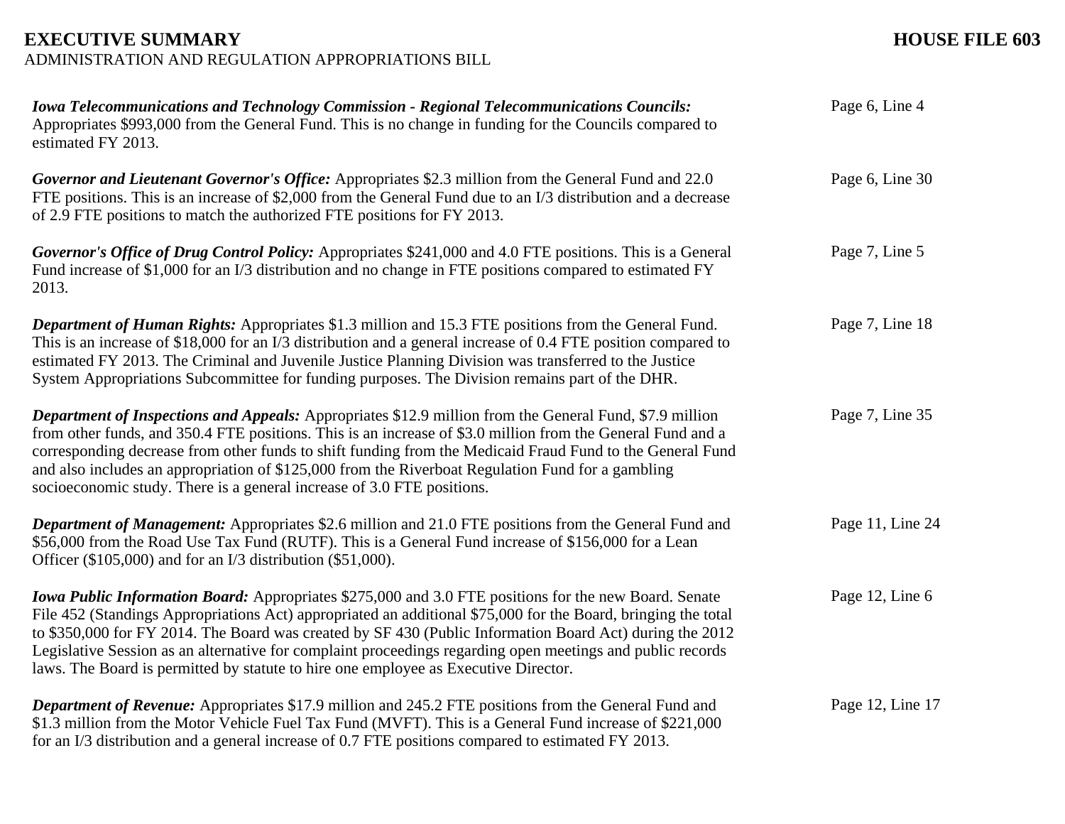**Iowa Telecommunications and Technology Commission - Regional Telecommunications Councils:** Appropriates $993,000 from the General Fund. This is no change in funding for the Councils compared to estimated FY 2013.

Page 6, Line 4

**Governor and Lieutenant Governor's Office:** Appropriates $2.3 million from the General Fund and 22.0 FTE positions. This is an increase of $2,000 from the General Fund due to an I/3 distribution and a decrease of 2.9 FTE positions to match the authorized FTE positions for FY 2013.

Page 6, Line 30

**Governor's Office of Drug Control Policy:** Appropriates $241,000 and 4.0 FTE positions. This is a General Fund increase of $1,000 for an I/3 distribution and no change in FTE positions compared to estimated FY 2013.

Page 7, Line 5

**Department of Human Rights:** Appropriates $1.3 million and 15.3 FTE positions from the General Fund. This is an increase of $18,000 for an I/3 distribution and a general increase of 0.4 FTE position compared to estimated FY 2013. The Criminal and Juvenile Justice Planning Division was transferred to the Justice System Appropriations Subcommittee for funding purposes. The Division remains part of the DHR.

Page 7, Line 18

**Department of Inspections and Appeals:** Appropriates $12.9 million from the General Fund, $7.9 million from other funds, and 350.4 FTE positions. This is an increase of $3.0 million from the General Fund and a corresponding decrease from other funds to shift funding from the Medicaid Fraud Fund to the General Fund and also includes an appropriation of $125,000 from the Riverboat Regulation Fund for a gambling socioeconomic study. There is a general increase of 3.0 FTE positions.

Page 7, Line 35

**Department of Management:** Appropriates $2.6 million and 21.0 FTE positions from the General Fund and $56,000 from the Road Use Tax Fund (RUTF). This is a General Fund increase of $156,000 for a Lean Officer ($105,000) and for an I/3 distribution ($51,000).

Page 11, Line 24

**Iowa Public Information Board:** Appropriates $275,000 and 3.0 FTE positions for the new Board. Senate File 452 (Standings Appropriations Act) appropriated an additional $75,000 for the Board, bringing the total to $350,000 for FY 2014. The Board was created by SF 430 (Public Information Board Act) during the 2012 Legislative Session as an alternative for complaint proceedings regarding open meetings and public records laws. The Board is permitted by statute to hire one employee as Executive Director.

Page 12, Line 6

**Department of Revenue:** Appropriates $17.9 million and 245.2 FTE positions from the General Fund and $1.3 million from the Motor Vehicle Fuel Tax Fund (MVFT). This is a General Fund increase of $221,000 for an I/3 distribution and a general increase of 0.7 FTE positions compared to estimated FY 2013.

Page 12, Line 17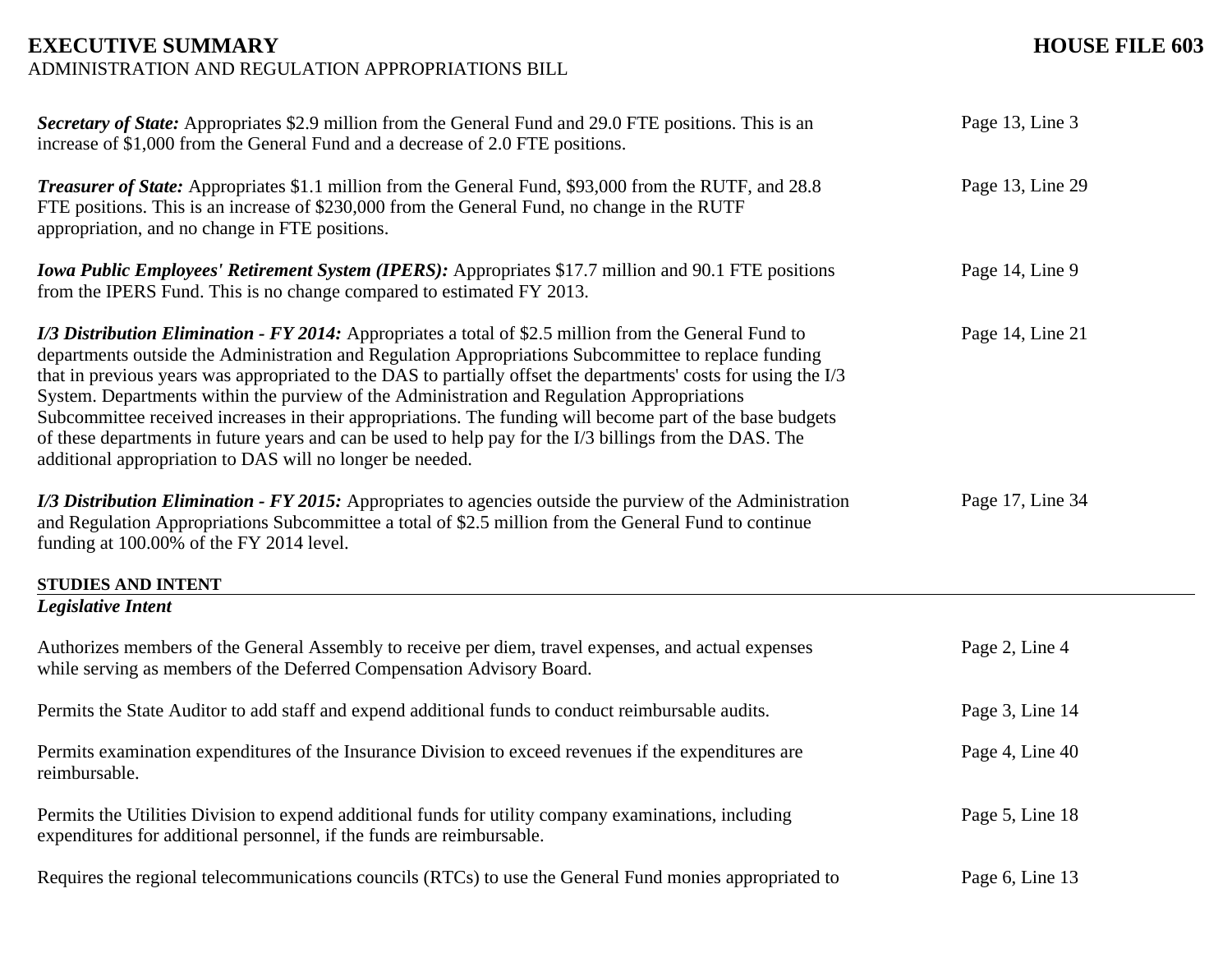# EXECUTIVE SUMMARY — HOUSE FILE 603

ADMINISTRATION AND REGULATION APPROPRIATIONS BILL

| | |
|---|---|
| ***Secretary of State:*** Appropriates $2.9 million from the General Fund and 29.0 FTE positions. This is an increase of $1,000 from the General Fund and a decrease of 2.0 FTE positions. | Page 13, Line 3 |
| ***Treasurer of State:*** Appropriates $1.1 million from the General Fund, $93,000 from the RUTF, and 28.8 FTE positions. This is an increase of $230,000 from the General Fund, no change in the RUTF appropriation, and no change in FTE positions. | Page 13, Line 29 |
| ***Iowa Public Employees' Retirement System (IPERS):*** Appropriates $17.7 million and 90.1 FTE positions from the IPERS Fund. This is no change compared to estimated FY 2013. | Page 14, Line 9 |
| ***I/3 Distribution Elimination - FY 2014:*** Appropriates a total of $2.5 million from the General Fund to departments outside the Administration and Regulation Appropriations Subcommittee to replace funding that in previous years was appropriated to the DAS to partially offset the departments' costs for using the I/3 System. Departments within the purview of the Administration and Regulation Appropriations Subcommittee received increases in their appropriations. The funding will become part of the base budgets of these departments in future years and can be used to help pay for the I/3 billings from the DAS. The additional appropriation to DAS will no longer be needed. | Page 14, Line 21 |
| ***I/3 Distribution Elimination - FY 2015:*** Appropriates to agencies outside the purview of the Administration and Regulation Appropriations Subcommittee a total of $2.5 million from the General Fund to continue funding at 100.00% of the FY 2014 level. | Page 17, Line 34 |

## STUDIES AND INTENT

***Legislative Intent***

| | |
|---|---|
| Authorizes members of the General Assembly to receive per diem, travel expenses, and actual expenses while serving as members of the Deferred Compensation Advisory Board. | Page 2, Line 4 |
| Permits the State Auditor to add staff and expend additional funds to conduct reimbursable audits. | Page 3, Line 14 |
| Permits examination expenditures of the Insurance Division to exceed revenues if the expenditures are reimbursable. | Page 4, Line 40 |
| Permits the Utilities Division to expend additional funds for utility company examinations, including expenditures for additional personnel, if the funds are reimbursable. | Page 5, Line 18 |
| Requires the regional telecommunications councils (RTCs) to use the General Fund monies appropriated to | Page 6, Line 13 |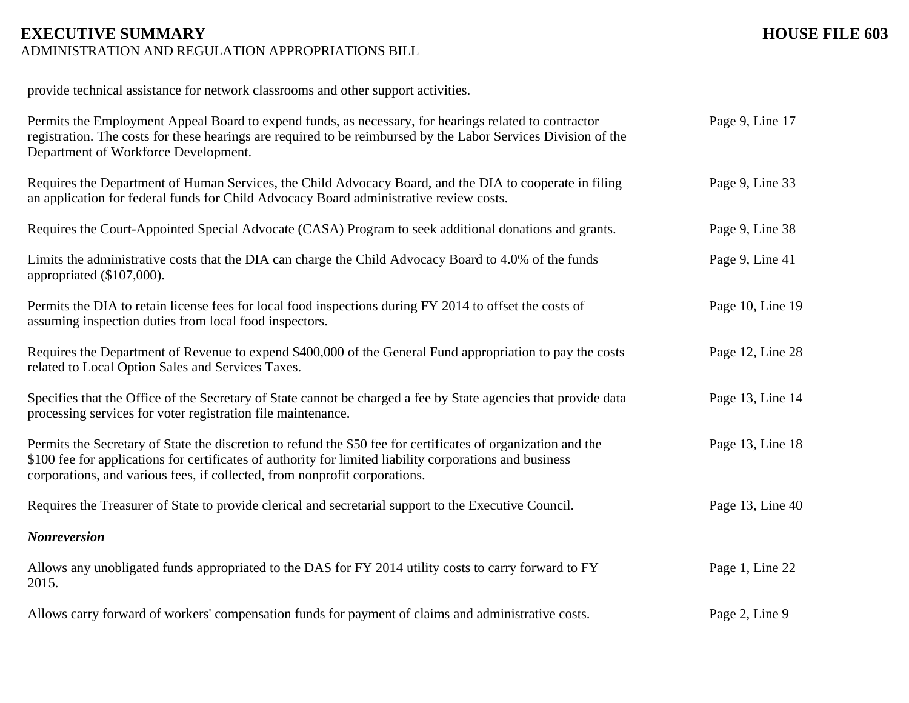provide technical assistance for network classrooms and other support activities.

| | |
|---|---|
| Permits the Employment Appeal Board to expend funds, as necessary, for hearings related to contractor registration. The costs for these hearings are required to be reimbursed by the Labor Services Division of the Department of Workforce Development. | Page 9, Line 17 |
| Requires the Department of Human Services, the Child Advocacy Board, and the DIA to cooperate in filing an application for federal funds for Child Advocacy Board administrative review costs. | Page 9, Line 33 |
| Requires the Court-Appointed Special Advocate (CASA) Program to seek additional donations and grants. | Page 9, Line 38 |
| Limits the administrative costs that the DIA can charge the Child Advocacy Board to 4.0% of the funds appropriated ($107,000). | Page 9, Line 41 |
| Permits the DIA to retain license fees for local food inspections during FY 2014 to offset the costs of assuming inspection duties from local food inspectors. | Page 10, Line 19 |
| Requires the Department of Revenue to expend $400,000 of the General Fund appropriation to pay the costs related to Local Option Sales and Services Taxes. | Page 12, Line 28 |
| Specifies that the Office of the Secretary of State cannot be charged a fee by State agencies that provide data processing services for voter registration file maintenance. | Page 13, Line 14 |
| Permits the Secretary of State the discretion to refund the $50 fee for certificates of organization and the $100 fee for applications for certificates of authority for limited liability corporations and business corporations, and various fees, if collected, from nonprofit corporations. | Page 13, Line 18 |
| Requires the Treasurer of State to provide clerical and secretarial support to the Executive Council. | Page 13, Line 40 |

***Nonreversion***

| | |
|---|---|
| Allows any unobligated funds appropriated to the DAS for FY 2014 utility costs to carry forward to FY 2015. | Page 1, Line 22 |
| Allows carry forward of workers' compensation funds for payment of claims and administrative costs. | Page 2, Line 9 |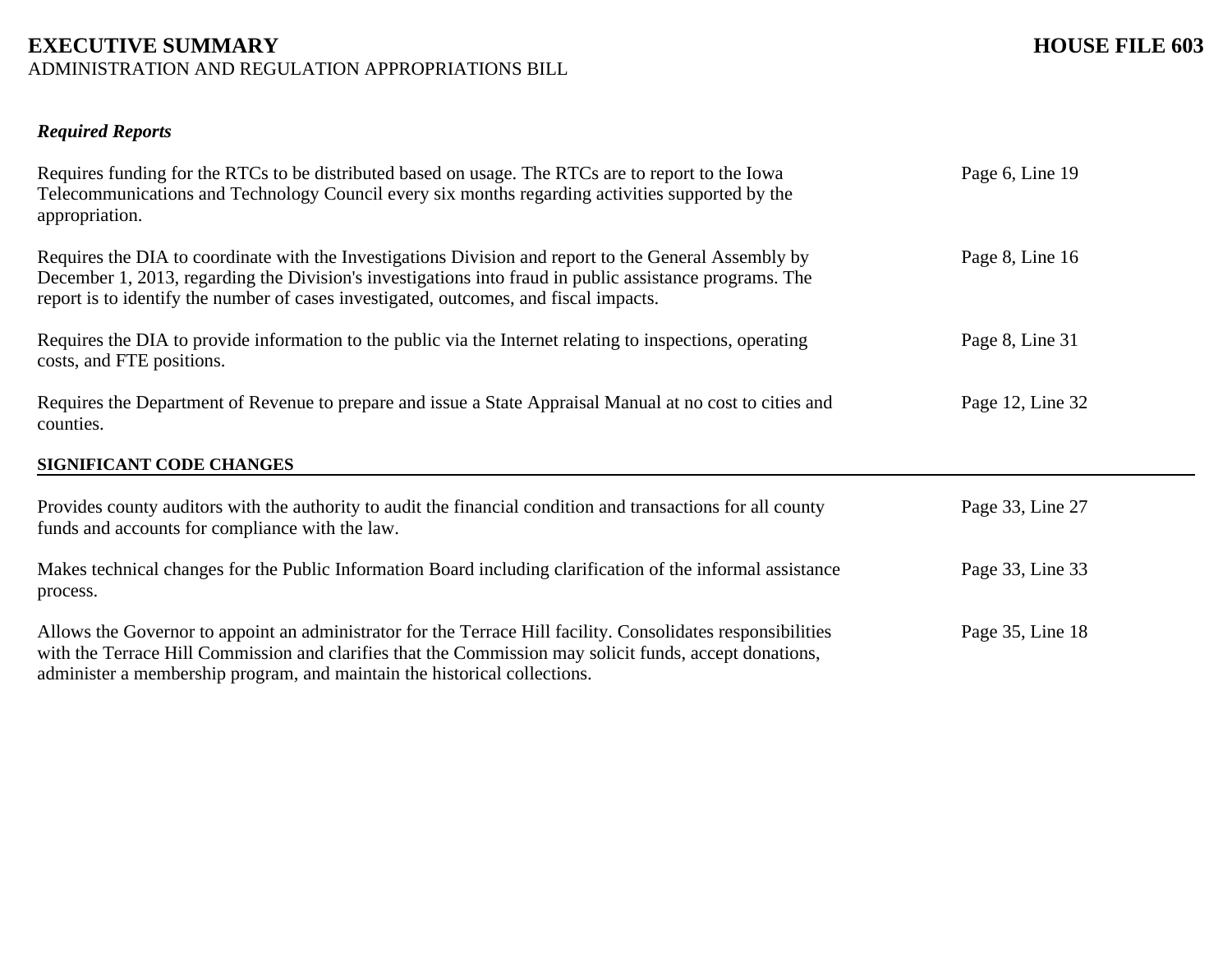### *Required Reports*

| | |
|---|---|
| Requires funding for the RTCs to be distributed based on usage. The RTCs are to report to the Iowa Telecommunications and Technology Council every six months regarding activities supported by the appropriation. | Page 6, Line 19 |
| Requires the DIA to coordinate with the Investigations Division and report to the General Assembly by December 1, 2013, regarding the Division's investigations into fraud in public assistance programs. The report is to identify the number of cases investigated, outcomes, and fiscal impacts. | Page 8, Line 16 |
| Requires the DIA to provide information to the public via the Internet relating to inspections, operating costs, and FTE positions. | Page 8, Line 31 |
| Requires the Department of Revenue to prepare and issue a State Appraisal Manual at no cost to cities and counties. | Page 12, Line 32 |

## SIGNIFICANT CODE CHANGES

| | |
|---|---|
| Provides county auditors with the authority to audit the financial condition and transactions for all county funds and accounts for compliance with the law. | Page 33, Line 27 |
| Makes technical changes for the Public Information Board including clarification of the informal assistance process. | Page 33, Line 33 |
| Allows the Governor to appoint an administrator for the Terrace Hill facility. Consolidates responsibilities with the Terrace Hill Commission and clarifies that the Commission may solicit funds, accept donations, administer a membership program, and maintain the historical collections. | Page 35, Line 18 |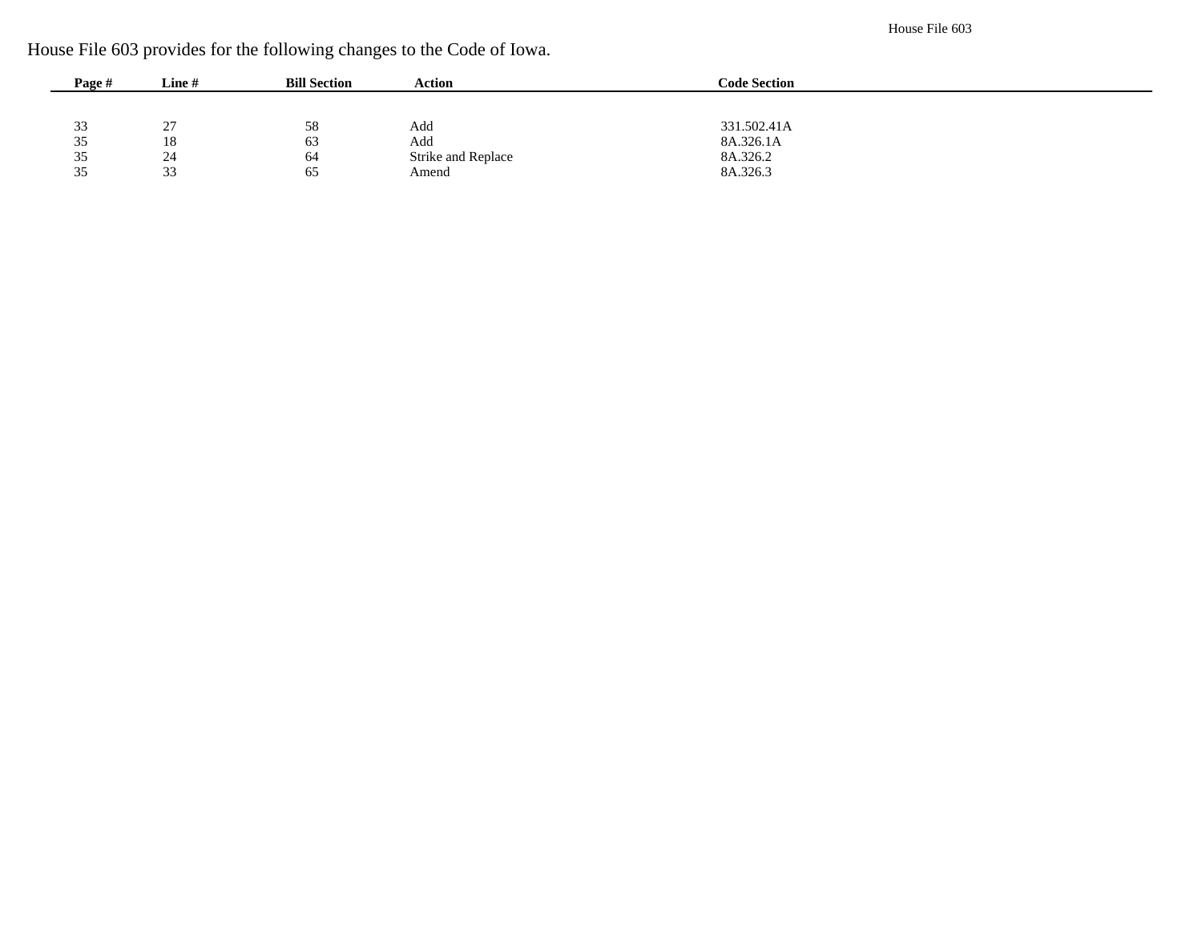House File 603 provides for the following changes to the Code of Iowa.

| Page # | Line # | Bill Section | Action | Code Section |
|---|---|---|---|---|
| 33 | 27 | 58 | Add | 331.502.41A |
| 35 | 18 | 63 | Add | 8A.326.1A |
| 35 | 24 | 64 | Strike and Replace | 8A.326.2 |
| 35 | 33 | 65 | Amend | 8A.326.3 |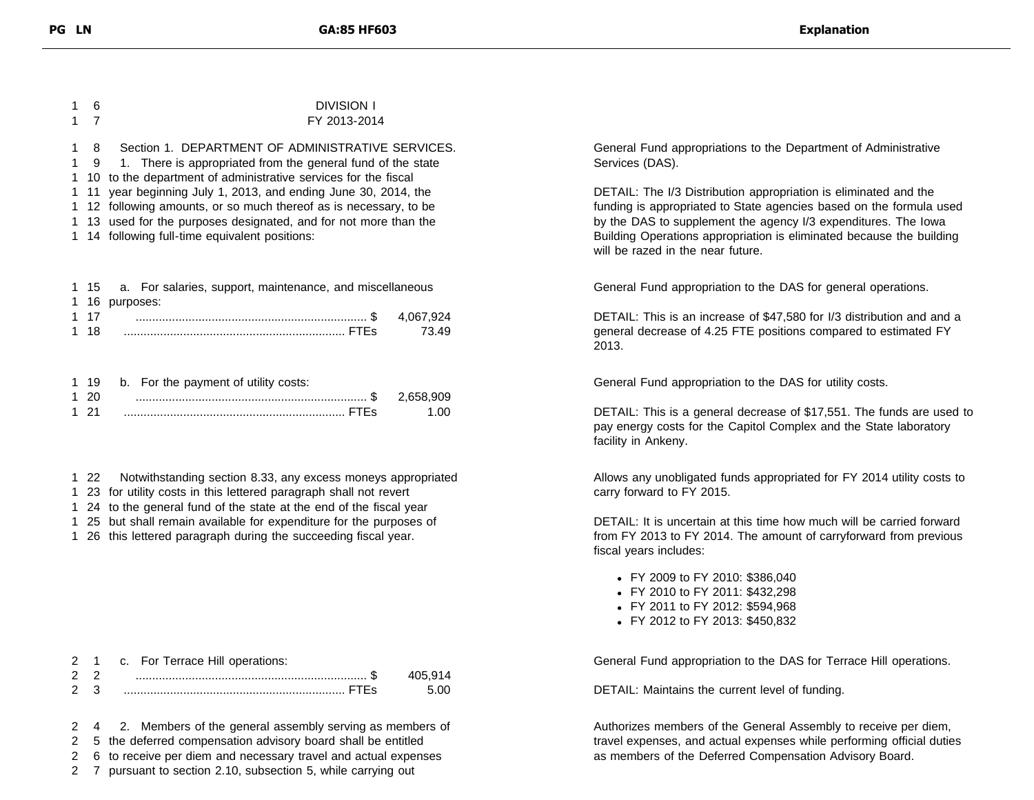| PG LN | GA:85 HF603 | Explanation |
|---|---|---|
| 1 6 | DIVISION I | |
| 1 7 | FY 2013-2014 | |
| 1 8 | Section 1. DEPARTMENT OF ADMINISTRATIVE SERVICES. | General Fund appropriations to the Department of Administrative Services (DAS). |
| 1 9 | 1. There is appropriated from the general fund of the state | |
| 1 10 | to the department of administrative services for the fiscal | DETAIL: The I/3 Distribution appropriation is eliminated and the funding is appropriated to State agencies based on the formula used by the DAS to supplement the agency I/3 expenditures. The Iowa Building Operations appropriation is eliminated because the building will be razed in the near future. |
| 1 11 | year beginning July 1, 2013, and ending June 30, 2014, the | |
| 1 12 | following amounts, or so much thereof as is necessary, to be | |
| 1 13 | used for the purposes designated, and for not more than the | |
| 1 14 | following full-time equivalent positions: | |
| 1 15 | a. For salaries, support, maintenance, and miscellaneous | General Fund appropriation to the DAS for general operations. |
| 1 16 | purposes: | |
| 1 17 | ...................................................................... $ 4,067,924 | DETAIL: This is an increase of $47,580 for I/3 distribution and and a general decrease of 4.25 FTE positions compared to estimated FY 2013. |
| 1 18 | ................................................................... FTEs 73.49 | |
| 1 19 | b. For the payment of utility costs: | General Fund appropriation to the DAS for utility costs. |
| 1 20 | ...................................................................... $ 2,658,909 | |
| 1 21 | ................................................................... FTEs 1.00 | DETAIL: This is a general decrease of $17,551. The funds are used to pay energy costs for the Capitol Complex and the State laboratory facility in Ankeny. |
| 1 22 | Notwithstanding section 8.33, any excess moneys appropriated | Allows any unobligated funds appropriated for FY 2014 utility costs to carry forward to FY 2015. |
| 1 23 | for utility costs in this lettered paragraph shall not revert | |
| 1 24 | to the general fund of the state at the end of the fiscal year | DETAIL: It is uncertain at this time how much will be carried forward from FY 2013 to FY 2014. The amount of carryforward from previous fiscal years includes: |
| 1 25 | but shall remain available for expenditure for the purposes of | |
| 1 26 | this lettered paragraph during the succeeding fiscal year. | • FY 2009 to FY 2010: $386,040<br>• FY 2010 to FY 2011: $432,298<br>• FY 2011 to FY 2012: $594,968<br>• FY 2012 to FY 2013: $450,832 |
| 2 1 | c. For Terrace Hill operations: | General Fund appropriation to the DAS for Terrace Hill operations. |
| 2 2 | ...................................................................... $ 405,914 | |
| 2 3 | ................................................................... FTEs 5.00 | DETAIL: Maintains the current level of funding. |
| 2 4 | 2. Members of the general assembly serving as members of | Authorizes members of the General Assembly to receive per diem, travel expenses, and actual expenses while performing official duties as members of the Deferred Compensation Advisory Board. |
| 2 5 | the deferred compensation advisory board shall be entitled | |
| 2 6 | to receive per diem and necessary travel and actual expenses | |
| 2 7 | pursuant to section 2.10, subsection 5, while carrying out | |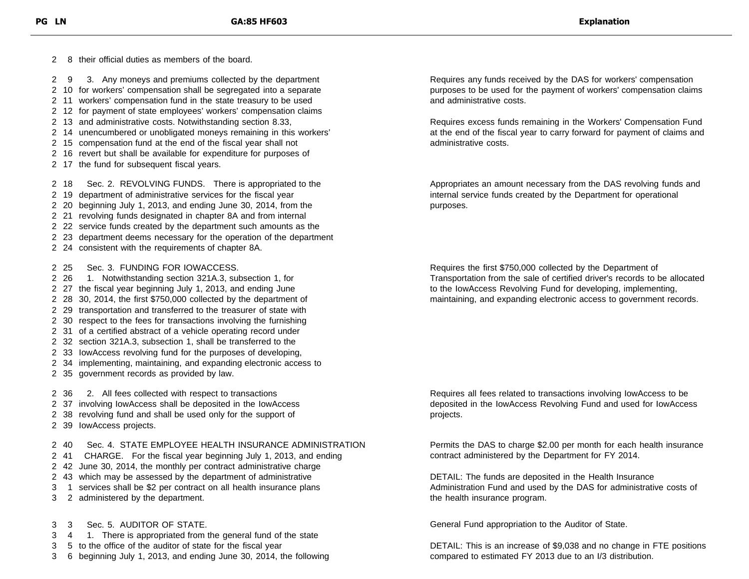| PG LN | GA:85 HF603 | Explanation |
|---|---|---|
| 2 8 | their official duties as members of the board. | |
| 2 9 – 2 17 | 3. Any moneys and premiums collected by the department for workers' compensation shall be segregated into a separate workers' compensation fund in the state treasury to be used for payment of state employees' workers' compensation claims and administrative costs. Notwithstanding section 8.33, unencumbered or unobligated moneys remaining in this workers' compensation fund at the end of the fiscal year shall not revert but shall be available for expenditure for purposes of the fund for subsequent fiscal years. | Requires any funds received by the DAS for workers' compensation purposes to be used for the payment of workers' compensation claims and administrative costs.<br><br>Requires excess funds remaining in the Workers' Compensation Fund at the end of the fiscal year to carry forward for payment of claims and administrative costs. |
| 2 18 – 2 24 | Sec. 2. REVOLVING FUNDS. There is appropriated to the department of administrative services for the fiscal year beginning July 1, 2013, and ending June 30, 2014, from the revolving funds designated in chapter 8A and from internal service funds created by the department such amounts as the department deems necessary for the operation of the department consistent with the requirements of chapter 8A. | Appropriates an amount necessary from the DAS revolving funds and internal service funds created by the Department for operational purposes. |
| 2 25 – 2 35 | Sec. 3. FUNDING FOR IOWACCESS.<br>1. Notwithstanding section 321A.3, subsection 1, for the fiscal year beginning July 1, 2013, and ending June 30, 2014, the first $750,000 collected by the department of transportation and transferred to the treasurer of state with respect to the fees for transactions involving the furnishing of a certified abstract of a vehicle operating record under section 321A.3, subsection 1, shall be transferred to the IowAccess revolving fund for the purposes of developing, implementing, maintaining, and expanding electronic access to government records as provided by law. | Requires the first $750,000 collected by the Department of Transportation from the sale of certified driver's records to be allocated to the IowAccess Revolving Fund for developing, implementing, maintaining, and expanding electronic access to government records. |
| 2 36 – 2 39 | 2. All fees collected with respect to transactions involving IowAccess shall be deposited in the IowAccess revolving fund and shall be used only for the support of IowAccess projects. | Requires all fees related to transactions involving IowAccess to be deposited in the IowAccess Revolving Fund and used for IowAccess projects. |
| 2 40 – 3 2 | Sec. 4. STATE EMPLOYEE HEALTH INSURANCE ADMINISTRATION CHARGE. For the fiscal year beginning July 1, 2013, and ending June 30, 2014, the monthly per contract administrative charge which may be assessed by the department of administrative services shall be $2 per contract on all health insurance plans administered by the department. | Permits the DAS to charge $2.00 per month for each health insurance contract administered by the Department for FY 2014.<br><br>DETAIL: The funds are deposited in the Health Insurance Administration Fund and used by the DAS for administrative costs of the health insurance program. |
| 3 3 – 3 6 | Sec. 5. AUDITOR OF STATE.<br>1. There is appropriated from the general fund of the state to the office of the auditor of state for the fiscal year beginning July 1, 2013, and ending June 30, 2014, the following | General Fund appropriation to the Auditor of State.<br><br>DETAIL: This is an increase of $9,038 and no change in FTE positions compared to estimated FY 2013 due to an I/3 distribution. |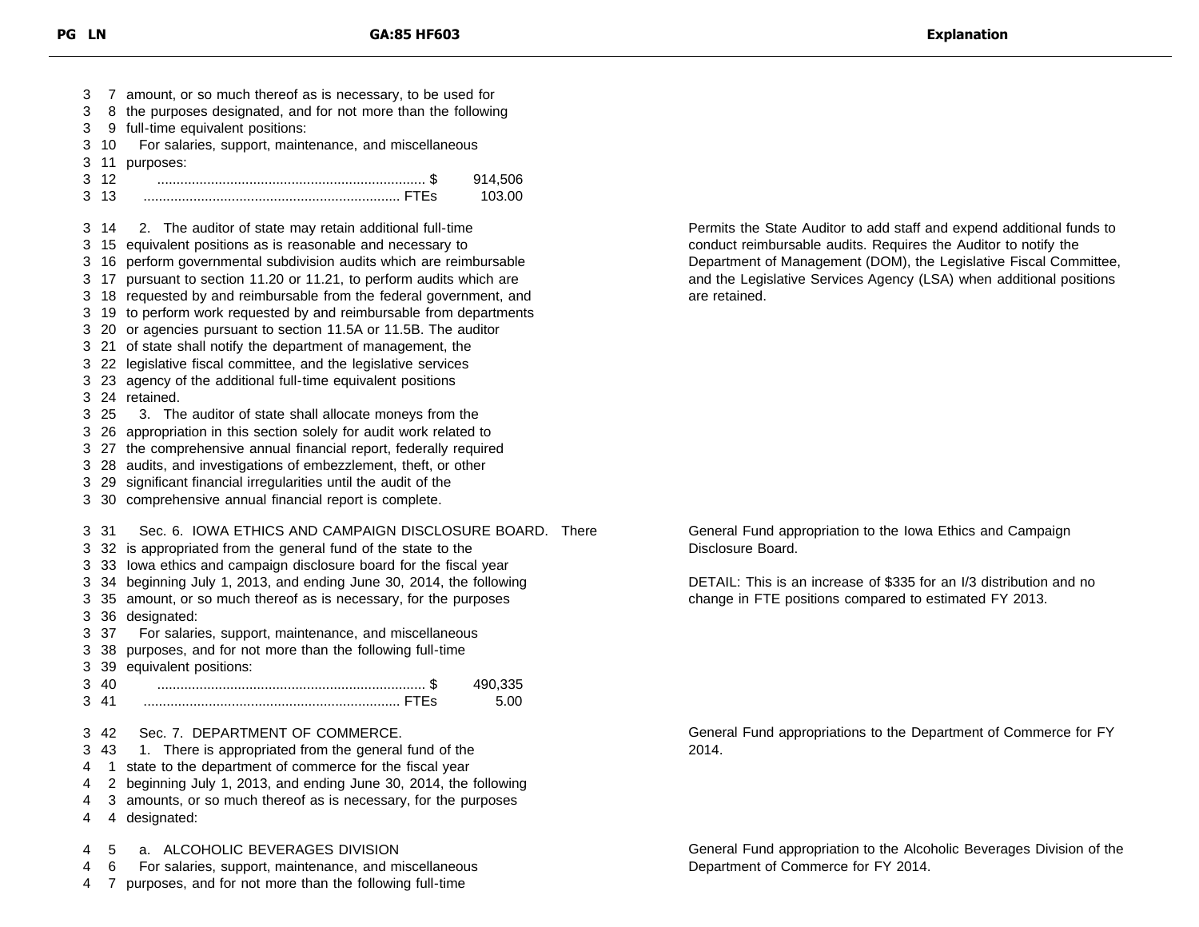| PG LN | GA:85 HF603 | Explanation |
|---|---|---|
| 3 7 | amount, or so much thereof as is necessary, to be used for | |
| 3 8 | the purposes designated, and for not more than the following | |
| 3 9 | full-time equivalent positions: | |
| 3 10 | For salaries, support, maintenance, and miscellaneous | |
| 3 11 | purposes: | |
| 3 12 | ...................................................................... $ 914,506 | |
| 3 13 | ................................................................... FTEs 103.00 | |
| 3 14 | 2. The auditor of state may retain additional full-time | Permits the State Auditor to add staff and expend additional funds to conduct reimbursable audits. Requires the Auditor to notify the Department of Management (DOM), the Legislative Fiscal Committee, and the Legislative Services Agency (LSA) when additional positions are retained. |
| 3 15 | equivalent positions as is reasonable and necessary to | |
| 3 16 | perform governmental subdivision audits which are reimbursable | |
| 3 17 | pursuant to section 11.20 or 11.21, to perform audits which are | |
| 3 18 | requested by and reimbursable from the federal government, and | |
| 3 19 | to perform work requested by and reimbursable from departments | |
| 3 20 | or agencies pursuant to section 11.5A or 11.5B. The auditor | |
| 3 21 | of state shall notify the department of management, the | |
| 3 22 | legislative fiscal committee, and the legislative services | |
| 3 23 | agency of the additional full-time equivalent positions | |
| 3 24 | retained. | |
| 3 25 | 3. The auditor of state shall allocate moneys from the | |
| 3 26 | appropriation in this section solely for audit work related to | |
| 3 27 | the comprehensive annual financial report, federally required | |
| 3 28 | audits, and investigations of embezzlement, theft, or other | |
| 3 29 | significant financial irregularities until the audit of the | |
| 3 30 | comprehensive annual financial report is complete. | |
| 3 31 | Sec. 6. IOWA ETHICS AND CAMPAIGN DISCLOSURE BOARD. There | General Fund appropriation to the Iowa Ethics and Campaign Disclosure Board. |
| 3 32 | is appropriated from the general fund of the state to the | |
| 3 33 | Iowa ethics and campaign disclosure board for the fiscal year | |
| 3 34 | beginning July 1, 2013, and ending June 30, 2014, the following | DETAIL: This is an increase of $335 for an I/3 distribution and no change in FTE positions compared to estimated FY 2013. |
| 3 35 | amount, or so much thereof as is necessary, for the purposes | |
| 3 36 | designated: | |
| 3 37 | For salaries, support, maintenance, and miscellaneous | |
| 3 38 | purposes, and for not more than the following full-time | |
| 3 39 | equivalent positions: | |
| 3 40 | ...................................................................... $ 490,335 | |
| 3 41 | ................................................................... FTEs 5.00 | |
| 3 42 | Sec. 7. DEPARTMENT OF COMMERCE. | General Fund appropriations to the Department of Commerce for FY 2014. |
| 3 43 | 1. There is appropriated from the general fund of the | |
| 4 1 | state to the department of commerce for the fiscal year | |
| 4 2 | beginning July 1, 2013, and ending June 30, 2014, the following | |
| 4 3 | amounts, or so much thereof as is necessary, for the purposes | |
| 4 4 | designated: | |
| 4 5 | a. ALCOHOLIC BEVERAGES DIVISION | General Fund appropriation to the Alcoholic Beverages Division of the Department of Commerce for FY 2014. |
| 4 6 | For salaries, support, maintenance, and miscellaneous | |
| 4 7 | purposes, and for not more than the following full-time | |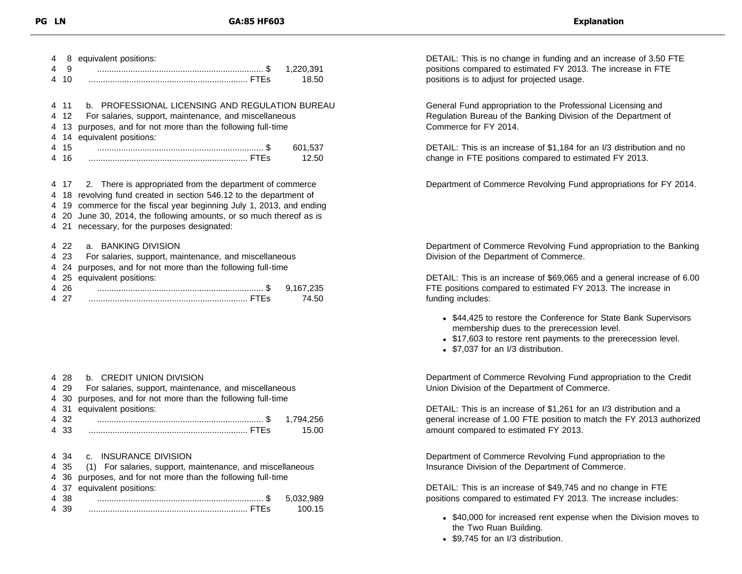| PG LN | GA:85 HF603 | Explanation |
|---|---|---|
| 4 8 | equivalent positions: | DETAIL: This is no change in funding and an increase of 3.50 FTE positions compared to estimated FY 2013. The increase in FTE positions is to adjust for projected usage. |
| 4 9 | ...................................................................... $ 1,220,391 | |
| 4 10 | ................................................................... FTEs 18.50 | |
| 4 11 | b. PROFESSIONAL LICENSING AND REGULATION BUREAU | General Fund appropriation to the Professional Licensing and Regulation Bureau of the Banking Division of the Department of Commerce for FY 2014. |
| 4 12 | For salaries, support, maintenance, and miscellaneous | |
| 4 13 | purposes, and for not more than the following full-time | |
| 4 14 | equivalent positions: | |
| 4 15 | ...................................................................... $ 601,537 | DETAIL: This is an increase of $1,184 for an I/3 distribution and no change in FTE positions compared to estimated FY 2013. |
| 4 16 | ................................................................... FTEs 12.50 | |
| 4 17 | 2. There is appropriated from the department of commerce | Department of Commerce Revolving Fund appropriations for FY 2014. |
| 4 18 | revolving fund created in section 546.12 to the department of | |
| 4 19 | commerce for the fiscal year beginning July 1, 2013, and ending | |
| 4 20 | June 30, 2014, the following amounts, or so much thereof as is | |
| 4 21 | necessary, for the purposes designated: | |
| 4 22 | a. BANKING DIVISION | Department of Commerce Revolving Fund appropriation to the Banking Division of the Department of Commerce. |
| 4 23 | For salaries, support, maintenance, and miscellaneous | |
| 4 24 | purposes, and for not more than the following full-time | |
| 4 25 | equivalent positions: | DETAIL: This is an increase of $69,065 and a general increase of 6.00 FTE positions compared to estimated FY 2013. The increase in funding includes:<br>• $44,425 to restore the Conference for State Bank Supervisors membership dues to the prerecession level.<br>• $17,603 to restore rent payments to the prerecession level.<br>• $7,037 for an I/3 distribution. |
| 4 26 | ...................................................................... $ 9,167,235 | |
| 4 27 | ................................................................... FTEs 74.50 | |
| 4 28 | b. CREDIT UNION DIVISION | Department of Commerce Revolving Fund appropriation to the Credit Union Division of the Department of Commerce. |
| 4 29 | For salaries, support, maintenance, and miscellaneous | |
| 4 30 | purposes, and for not more than the following full-time | |
| 4 31 | equivalent positions: | DETAIL: This is an increase of $1,261 for an I/3 distribution and a general increase of 1.00 FTE position to match the FY 2013 authorized amount compared to estimated FY 2013. |
| 4 32 | ...................................................................... $ 1,794,256 | |
| 4 33 | ................................................................... FTEs 15.00 | |
| 4 34 | c. INSURANCE DIVISION | Department of Commerce Revolving Fund appropriation to the Insurance Division of the Department of Commerce. |
| 4 35 | (1) For salaries, support, maintenance, and miscellaneous | |
| 4 36 | purposes, and for not more than the following full-time | |
| 4 37 | equivalent positions: | DETAIL: This is an increase of $49,745 and no change in FTE positions compared to estimated FY 2013. The increase includes:<br>• $40,000 for increased rent expense when the Division moves to the Two Ruan Building.<br>• $9,745 for an I/3 distribution. |
| 4 38 | ...................................................................... $ 5,032,989 | |
| 4 39 | ................................................................... FTEs 100.15 | |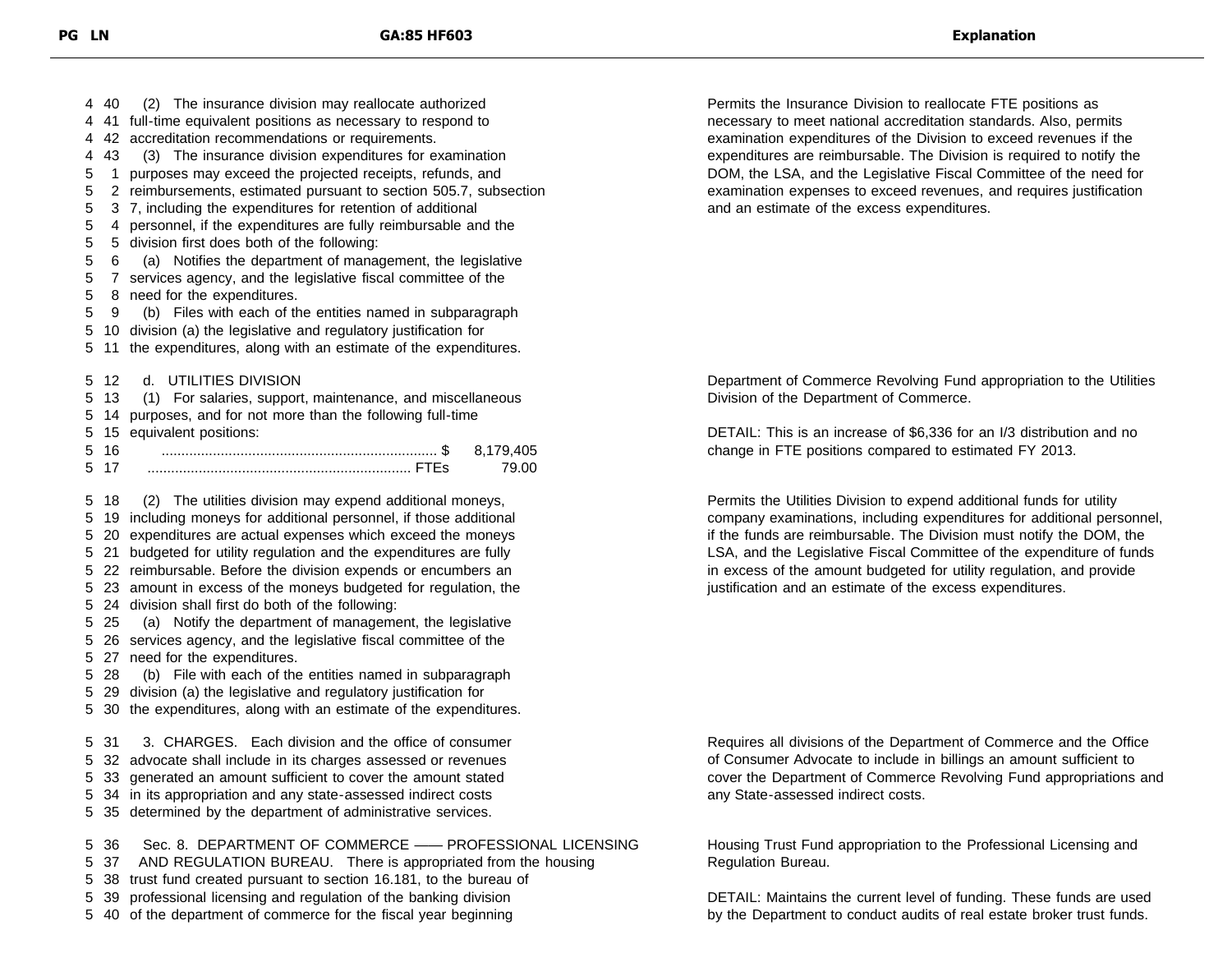| PG LN | GA:85 HF603 | Explanation |
|---|---|---|
| 4 40<br>4 41<br>4 42 | (2) The insurance division may reallocate authorized full-time equivalent positions as necessary to respond to accreditation recommendations or requirements. | Permits the Insurance Division to reallocate FTE positions as necessary to meet national accreditation standards. Also, permits examination expenditures of the Division to exceed revenues if the expenditures are reimbursable. The Division is required to notify the DOM, the LSA, and the Legislative Fiscal Committee of the need for examination expenses to exceed revenues, and requires justification and an estimate of the excess expenditures. |
| 4 43<br>5 1<br>5 2<br>5 3<br>5 4<br>5 5<br>5 6<br>5 7<br>5 8<br>5 9<br>5 10<br>5 11 | (3) The insurance division expenditures for examination purposes may exceed the projected receipts, refunds, and reimbursements, estimated pursuant to section 505.7, subsection 7, including the expenditures for retention of additional personnel, if the expenditures are fully reimbursable and the division first does both of the following:<br>(a) Notifies the department of management, the legislative services agency, and the legislative fiscal committee of the need for the expenditures.<br>(b) Files with each of the entities named in subparagraph division (a) the legislative and regulatory justification for the expenditures, along with an estimate of the expenditures. | |
| 5 12<br>5 13<br>5 14<br>5 15<br>5 16<br>5 17 | d. UTILITIES DIVISION<br>(1) For salaries, support, maintenance, and miscellaneous purposes, and for not more than the following full-time equivalent positions:<br>.......... $ 8,179,405<br>.......... FTEs 79.00 | Department of Commerce Revolving Fund appropriation to the Utilities Division of the Department of Commerce.<br><br>DETAIL: This is an increase of $6,336 for an I/3 distribution and no change in FTE positions compared to estimated FY 2013. |
| 5 18<br>5 19<br>5 20<br>5 21<br>5 22<br>5 23<br>5 24<br>5 25<br>5 26<br>5 27<br>5 28<br>5 29<br>5 30 | (2) The utilities division may expend additional moneys, including moneys for additional personnel, if those additional expenditures are actual expenses which exceed the moneys budgeted for utility regulation and the expenditures are fully reimbursable. Before the division expends or encumbers an amount in excess of the moneys budgeted for regulation, the division shall first do both of the following:<br>(a) Notify the department of management, the legislative services agency, and the legislative fiscal committee of the need for the expenditures.<br>(b) File with each of the entities named in subparagraph division (a) the legislative and regulatory justification for the expenditures, along with an estimate of the expenditures. | Permits the Utilities Division to expend additional funds for utility company examinations, including expenditures for additional personnel, if the funds are reimbursable. The Division must notify the DOM, the LSA, and the Legislative Fiscal Committee of the expenditure of funds in excess of the amount budgeted for utility regulation, and provide justification and an estimate of the excess expenditures. |
| 5 31<br>5 32<br>5 33<br>5 34<br>5 35 | 3. CHARGES. Each division and the office of consumer advocate shall include in its charges assessed or revenues generated an amount sufficient to cover the amount stated in its appropriation and any state-assessed indirect costs determined by the department of administrative services. | Requires all divisions of the Department of Commerce and the Office of Consumer Advocate to include in billings an amount sufficient to cover the Department of Commerce Revolving Fund appropriations and any State-assessed indirect costs. |
| 5 36<br>5 37<br>5 38<br>5 39<br>5 40 | Sec. 8. DEPARTMENT OF COMMERCE —— PROFESSIONAL LICENSING AND REGULATION BUREAU. There is appropriated from the housing trust fund created pursuant to section 16.181, to the bureau of professional licensing and regulation of the banking division of the department of commerce for the fiscal year beginning | Housing Trust Fund appropriation to the Professional Licensing and Regulation Bureau.<br><br>DETAIL: Maintains the current level of funding. These funds are used by the Department to conduct audits of real estate broker trust funds. |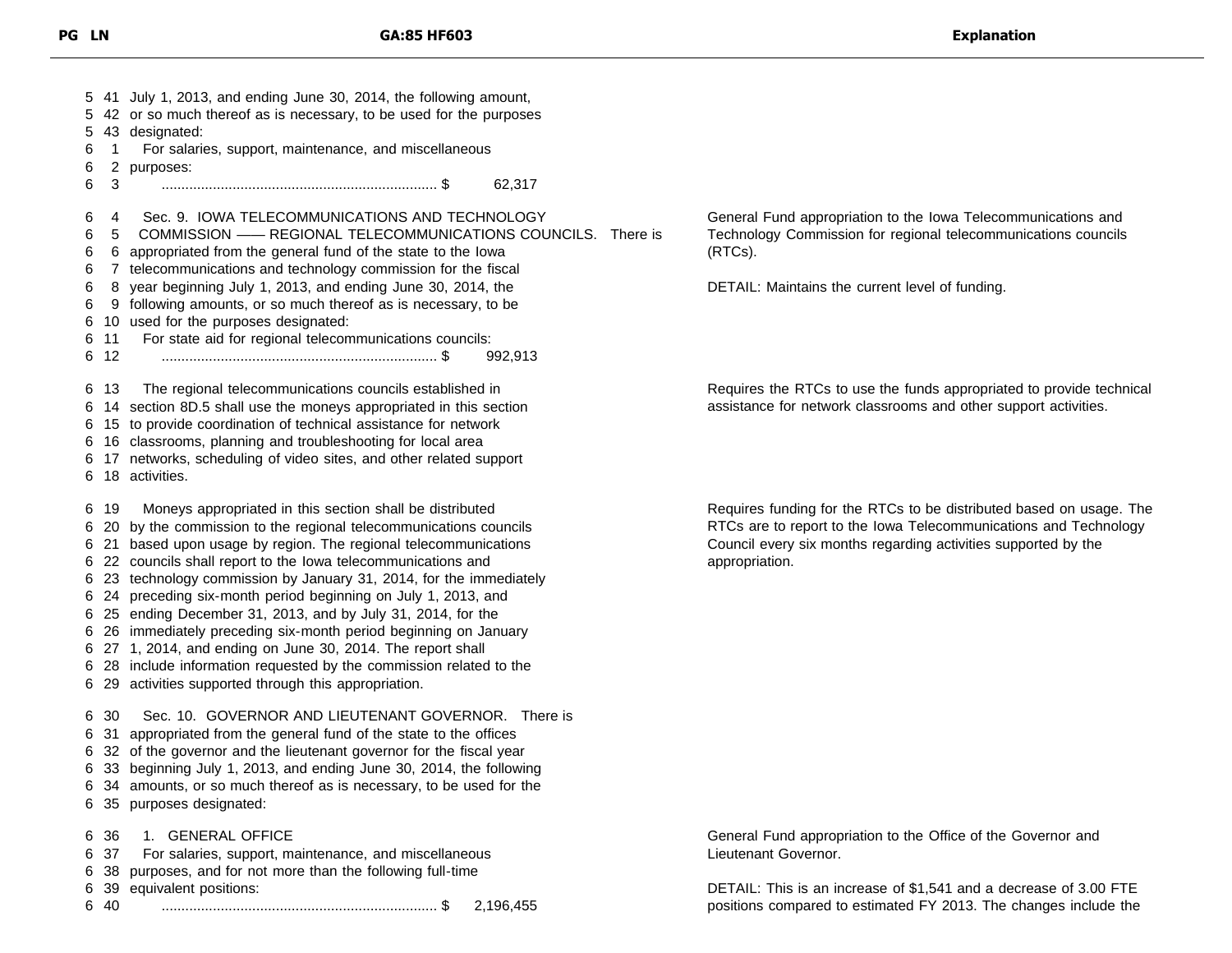| PG LN | GA:85 HF603 | Explanation |
|---|---|---|
| 5 41 | July 1, 2013, and ending June 30, 2014, the following amount, | |
| 5 42 | or so much thereof as is necessary, to be used for the purposes | |
| 5 43 | designated: | |
| 6 1 | For salaries, support, maintenance, and miscellaneous | |
| 6 2 | purposes: | |
| 6 3 | ...................................................................... $ 62,317 | |
| 6 4 | Sec. 9. IOWA TELECOMMUNICATIONS AND TECHNOLOGY | General Fund appropriation to the Iowa Telecommunications and Technology Commission for regional telecommunications councils (RTCs). |
| 6 5 | COMMISSION —— REGIONAL TELECOMMUNICATIONS COUNCILS. There is | |
| 6 6 | appropriated from the general fund of the state to the Iowa | |
| 6 7 | telecommunications and technology commission for the fiscal | |
| 6 8 | year beginning July 1, 2013, and ending June 30, 2014, the | DETAIL: Maintains the current level of funding. |
| 6 9 | following amounts, or so much thereof as is necessary, to be | |
| 6 10 | used for the purposes designated: | |
| 6 11 | For state aid for regional telecommunications councils: | |
| 6 12 | ...................................................................... $ 992,913 | |
| 6 13 | The regional telecommunications councils established in | Requires the RTCs to use the funds appropriated to provide technical assistance for network classrooms and other support activities. |
| 6 14 | section 8D.5 shall use the moneys appropriated in this section | |
| 6 15 | to provide coordination of technical assistance for network | |
| 6 16 | classrooms, planning and troubleshooting for local area | |
| 6 17 | networks, scheduling of video sites, and other related support | |
| 6 18 | activities. | |
| 6 19 | Moneys appropriated in this section shall be distributed | Requires funding for the RTCs to be distributed based on usage. The RTCs are to report to the Iowa Telecommunications and Technology Council every six months regarding activities supported by the appropriation. |
| 6 20 | by the commission to the regional telecommunications councils | |
| 6 21 | based upon usage by region. The regional telecommunications | |
| 6 22 | councils shall report to the Iowa telecommunications and | |
| 6 23 | technology commission by January 31, 2014, for the immediately | |
| 6 24 | preceding six-month period beginning on July 1, 2013, and | |
| 6 25 | ending December 31, 2013, and by July 31, 2014, for the | |
| 6 26 | immediately preceding six-month period beginning on January | |
| 6 27 | 1, 2014, and ending on June 30, 2014. The report shall | |
| 6 28 | include information requested by the commission related to the | |
| 6 29 | activities supported through this appropriation. | |
| 6 30 | Sec. 10. GOVERNOR AND LIEUTENANT GOVERNOR. There is | |
| 6 31 | appropriated from the general fund of the state to the offices | |
| 6 32 | of the governor and the lieutenant governor for the fiscal year | |
| 6 33 | beginning July 1, 2013, and ending June 30, 2014, the following | |
| 6 34 | amounts, or so much thereof as is necessary, to be used for the | |
| 6 35 | purposes designated: | |
| 6 36 | 1. GENERAL OFFICE | General Fund appropriation to the Office of the Governor and Lieutenant Governor. |
| 6 37 | For salaries, support, maintenance, and miscellaneous | |
| 6 38 | purposes, and for not more than the following full-time | |
| 6 39 | equivalent positions: | DETAIL: This is an increase of $1,541 and a decrease of 3.00 FTE positions compared to estimated FY 2013. The changes include the |
| 6 40 | ...................................................................... $ 2,196,455 | |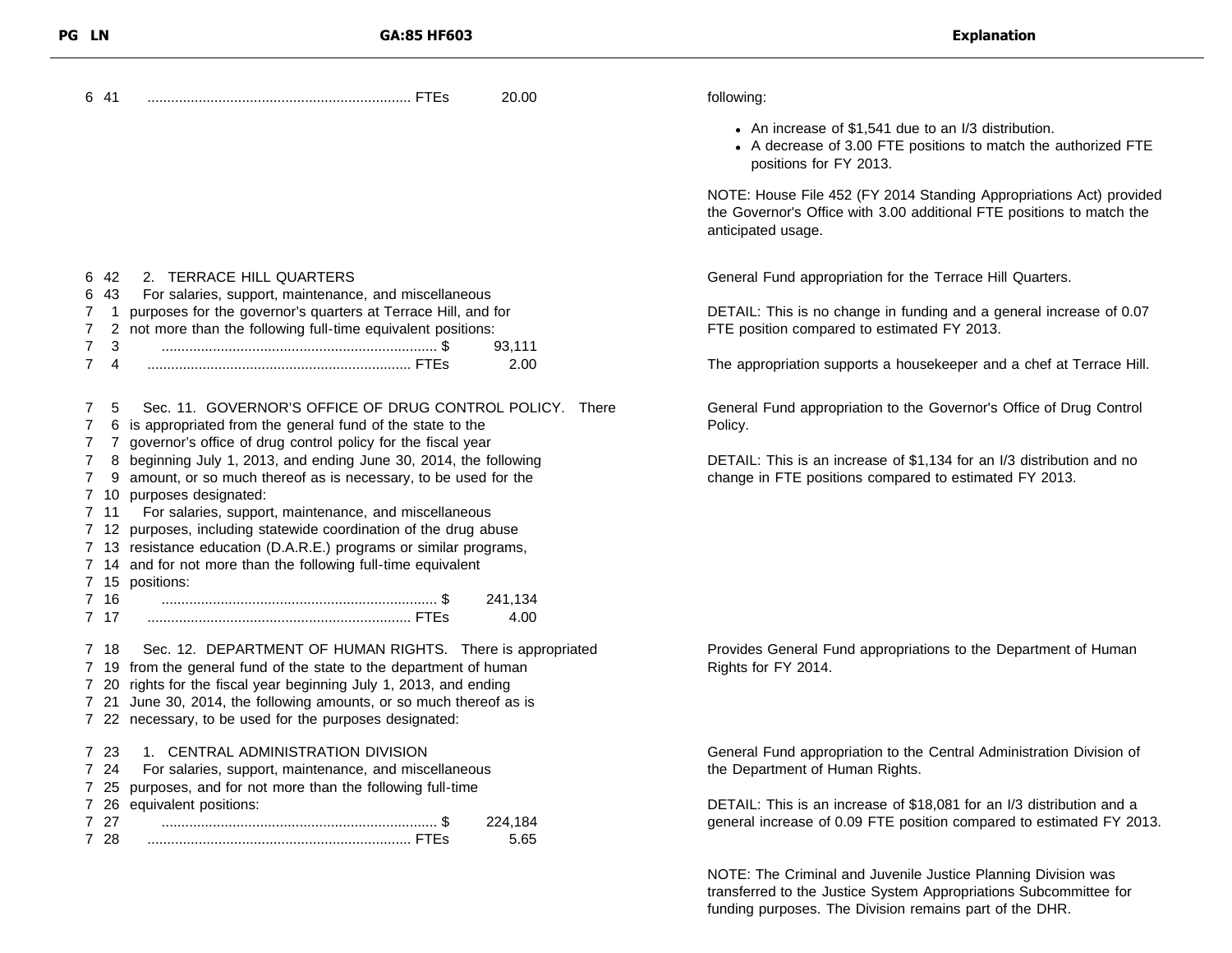| PG LN | GA:85 HF603 | Explanation |
|---|---|---|
| 6 41 | .................................................................. FTEs 20.00 | following:<br>• An increase of $1,541 due to an I/3 distribution.<br>• A decrease of 3.00 FTE positions to match the authorized FTE positions for FY 2013.<br><br>NOTE: House File 452 (FY 2014 Standing Appropriations Act) provided the Governor's Office with 3.00 additional FTE positions to match the anticipated usage. |
| 6 42<br>6 43<br>7 1<br>7 2<br>7 3<br>7 4 | 2. TERRACE HILL QUARTERS<br>For salaries, support, maintenance, and miscellaneous purposes for the governor's quarters at Terrace Hill, and for not more than the following full-time equivalent positions:<br>...................................................................... $ 93,111<br>.................................................................. FTEs 2.00 | General Fund appropriation for the Terrace Hill Quarters.<br><br>DETAIL: This is no change in funding and a general increase of 0.07 FTE position compared to estimated FY 2013.<br><br>The appropriation supports a housekeeper and a chef at Terrace Hill. |
| 7 5<br>7 6<br>7 7<br>7 8<br>7 9<br>7 10<br>7 11<br>7 12<br>7 13<br>7 14<br>7 15<br>7 16<br>7 17 | Sec. 11. GOVERNOR'S OFFICE OF DRUG CONTROL POLICY. There is appropriated from the general fund of the state to the governor's office of drug control policy for the fiscal year beginning July 1, 2013, and ending June 30, 2014, the following amount, or so much thereof as is necessary, to be used for the purposes designated:<br>For salaries, support, maintenance, and miscellaneous purposes, including statewide coordination of the drug abuse resistance education (D.A.R.E.) programs or similar programs, and for not more than the following full-time equivalent positions:<br>...................................................................... $ 241,134<br>.................................................................. FTEs 4.00 | General Fund appropriation to the Governor's Office of Drug Control Policy.<br><br>DETAIL: This is an increase of $1,134 for an I/3 distribution and no change in FTE positions compared to estimated FY 2013. |
| 7 18<br>7 19<br>7 20<br>7 21<br>7 22 | Sec. 12. DEPARTMENT OF HUMAN RIGHTS. There is appropriated from the general fund of the state to the department of human rights for the fiscal year beginning July 1, 2013, and ending June 30, 2014, the following amounts, or so much thereof as is necessary, to be used for the purposes designated: | Provides General Fund appropriations to the Department of Human Rights for FY 2014. |
| 7 23<br>7 24<br>7 25<br>7 26<br>7 27<br>7 28 | 1. CENTRAL ADMINISTRATION DIVISION<br>For salaries, support, maintenance, and miscellaneous purposes, and for not more than the following full-time equivalent positions:<br>...................................................................... $ 224,184<br>.................................................................. FTEs 5.65 | General Fund appropriation to the Central Administration Division of the Department of Human Rights.<br><br>DETAIL: This is an increase of $18,081 for an I/3 distribution and a general increase of 0.09 FTE position compared to estimated FY 2013.<br><br>NOTE: The Criminal and Juvenile Justice Planning Division was transferred to the Justice System Appropriations Subcommittee for funding purposes. The Division remains part of the DHR. |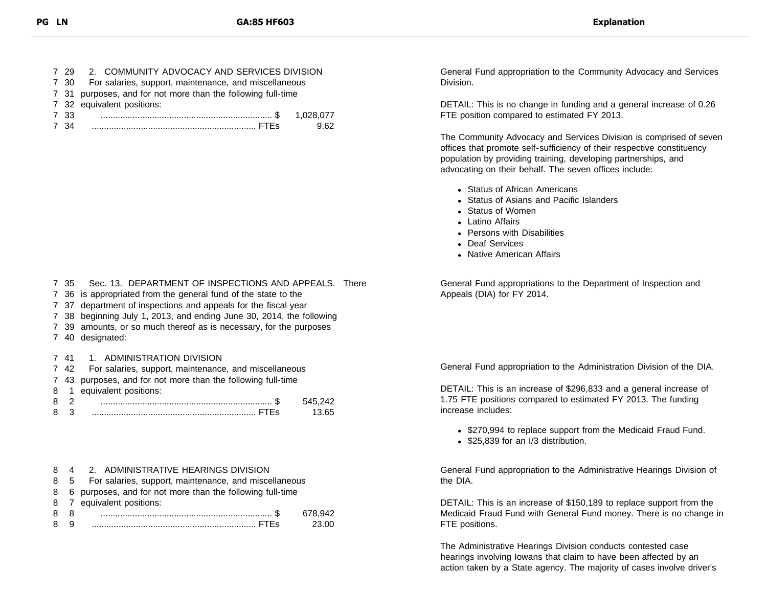| PG LN | GA:85 HF603 | Explanation |
|---|---|---|
| 7 29<br>7 30<br>7 31<br>7 32<br>7 33<br>7 34 | 2. COMMUNITY ADVOCACY AND SERVICES DIVISION<br>For salaries, support, maintenance, and miscellaneous purposes, and for not more than the following full-time equivalent positions:<br>...................................................................... $ 1,028,077<br>................................................................... FTEs 9.62 | General Fund appropriation to the Community Advocacy and Services Division.<br><br>DETAIL: This is no change in funding and a general increase of 0.26 FTE position compared to estimated FY 2013.<br><br>The Community Advocacy and Services Division is comprised of seven offices that promote self-sufficiency of their respective constituency population by providing training, developing partnerships, and advocating on their behalf. The seven offices include:<br>• Status of African Americans<br>• Status of Asians and Pacific Islanders<br>• Status of Women<br>• Latino Affairs<br>• Persons with Disabilities<br>• Deaf Services<br>• Native American Affairs |
| 7 35<br>7 36<br>7 37<br>7 38<br>7 39<br>7 40 | Sec. 13. DEPARTMENT OF INSPECTIONS AND APPEALS. There is appropriated from the general fund of the state to the department of inspections and appeals for the fiscal year beginning July 1, 2013, and ending June 30, 2014, the following amounts, or so much thereof as is necessary, for the purposes designated: | General Fund appropriations to the Department of Inspection and Appeals (DIA) for FY 2014. |
| 7 41<br>7 42<br>7 43<br>8 1<br>8 2<br>8 3 | 1. ADMINISTRATION DIVISION<br>For salaries, support, maintenance, and miscellaneous purposes, and for not more than the following full-time equivalent positions:<br>...................................................................... $ 545,242<br>................................................................... FTEs 13.65 | General Fund appropriation to the Administration Division of the DIA.<br><br>DETAIL: This is an increase of $296,833 and a general increase of 1.75 FTE positions compared to estimated FY 2013. The funding increase includes:<br>• $270,994 to replace support from the Medicaid Fraud Fund.<br>• $25,839 for an I/3 distribution. |
| 8 4<br>8 5<br>8 6<br>8 7<br>8 8<br>8 9 | 2. ADMINISTRATIVE HEARINGS DIVISION<br>For salaries, support, maintenance, and miscellaneous purposes, and for not more than the following full-time equivalent positions:<br>...................................................................... $ 678,942<br>................................................................... FTEs 23.00 | General Fund appropriation to the Administrative Hearings Division of the DIA.<br><br>DETAIL: This is an increase of $150,189 to replace support from the Medicaid Fraud Fund with General Fund money. There is no change in FTE positions.<br><br>The Administrative Hearings Division conducts contested case hearings involving Iowans that claim to have been affected by an action taken by a State agency. The majority of cases involve driver's |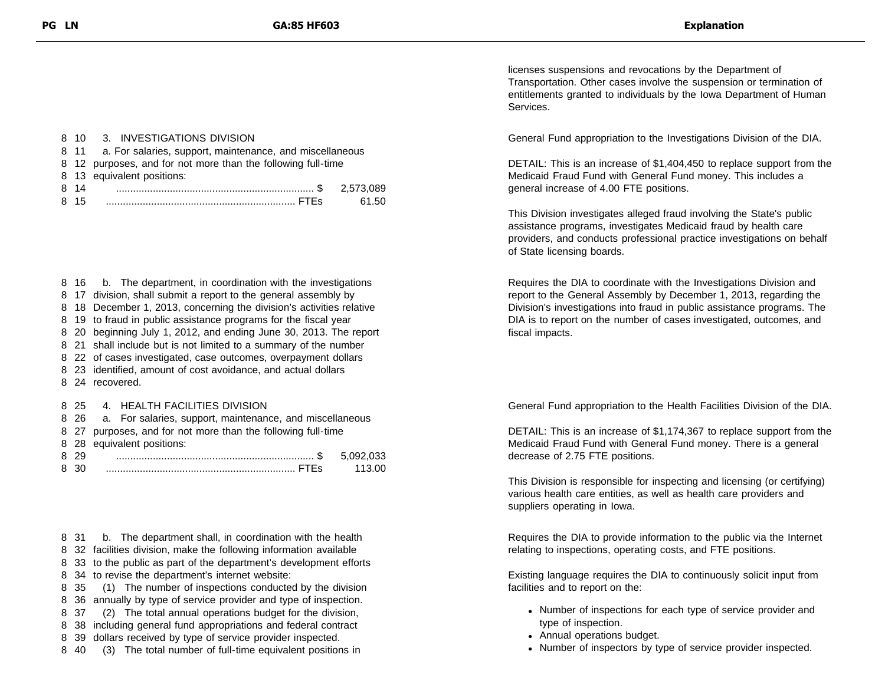| PG LN | GA:85 HF603 | Explanation |
|---|---|---|
| | | licenses suspensions and revocations by the Department of Transportation. Other cases involve the suspension or termination of entitlements granted to individuals by the Iowa Department of Human Services. |
| 8 10<br>8 11<br>8 12<br>8 13<br>8 14<br>8 15 | 3. INVESTIGATIONS DIVISION<br>a. For salaries, support, maintenance, and miscellaneous purposes, and for not more than the following full-time equivalent positions:<br>...................................................................... $ 2,573,089<br>................................................................... FTEs 61.50 | General Fund appropriation to the Investigations Division of the DIA.<br><br>DETAIL: This is an increase of $1,404,450 to replace support from the Medicaid Fraud Fund with General Fund money. This includes a general increase of 4.00 FTE positions.<br><br>This Division investigates alleged fraud involving the State's public assistance programs, investigates Medicaid fraud by health care providers, and conducts professional practice investigations on behalf of State licensing boards. |
| 8 16<br>8 17<br>8 18<br>8 19<br>8 20<br>8 21<br>8 22<br>8 23<br>8 24 | b. The department, in coordination with the investigations division, shall submit a report to the general assembly by December 1, 2013, concerning the division's activities relative to fraud in public assistance programs for the fiscal year beginning July 1, 2012, and ending June 30, 2013. The report shall include but is not limited to a summary of the number of cases investigated, case outcomes, overpayment dollars identified, amount of cost avoidance, and actual dollars recovered. | Requires the DIA to coordinate with the Investigations Division and report to the General Assembly by December 1, 2013, regarding the Division's investigations into fraud in public assistance programs. The DIA is to report on the number of cases investigated, outcomes, and fiscal impacts. |
| 8 25<br>8 26<br>8 27<br>8 28<br>8 29<br>8 30 | 4. HEALTH FACILITIES DIVISION<br>a. For salaries, support, maintenance, and miscellaneous purposes, and for not more than the following full-time equivalent positions:<br>...................................................................... $ 5,092,033<br>................................................................... FTEs 113.00 | General Fund appropriation to the Health Facilities Division of the DIA.<br><br>DETAIL: This is an increase of $1,174,367 to replace support from the Medicaid Fraud Fund with General Fund money. There is a general decrease of 2.75 FTE positions.<br><br>This Division is responsible for inspecting and licensing (or certifying) various health care entities, as well as health care providers and suppliers operating in Iowa. |
| 8 31<br>8 32<br>8 33<br>8 34<br>8 35<br>8 36<br>8 37<br>8 38<br>8 39<br>8 40 | b. The department shall, in coordination with the health facilities division, make the following information available to the public as part of the department's development efforts to revise the department's internet website:<br>(1) The number of inspections conducted by the division annually by type of service provider and type of inspection.<br>(2) The total annual operations budget for the division, including general fund appropriations and federal contract dollars received by type of service provider inspected.<br>(3) The total number of full-time equivalent positions in | Requires the DIA to provide information to the public via the Internet relating to inspections, operating costs, and FTE positions.<br><br>Existing language requires the DIA to continuously solicit input from facilities and to report on the:<br>• Number of inspections for each type of service provider and type of inspection.<br>• Annual operations budget.<br>• Number of inspectors by type of service provider inspected. |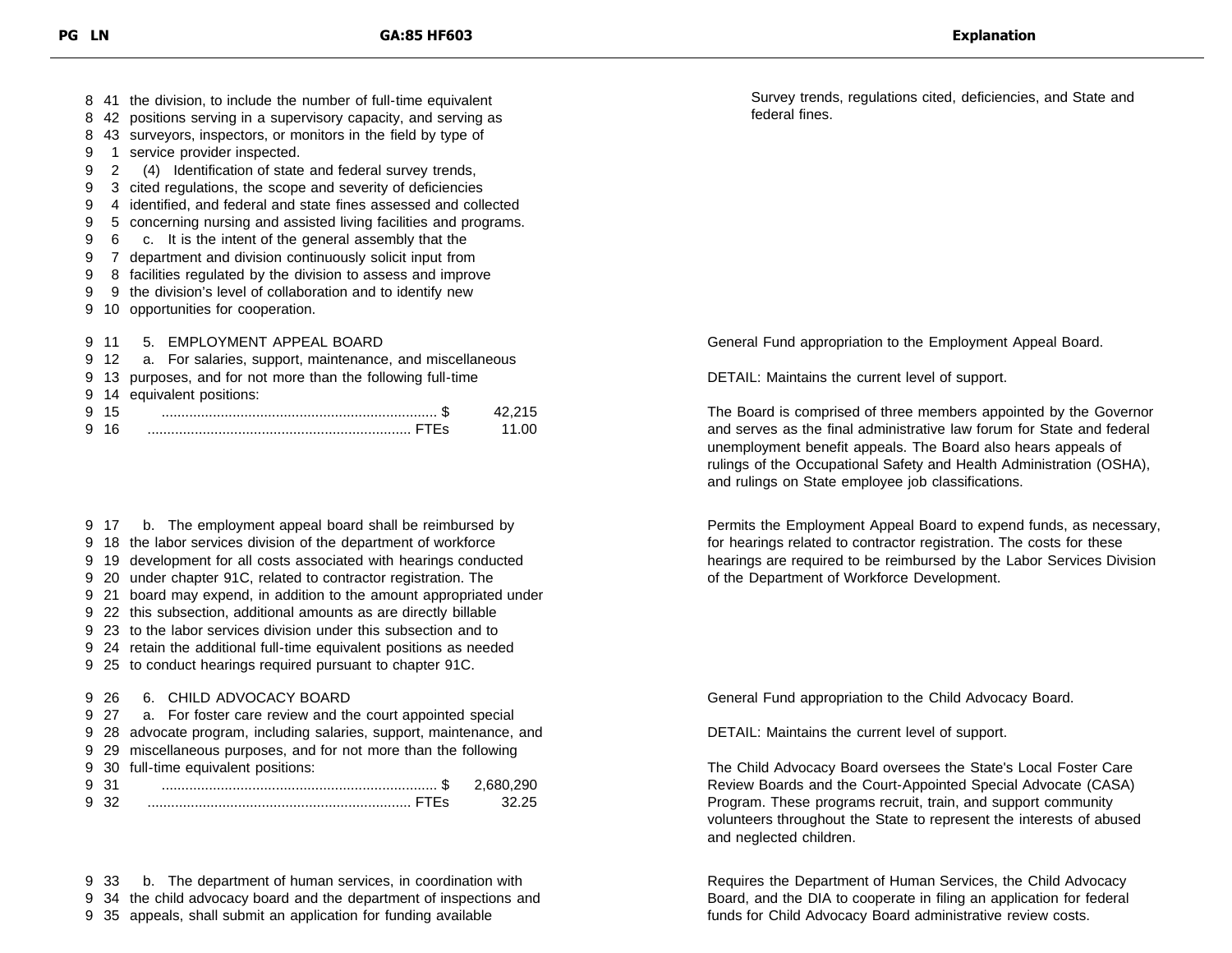| PG | LN | GA:85 HF603 | Explanation |
|---|---|---|---|
| 8 | 41 | the division, to include the number of full-time equivalent | Survey trends, regulations cited, deficiencies, and State and federal fines. |
| 8 | 42 | positions serving in a supervisory capacity, and serving as | |
| 8 | 43 | surveyors, inspectors, or monitors in the field by type of | |
| 9 | 1 | service provider inspected. | |
| 9 | 2 | (4) Identification of state and federal survey trends, | |
| 9 | 3 | cited regulations, the scope and severity of deficiencies | |
| 9 | 4 | identified, and federal and state fines assessed and collected | |
| 9 | 5 | concerning nursing and assisted living facilities and programs. | |
| 9 | 6 | c. It is the intent of the general assembly that the | |
| 9 | 7 | department and division continuously solicit input from | |
| 9 | 8 | facilities regulated by the division to assess and improve | |
| 9 | 9 | the division's level of collaboration and to identify new | |
| 9 | 10 | opportunities for cooperation. | |
| 9 | 11 | 5. EMPLOYMENT APPEAL BOARD | General Fund appropriation to the Employment Appeal Board. |
| 9 | 12 | a. For salaries, support, maintenance, and miscellaneous | |
| 9 | 13 | purposes, and for not more than the following full-time | DETAIL: Maintains the current level of support. |
| 9 | 14 | equivalent positions: | |
| 9 | 15 | ...................................................................... $ 42,215 | The Board is comprised of three members appointed by the Governor and serves as the final administrative law forum for State and federal unemployment benefit appeals. The Board also hears appeals of rulings of the Occupational Safety and Health Administration (OSHA), and rulings on State employee job classifications. |
| 9 | 16 | ................................................................... FTEs 11.00 | |
| 9 | 17 | b. The employment appeal board shall be reimbursed by | Permits the Employment Appeal Board to expend funds, as necessary, for hearings related to contractor registration. The costs for these hearings are required to be reimbursed by the Labor Services Division of the Department of Workforce Development. |
| 9 | 18 | the labor services division of the department of workforce | |
| 9 | 19 | development for all costs associated with hearings conducted | |
| 9 | 20 | under chapter 91C, related to contractor registration. The | |
| 9 | 21 | board may expend, in addition to the amount appropriated under | |
| 9 | 22 | this subsection, additional amounts as are directly billable | |
| 9 | 23 | to the labor services division under this subsection and to | |
| 9 | 24 | retain the additional full-time equivalent positions as needed | |
| 9 | 25 | to conduct hearings required pursuant to chapter 91C. | |
| 9 | 26 | 6. CHILD ADVOCACY BOARD | General Fund appropriation to the Child Advocacy Board. |
| 9 | 27 | a. For foster care review and the court appointed special | |
| 9 | 28 | advocate program, including salaries, support, maintenance, and | DETAIL: Maintains the current level of support. |
| 9 | 29 | miscellaneous purposes, and for not more than the following | |
| 9 | 30 | full-time equivalent positions: | The Child Advocacy Board oversees the State's Local Foster Care Review Boards and the Court-Appointed Special Advocate (CASA) Program. These programs recruit, train, and support community volunteers throughout the State to represent the interests of abused and neglected children. |
| 9 | 31 | ...................................................................... $ 2,680,290 | |
| 9 | 32 | ................................................................... FTEs 32.25 | |
| 9 | 33 | b. The department of human services, in coordination with | Requires the Department of Human Services, the Child Advocacy Board, and the DIA to cooperate in filing an application for federal funds for Child Advocacy Board administrative review costs. |
| 9 | 34 | the child advocacy board and the department of inspections and | |
| 9 | 35 | appeals, shall submit an application for funding available | |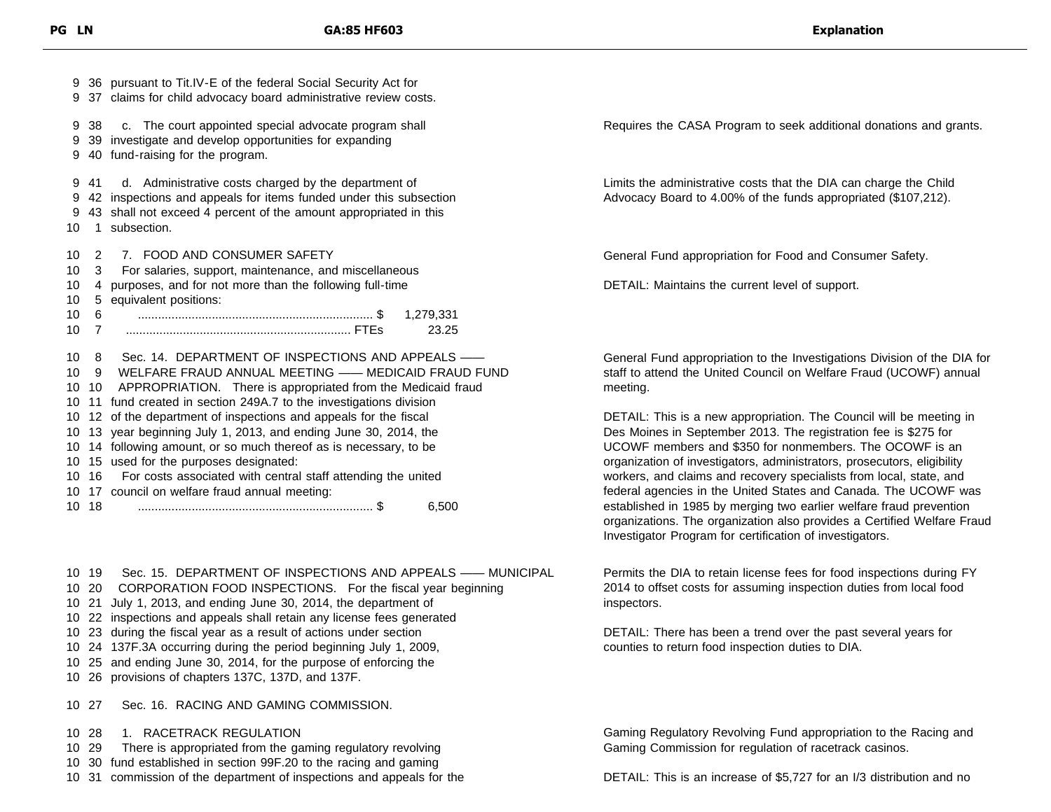| PG | LN | GA:85 HF603 | Explanation |
|---|---|---|---|
| 9 | 36 | pursuant to Tit.IV-E of the federal Social Security Act for | |
| 9 | 37 | claims for child advocacy board administrative review costs. | |
| 9 | 38 | c. The court appointed special advocate program shall | Requires the CASA Program to seek additional donations and grants. |
| 9 | 39 | investigate and develop opportunities for expanding | |
| 9 | 40 | fund-raising for the program. | |
| 9 | 41 | d. Administrative costs charged by the department of | Limits the administrative costs that the DIA can charge the Child Advocacy Board to 4.00% of the funds appropriated ($107,212). |
| 9 | 42 | inspections and appeals for items funded under this subsection | |
| 9 | 43 | shall not exceed 4 percent of the amount appropriated in this | |
| 10 | 1 | subsection. | |
| 10 | 2 | 7. FOOD AND CONSUMER SAFETY | General Fund appropriation for Food and Consumer Safety. |
| 10 | 3 | For salaries, support, maintenance, and miscellaneous | |
| 10 | 4 | purposes, and for not more than the following full-time | DETAIL: Maintains the current level of support. |
| 10 | 5 | equivalent positions: | |
| 10 | 6 | ...................................................................... $ 1,279,331 | |
| 10 | 7 | ................................................................... FTEs 23.25 | |
| 10 | 8 | Sec. 14. DEPARTMENT OF INSPECTIONS AND APPEALS —— | General Fund appropriation to the Investigations Division of the DIA for staff to attend the United Council on Welfare Fraud (UCOWF) annual meeting. |
| 10 | 9 | WELFARE FRAUD ANNUAL MEETING —— MEDICAID FRAUD FUND | |
| 10 | 10 | APPROPRIATION. There is appropriated from the Medicaid fraud | |
| 10 | 11 | fund created in section 249A.7 to the investigations division | |
| 10 | 12 | of the department of inspections and appeals for the fiscal | DETAIL: This is a new appropriation. The Council will be meeting in Des Moines in September 2013. The registration fee is $275 for UCOWF members and $350 for nonmembers. The OCOWF is an organization of investigators, administrators, prosecutors, eligibility workers, and claims and recovery specialists from local, state, and federal agencies in the United States and Canada. The UCOWF was established in 1985 by merging two earlier welfare fraud prevention organizations. The organization also provides a Certified Welfare Fraud Investigator Program for certification of investigators. |
| 10 | 13 | year beginning July 1, 2013, and ending June 30, 2014, the | |
| 10 | 14 | following amount, or so much thereof as is necessary, to be | |
| 10 | 15 | used for the purposes designated: | |
| 10 | 16 | For costs associated with central staff attending the united | |
| 10 | 17 | council on welfare fraud annual meeting: | |
| 10 | 18 | ...................................................................... $ 6,500 | |
| 10 | 19 | Sec. 15. DEPARTMENT OF INSPECTIONS AND APPEALS —— MUNICIPAL | Permits the DIA to retain license fees for food inspections during FY 2014 to offset costs for assuming inspection duties from local food inspectors. |
| 10 | 20 | CORPORATION FOOD INSPECTIONS. For the fiscal year beginning | |
| 10 | 21 | July 1, 2013, and ending June 30, 2014, the department of | |
| 10 | 22 | inspections and appeals shall retain any license fees generated | DETAIL: There has been a trend over the past several years for counties to return food inspection duties to DIA. |
| 10 | 23 | during the fiscal year as a result of actions under section | |
| 10 | 24 | 137F.3A occurring during the period beginning July 1, 2009, | |
| 10 | 25 | and ending June 30, 2014, for the purpose of enforcing the | |
| 10 | 26 | provisions of chapters 137C, 137D, and 137F. | |
| 10 | 27 | Sec. 16. RACING AND GAMING COMMISSION. | |
| 10 | 28 | 1. RACETRACK REGULATION | Gaming Regulatory Revolving Fund appropriation to the Racing and Gaming Commission for regulation of racetrack casinos. |
| 10 | 29 | There is appropriated from the gaming regulatory revolving | |
| 10 | 30 | fund established in section 99F.20 to the racing and gaming | |
| 10 | 31 | commission of the department of inspections and appeals for the | DETAIL: This is an increase of $5,727 for an I/3 distribution and no |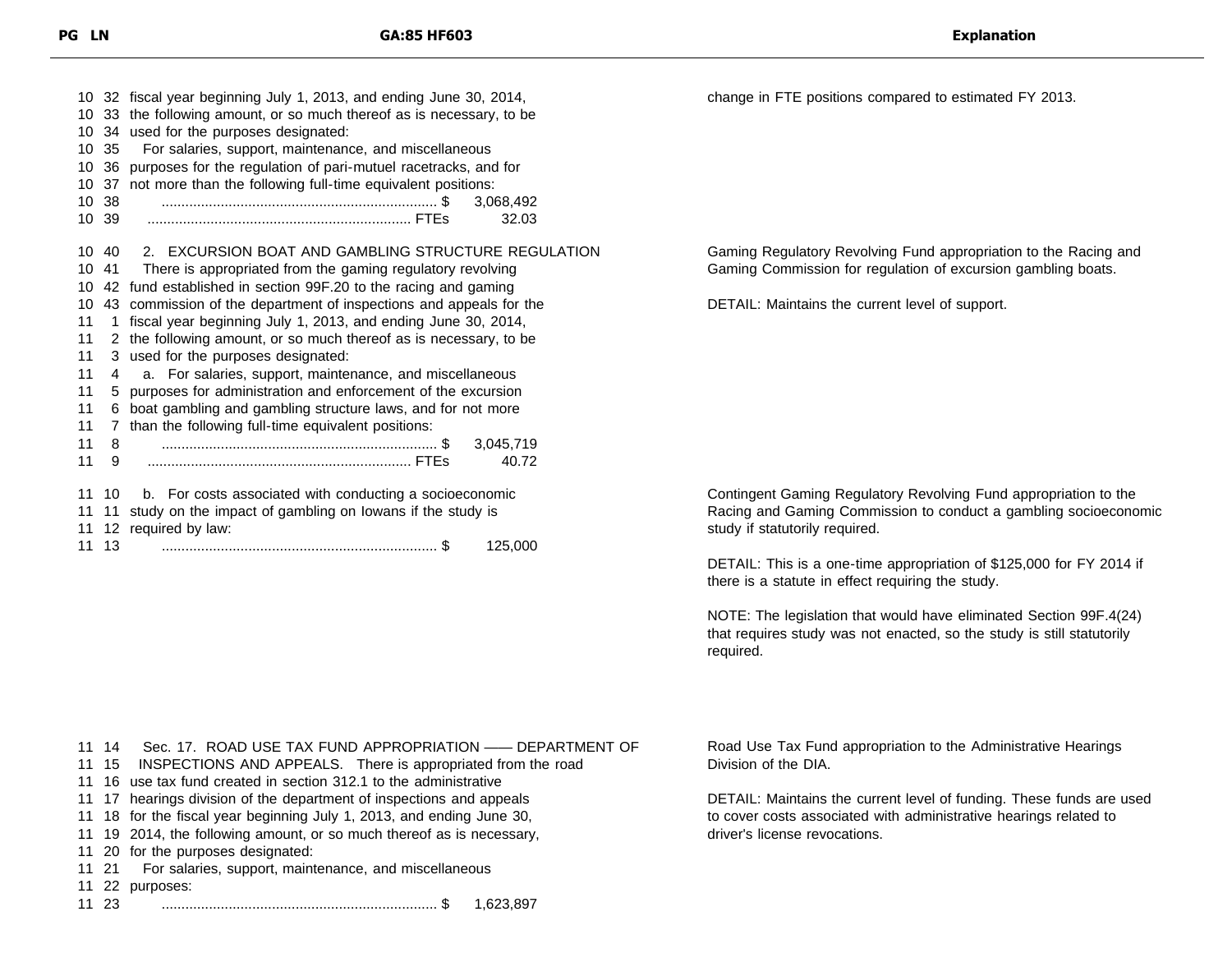| PG LN | GA:85 HF603 | Explanation |
|---|---|---|
| 10 32 | fiscal year beginning July 1, 2013, and ending June 30, 2014, | change in FTE positions compared to estimated FY 2013. |
| 10 33 | the following amount, or so much thereof as is necessary, to be | |
| 10 34 | used for the purposes designated: | |
| 10 35 | For salaries, support, maintenance, and miscellaneous | |
| 10 36 | purposes for the regulation of pari-mutuel racetracks, and for | |
| 10 37 | not more than the following full-time equivalent positions: | |
| 10 38 | ...................................................................... $ 3,068,492 | |
| 10 39 | ................................................................... FTEs 32.03 | |
| 10 40 | 2. EXCURSION BOAT AND GAMBLING STRUCTURE REGULATION | Gaming Regulatory Revolving Fund appropriation to the Racing and Gaming Commission for regulation of excursion gambling boats. |
| 10 41 | There is appropriated from the gaming regulatory revolving | |
| 10 42 | fund established in section 99F.20 to the racing and gaming | DETAIL: Maintains the current level of support. |
| 10 43 | commission of the department of inspections and appeals for the | |
| 11 1 | fiscal year beginning July 1, 2013, and ending June 30, 2014, | |
| 11 2 | the following amount, or so much thereof as is necessary, to be | |
| 11 3 | used for the purposes designated: | |
| 11 4 | a. For salaries, support, maintenance, and miscellaneous | |
| 11 5 | purposes for administration and enforcement of the excursion | |
| 11 6 | boat gambling and gambling structure laws, and for not more | |
| 11 7 | than the following full-time equivalent positions: | |
| 11 8 | ...................................................................... $ 3,045,719 | |
| 11 9 | ................................................................... FTEs 40.72 | |
| 11 10 | b. For costs associated with conducting a socioeconomic | Contingent Gaming Regulatory Revolving Fund appropriation to the Racing and Gaming Commission to conduct a gambling socioeconomic study if statutorily required. |
| 11 11 | study on the impact of gambling on Iowans if the study is | |
| 11 12 | required by law: | |
| 11 13 | ...................................................................... $ 125,000 | DETAIL: This is a one-time appropriation of $125,000 for FY 2014 if there is a statute in effect requiring the study. |
| | | NOTE: The legislation that would have eliminated Section 99F.4(24) that requires study was not enacted, so the study is still statutorily required. |
| 11 14 | Sec. 17. ROAD USE TAX FUND APPROPRIATION —— DEPARTMENT OF | Road Use Tax Fund appropriation to the Administrative Hearings Division of the DIA. |
| 11 15 | INSPECTIONS AND APPEALS. There is appropriated from the road | |
| 11 16 | use tax fund created in section 312.1 to the administrative | |
| 11 17 | hearings division of the department of inspections and appeals | DETAIL: Maintains the current level of funding. These funds are used to cover costs associated with administrative hearings related to driver's license revocations. |
| 11 18 | for the fiscal year beginning July 1, 2013, and ending June 30, | |
| 11 19 | 2014, the following amount, or so much thereof as is necessary, | |
| 11 20 | for the purposes designated: | |
| 11 21 | For salaries, support, maintenance, and miscellaneous | |
| 11 22 | purposes: | |
| 11 23 | ...................................................................... $ 1,623,897 | |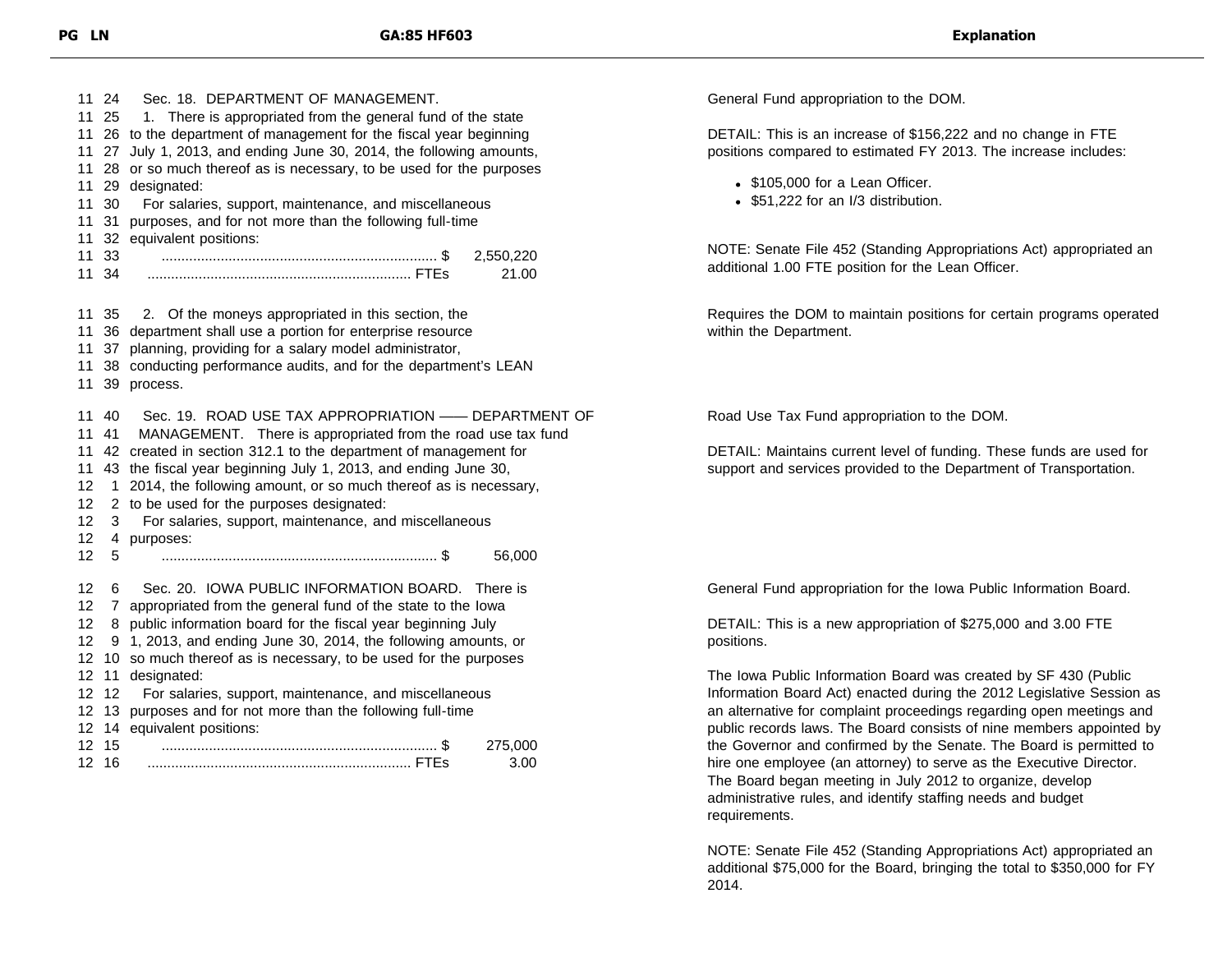| PG LN | GA:85 HF603 | Explanation |
|---|---|---|
| 11 24 | Sec. 18. DEPARTMENT OF MANAGEMENT. | General Fund appropriation to the DOM. |
| 11 25 – 11 34 | 1. There is appropriated from the general fund of the state to the department of management for the fiscal year beginning July 1, 2013, and ending June 30, 2014, the following amounts, or so much thereof as is necessary, to be used for the purposes designated:<br>For salaries, support, maintenance, and miscellaneous purposes, and for not more than the following full-time equivalent positions:<br>...... $ 2,550,220<br>...... FTEs 21.00 | DETAIL: This is an increase of $156,222 and no change in FTE positions compared to estimated FY 2013. The increase includes:<br>• $105,000 for a Lean Officer.<br>• $51,222 for an I/3 distribution.<br><br>NOTE: Senate File 452 (Standing Appropriations Act) appropriated an additional 1.00 FTE position for the Lean Officer. |
| 11 35 – 11 39 | 2. Of the moneys appropriated in this section, the department shall use a portion for enterprise resource planning, providing for a salary model administrator, conducting performance audits, and for the department's LEAN process. | Requires the DOM to maintain positions for certain programs operated within the Department. |
| 11 40 – 12 5 | Sec. 19. ROAD USE TAX APPROPRIATION —— DEPARTMENT OF MANAGEMENT. There is appropriated from the road use tax fund created in section 312.1 to the department of management for the fiscal year beginning July 1, 2013, and ending June 30, 2014, the following amount, or so much thereof as is necessary, to be used for the purposes designated:<br>For salaries, support, maintenance, and miscellaneous purposes:<br>...... $ 56,000 | Road Use Tax Fund appropriation to the DOM.<br><br>DETAIL: Maintains current level of funding. These funds are used for support and services provided to the Department of Transportation. |
| 12 6 – 12 16 | Sec. 20. IOWA PUBLIC INFORMATION BOARD. There is appropriated from the general fund of the state to the Iowa public information board for the fiscal year beginning July 1, 2013, and ending June 30, 2014, the following amounts, or so much thereof as is necessary, to be used for the purposes designated:<br>For salaries, support, maintenance, and miscellaneous purposes and for not more than the following full-time equivalent positions:<br>...... $ 275,000<br>...... FTEs 3.00 | General Fund appropriation for the Iowa Public Information Board.<br><br>DETAIL: This is a new appropriation of $275,000 and 3.00 FTE positions.<br><br>The Iowa Public Information Board was created by SF 430 (Public Information Board Act) enacted during the 2012 Legislative Session as an alternative for complaint proceedings regarding open meetings and public records laws. The Board consists of nine members appointed by the Governor and confirmed by the Senate. The Board is permitted to hire one employee (an attorney) to serve as the Executive Director. The Board began meeting in July 2012 to organize, develop administrative rules, and identify staffing needs and budget requirements.<br><br>NOTE: Senate File 452 (Standing Appropriations Act) appropriated an additional $75,000 for the Board, bringing the total to $350,000 for FY 2014. |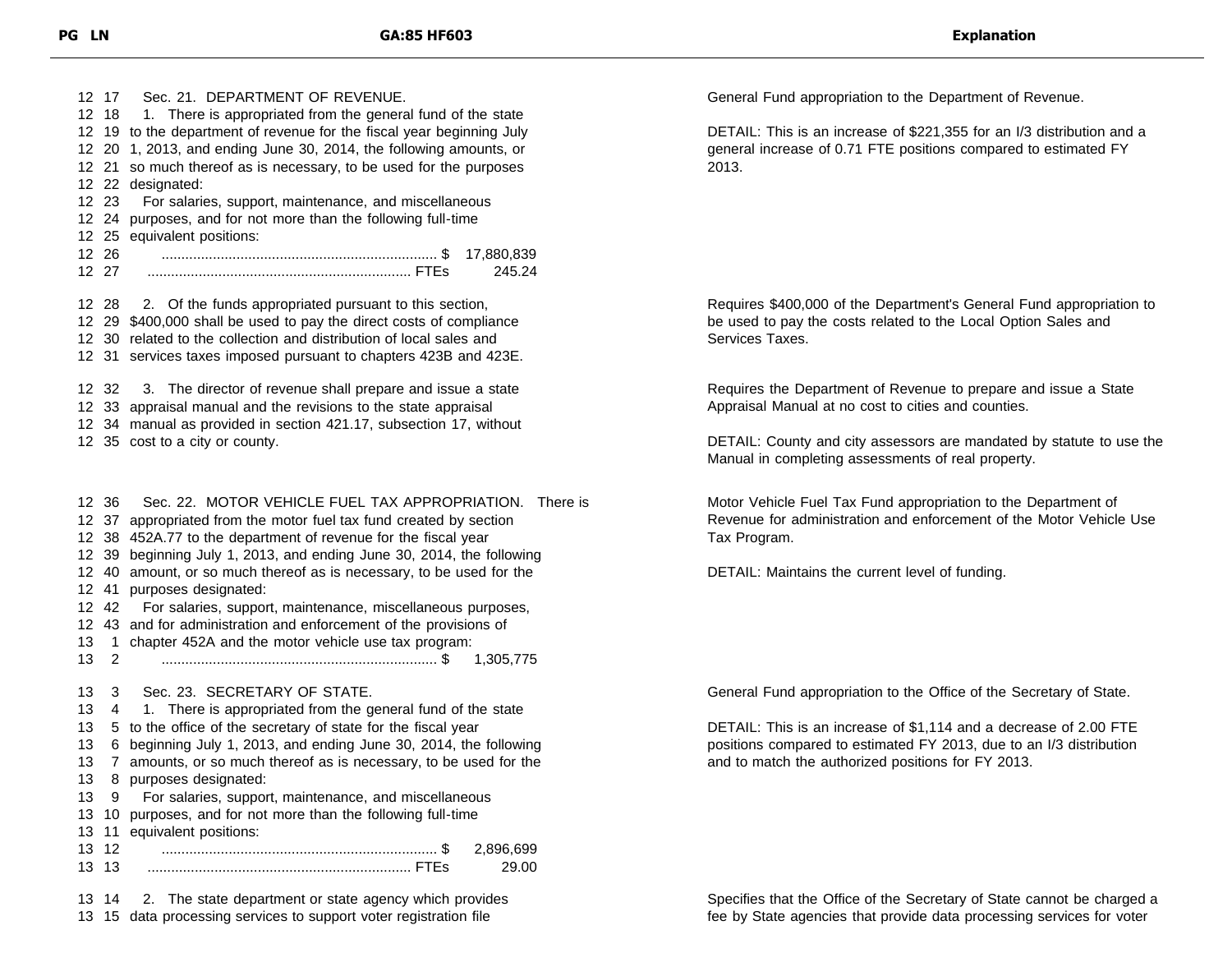| PG LN | GA:85 HF603 | Explanation |
| --- | --- | --- |
| 12 17<br>12 18<br>12 19<br>12 20<br>12 21<br>12 22<br>12 23<br>12 24<br>12 25<br>12 26<br>12 27 | Sec. 21. DEPARTMENT OF REVENUE.<br>1. There is appropriated from the general fund of the state to the department of revenue for the fiscal year beginning July 1, 2013, and ending June 30, 2014, the following amounts, or so much thereof as is necessary, to be used for the purposes designated:<br>For salaries, support, maintenance, and miscellaneous purposes, and for not more than the following full-time equivalent positions:<br>...... $ 17,880,839<br>...... FTEs 245.24 | General Fund appropriation to the Department of Revenue.<br><br>DETAIL: This is an increase of $221,355 for an I/3 distribution and a general increase of 0.71 FTE positions compared to estimated FY 2013. |
| 12 28<br>12 29<br>12 30<br>12 31 | 2. Of the funds appropriated pursuant to this section, $400,000 shall be used to pay the direct costs of compliance related to the collection and distribution of local sales and services taxes imposed pursuant to chapters 423B and 423E. | Requires $400,000 of the Department's General Fund appropriation to be used to pay the costs related to the Local Option Sales and Services Taxes. |
| 12 32<br>12 33<br>12 34<br>12 35 | 3. The director of revenue shall prepare and issue a state appraisal manual and the revisions to the state appraisal manual as provided in section 421.17, subsection 17, without cost to a city or county. | Requires the Department of Revenue to prepare and issue a State Appraisal Manual at no cost to cities and counties.<br><br>DETAIL: County and city assessors are mandated by statute to use the Manual in completing assessments of real property. |
| 12 36<br>12 37<br>12 38<br>12 39<br>12 40<br>12 41<br>12 42<br>12 43<br>13 1<br>13 2 | Sec. 22. MOTOR VEHICLE FUEL TAX APPROPRIATION. There is appropriated from the motor fuel tax fund created by section 452A.77 to the department of revenue for the fiscal year beginning July 1, 2013, and ending June 30, 2014, the following amount, or so much thereof as is necessary, to be used for the purposes designated:<br>For salaries, support, maintenance, miscellaneous purposes, and for administration and enforcement of the provisions of chapter 452A and the motor vehicle use tax program:<br>...... $ 1,305,775 | Motor Vehicle Fuel Tax Fund appropriation to the Department of Revenue for administration and enforcement of the Motor Vehicle Use Tax Program.<br><br>DETAIL: Maintains the current level of funding. |
| 13 3<br>13 4<br>13 5<br>13 6<br>13 7<br>13 8<br>13 9<br>13 10<br>13 11<br>13 12<br>13 13 | Sec. 23. SECRETARY OF STATE.<br>1. There is appropriated from the general fund of the state to the office of the secretary of state for the fiscal year beginning July 1, 2013, and ending June 30, 2014, the following amounts, or so much thereof as is necessary, to be used for the purposes designated:<br>For salaries, support, maintenance, and miscellaneous purposes, and for not more than the following full-time equivalent positions:<br>...... $ 2,896,699<br>...... FTEs 29.00 | General Fund appropriation to the Office of the Secretary of State.<br><br>DETAIL: This is an increase of $1,114 and a decrease of 2.00 FTE positions compared to estimated FY 2013, due to an I/3 distribution and to match the authorized positions for FY 2013. |
| 13 14<br>13 15 | 2. The state department or state agency which provides data processing services to support voter registration file | Specifies that the Office of the Secretary of State cannot be charged a fee by State agencies that provide data processing services for voter |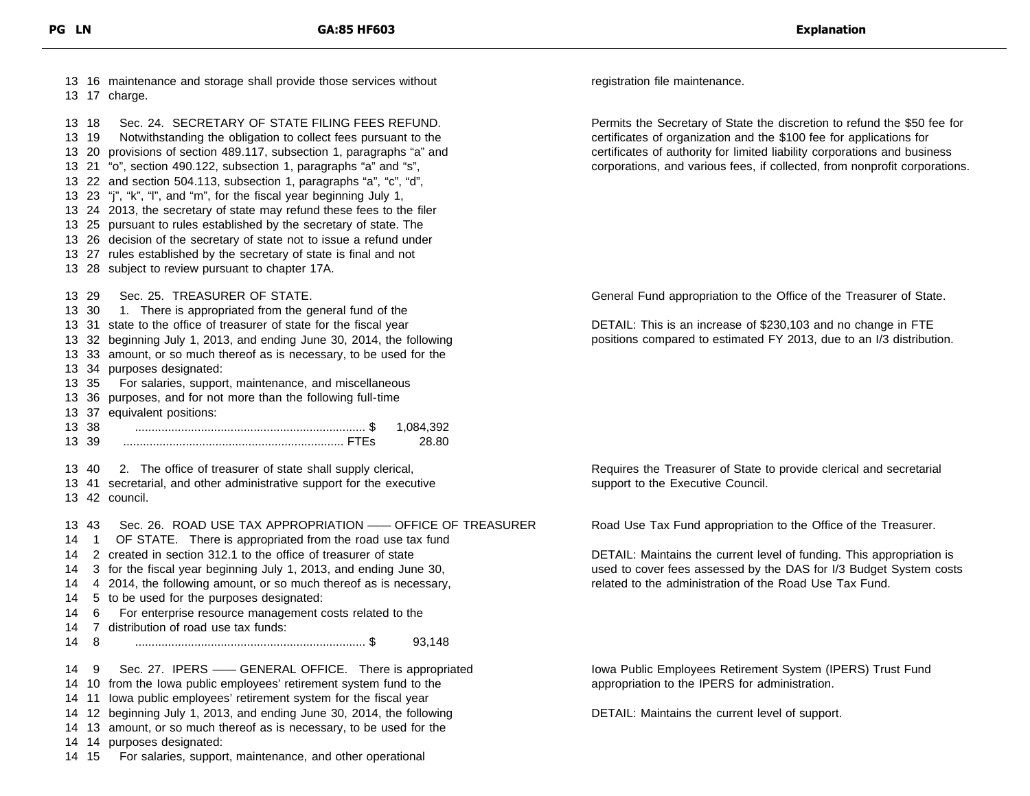| PG LN | GA:85 HF603 | Explanation |
|---|---|---|
| 13 16<br>13 17 | maintenance and storage shall provide those services without charge. | registration file maintenance. |
| 13 18<br>13 19<br>13 20<br>13 21<br>13 22<br>13 23<br>13 24<br>13 25<br>13 26<br>13 27<br>13 28 | Sec. 24. SECRETARY OF STATE FILING FEES REFUND. Notwithstanding the obligation to collect fees pursuant to the provisions of section 489.117, subsection 1, paragraphs "a" and "o", section 490.122, subsection 1, paragraphs "a" and "s", and section 504.113, subsection 1, paragraphs "a", "c", "d", "j", "k", "l", and "m", for the fiscal year beginning July 1, 2013, the secretary of state may refund these fees to the filer pursuant to rules established by the secretary of state. The decision of the secretary of state not to issue a refund under rules established by the secretary of state is final and not subject to review pursuant to chapter 17A. | Permits the Secretary of State the discretion to refund the $50 fee for certificates of organization and the $100 fee for applications for certificates of authority for limited liability corporations and business corporations, and various fees, if collected, from nonprofit corporations. |
| 13 29<br>13 30<br>13 31<br>13 32<br>13 33<br>13 34<br>13 35<br>13 36<br>13 37<br>13 38<br>13 39 | Sec. 25. TREASURER OF STATE.<br>1. There is appropriated from the general fund of the state to the office of treasurer of state for the fiscal year beginning July 1, 2013, and ending June 30, 2014, the following amount, or so much thereof as is necessary, to be used for the purposes designated:<br>For salaries, support, maintenance, and miscellaneous purposes, and for not more than the following full-time equivalent positions:<br>...................................................................... $ 1,084,392<br>................................................................... FTEs 28.80 | General Fund appropriation to the Office of the Treasurer of State.<br><br>DETAIL: This is an increase of $230,103 and no change in FTE positions compared to estimated FY 2013, due to an I/3 distribution. |
| 13 40<br>13 41<br>13 42 | 2. The office of treasurer of state shall supply clerical, secretarial, and other administrative support for the executive council. | Requires the Treasurer of State to provide clerical and secretarial support to the Executive Council. |
| 13 43<br>14 1<br>14 2<br>14 3<br>14 4<br>14 5<br>14 6<br>14 7<br>14 8 | Sec. 26. ROAD USE TAX APPROPRIATION —— OFFICE OF TREASURER OF STATE. There is appropriated from the road use tax fund created in section 312.1 to the office of treasurer of state for the fiscal year beginning July 1, 2013, and ending June 30, 2014, the following amount, or so much thereof as is necessary, to be used for the purposes designated:<br>For enterprise resource management costs related to the distribution of road use tax funds:<br>...................................................................... $ 93,148 | Road Use Tax Fund appropriation to the Office of the Treasurer.<br><br>DETAIL: Maintains the current level of funding. This appropriation is used to cover fees assessed by the DAS for I/3 Budget System costs related to the administration of the Road Use Tax Fund. |
| 14 9<br>14 10<br>14 11<br>14 12<br>14 13<br>14 14<br>14 15 | Sec. 27. IPERS —— GENERAL OFFICE. There is appropriated from the Iowa public employees' retirement system fund to the Iowa public employees' retirement system for the fiscal year beginning July 1, 2013, and ending June 30, 2014, the following amount, or so much thereof as is necessary, to be used for the purposes designated:<br>For salaries, support, maintenance, and other operational | Iowa Public Employees Retirement System (IPERS) Trust Fund appropriation to the IPERS for administration.<br><br>DETAIL: Maintains the current level of support. |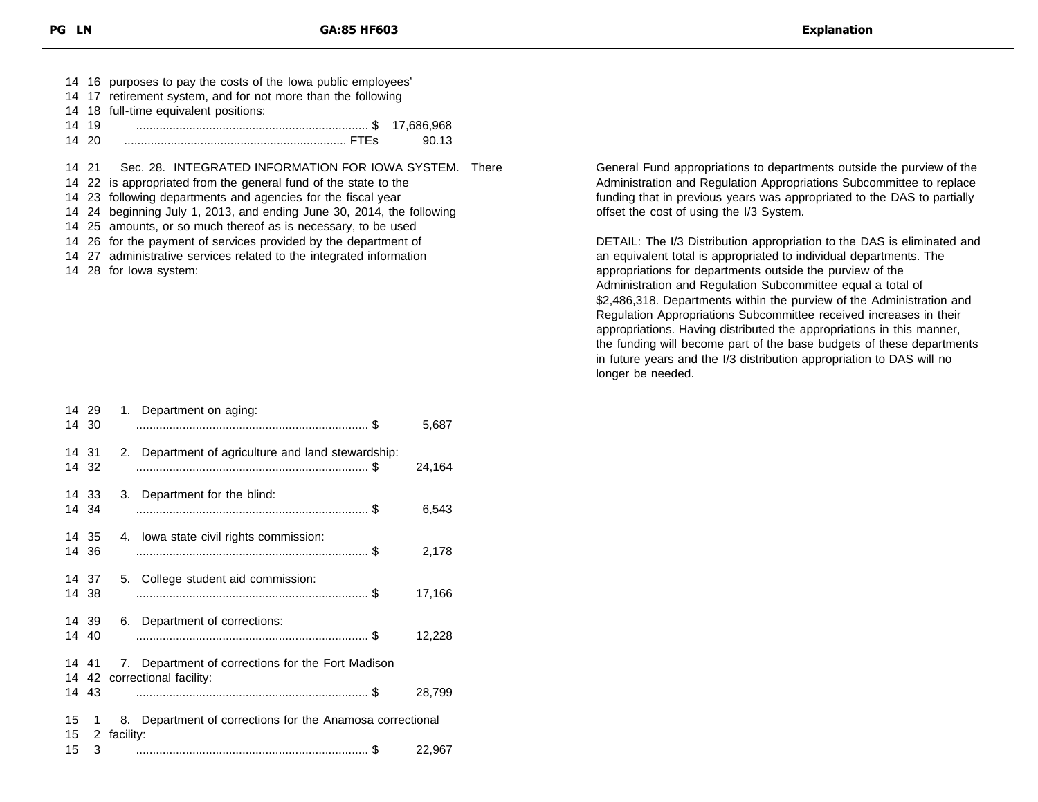| PG | LN | GA:85 HF603 | Explanation |
|---|---|---|---|
| 14 | 16 | purposes to pay the costs of the Iowa public employees' | |
| 14 | 17 | retirement system, and for not more than the following | |
| 14 | 18 | full-time equivalent positions: | |
| 14 | 19 | ...................................................................... $ 17,686,968 | |
| 14 | 20 | ................................................................... FTEs 90.13 | |
| 14 | 21 | Sec. 28. INTEGRATED INFORMATION FOR IOWA SYSTEM. There | General Fund appropriations to departments outside the purview of the Administration and Regulation Appropriations Subcommittee to replace funding that in previous years was appropriated to the DAS to partially offset the cost of using the I/3 System. |
| 14 | 22 | is appropriated from the general fund of the state to the | |
| 14 | 23 | following departments and agencies for the fiscal year | |
| 14 | 24 | beginning July 1, 2013, and ending June 30, 2014, the following | |
| 14 | 25 | amounts, or so much thereof as is necessary, to be used | |
| 14 | 26 | for the payment of services provided by the department of | DETAIL: The I/3 Distribution appropriation to the DAS is eliminated and an equivalent total is appropriated to individual departments. The appropriations for departments outside the purview of the Administration and Regulation Subcommittee equal a total of $2,486,318. Departments within the purview of the Administration and Regulation Appropriations Subcommittee received increases in their appropriations. Having distributed the appropriations in this manner, the funding will become part of the base budgets of these departments in future years and the I/3 distribution appropriation to DAS will no longer be needed. |
| 14 | 27 | administrative services related to the integrated information | |
| 14 | 28 | for Iowa system: | |
| 14 | 29 | 1. Department on aging: | |
| 14 | 30 | ...................................................................... $ 5,687 | |
| 14 | 31 | 2. Department of agriculture and land stewardship: | |
| 14 | 32 | ...................................................................... $ 24,164 | |
| 14 | 33 | 3. Department for the blind: | |
| 14 | 34 | ...................................................................... $ 6,543 | |
| 14 | 35 | 4. Iowa state civil rights commission: | |
| 14 | 36 | ...................................................................... $ 2,178 | |
| 14 | 37 | 5. College student aid commission: | |
| 14 | 38 | ...................................................................... $ 17,166 | |
| 14 | 39 | 6. Department of corrections: | |
| 14 | 40 | ...................................................................... $ 12,228 | |
| 14 | 41 | 7. Department of corrections for the Fort Madison | |
| 14 | 42 | correctional facility: | |
| 14 | 43 | ...................................................................... $ 28,799 | |
| 15 | 1 | 8. Department of corrections for the Anamosa correctional | |
| 15 | 2 | facility: | |
| 15 | 3 | ...................................................................... $ 22,967 | |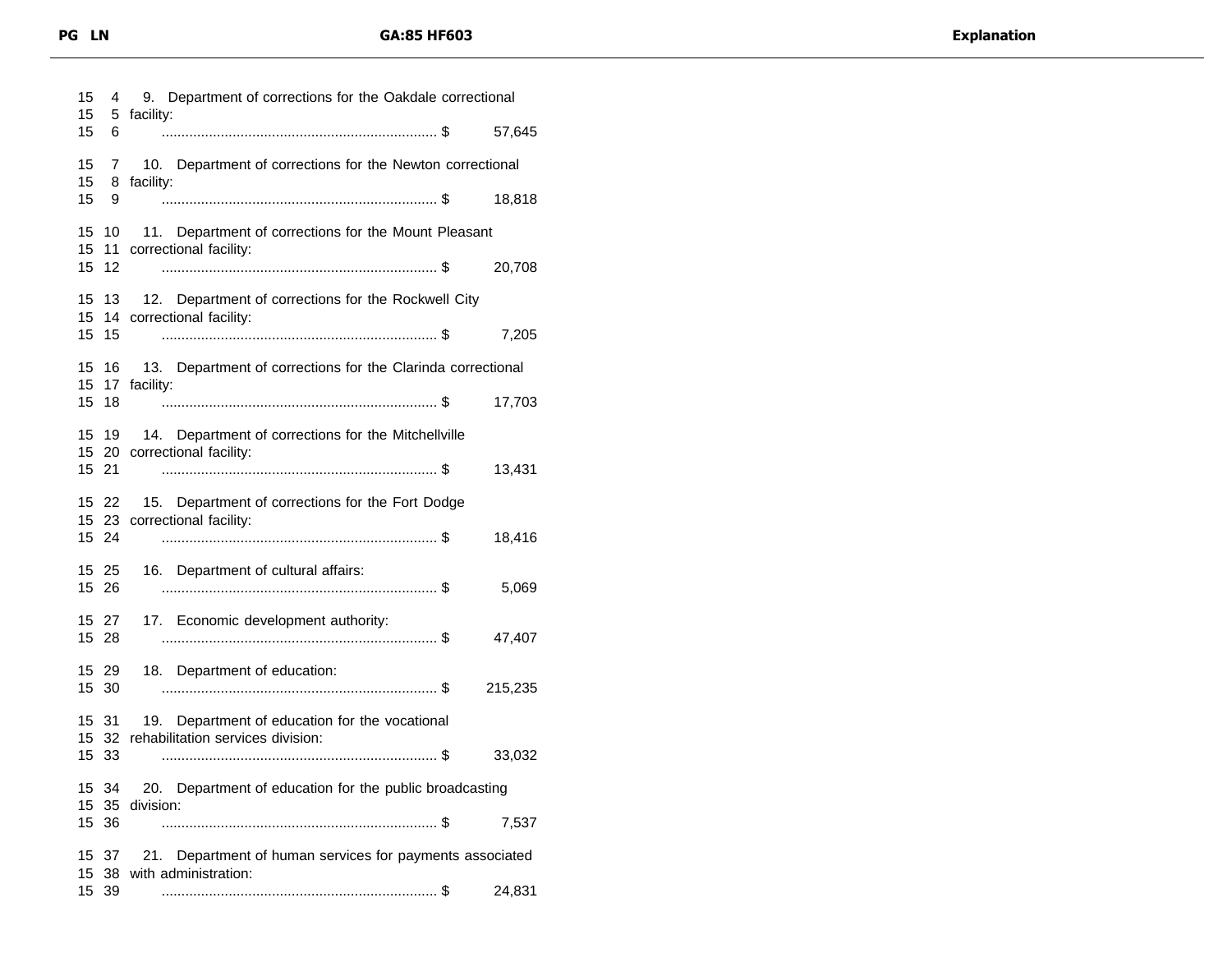| PG | LN | GA:85 HF603 | Explanation |
|---|---|---|---|
| 15 | 4 | 9. Department of corrections for the Oakdale correctional | |
| 15 | 5 | facility: | |
| 15 | 6 | ...................................................................... $ 57,645 | |
| 15 | 7 | 10. Department of corrections for the Newton correctional | |
| 15 | 8 | facility: | |
| 15 | 9 | ...................................................................... $ 18,818 | |
| 15 | 10 | 11. Department of corrections for the Mount Pleasant | |
| 15 | 11 | correctional facility: | |
| 15 | 12 | ...................................................................... $ 20,708 | |
| 15 | 13 | 12. Department of corrections for the Rockwell City | |
| 15 | 14 | correctional facility: | |
| 15 | 15 | ...................................................................... $ 7,205 | |
| 15 | 16 | 13. Department of corrections for the Clarinda correctional | |
| 15 | 17 | facility: | |
| 15 | 18 | ...................................................................... $ 17,703 | |
| 15 | 19 | 14. Department of corrections for the Mitchellville | |
| 15 | 20 | correctional facility: | |
| 15 | 21 | ...................................................................... $ 13,431 | |
| 15 | 22 | 15. Department of corrections for the Fort Dodge | |
| 15 | 23 | correctional facility: | |
| 15 | 24 | ...................................................................... $ 18,416 | |
| 15 | 25 | 16. Department of cultural affairs: | |
| 15 | 26 | ...................................................................... $ 5,069 | |
| 15 | 27 | 17. Economic development authority: | |
| 15 | 28 | ...................................................................... $ 47,407 | |
| 15 | 29 | 18. Department of education: | |
| 15 | 30 | ...................................................................... $ 215,235 | |
| 15 | 31 | 19. Department of education for the vocational | |
| 15 | 32 | rehabilitation services division: | |
| 15 | 33 | ...................................................................... $ 33,032 | |
| 15 | 34 | 20. Department of education for the public broadcasting | |
| 15 | 35 | division: | |
| 15 | 36 | ...................................................................... $ 7,537 | |
| 15 | 37 | 21. Department of human services for payments associated | |
| 15 | 38 | with administration: | |
| 15 | 39 | ...................................................................... $ 24,831 | |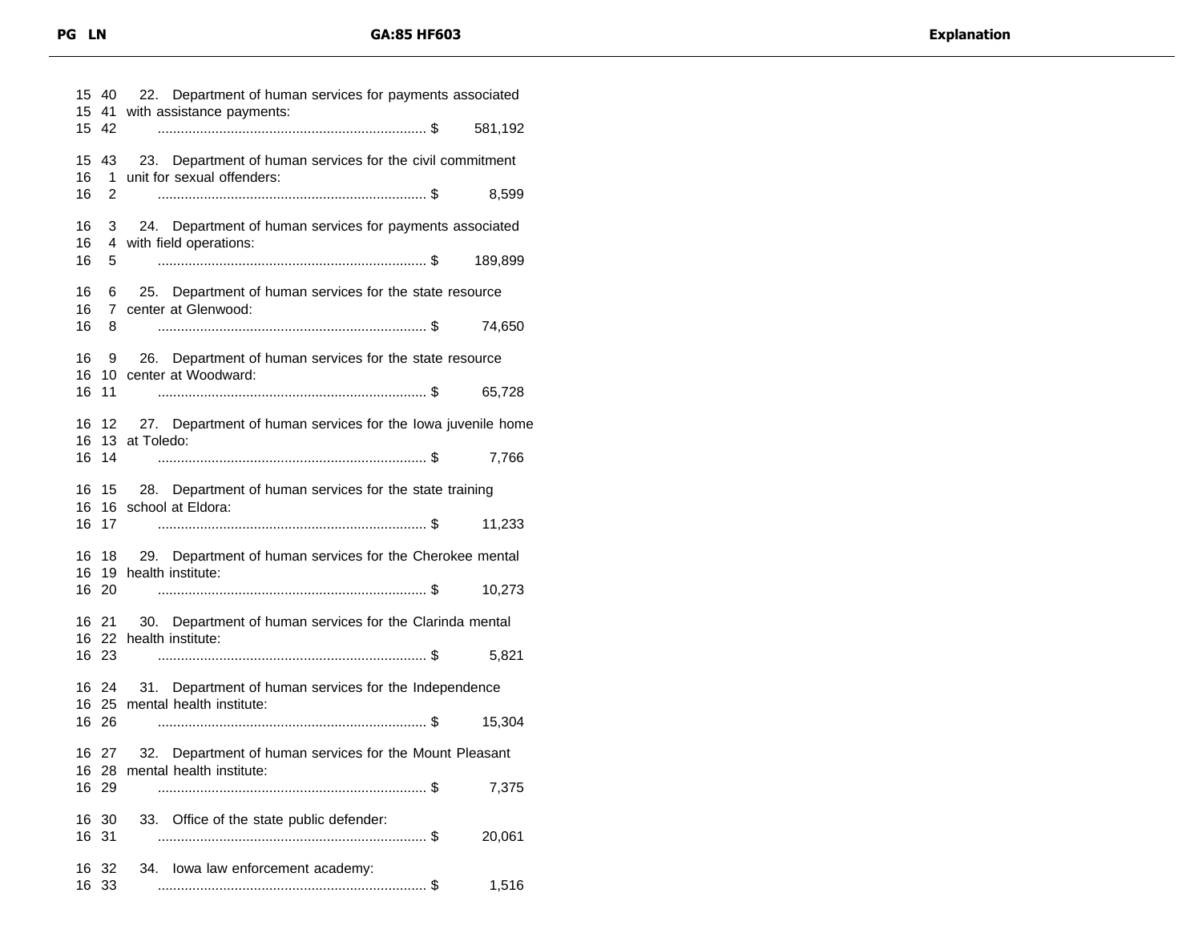15 40 22. Department of human services for payments associated
15 41 with assistance payments:
15 42 ...................................................................... $ 581,192

15 43 23. Department of human services for the civil commitment
16 1 unit for sexual offenders:
16 2 ...................................................................... $ 8,599

16 3 24. Department of human services for payments associated
16 4 with field operations:
16 5 ...................................................................... $ 189,899

16 6 25. Department of human services for the state resource
16 7 center at Glenwood:
16 8 ...................................................................... $ 74,650

16 9 26. Department of human services for the state resource
16 10 center at Woodward:
16 11 ...................................................................... $ 65,728

16 12 27. Department of human services for the Iowa juvenile home
16 13 at Toledo:
16 14 ...................................................................... $ 7,766

16 15 28. Department of human services for the state training
16 16 school at Eldora:
16 17 ...................................................................... $ 11,233

16 18 29. Department of human services for the Cherokee mental
16 19 health institute:
16 20 ...................................................................... $ 10,273

16 21 30. Department of human services for the Clarinda mental
16 22 health institute:
16 23 ...................................................................... $ 5,821

16 24 31. Department of human services for the Independence
16 25 mental health institute:
16 26 ...................................................................... $ 15,304

16 27 32. Department of human services for the Mount Pleasant
16 28 mental health institute:
16 29 ...................................................................... $ 7,375

16 30 33. Office of the state public defender:
16 31 ...................................................................... $ 20,061

16 32 34. Iowa law enforcement academy:
16 33 ...................................................................... $ 1,516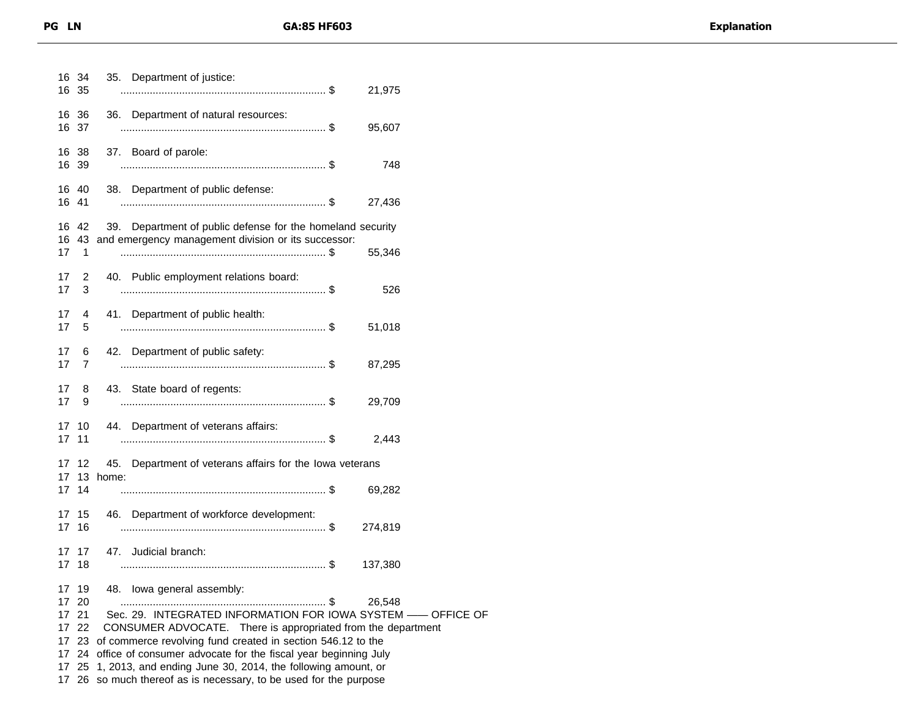| PG | LN | GA:85 HF603 | Explanation |
|---|---|---|---|
| 16 | 34 | 35. Department of justice: | |
| 16 | 35 | ...................................................................... $ 21,975 | |
| 16 | 36 | 36. Department of natural resources: | |
| 16 | 37 | ...................................................................... $ 95,607 | |
| 16 | 38 | 37. Board of parole: | |
| 16 | 39 | ...................................................................... $ 748 | |
| 16 | 40 | 38. Department of public defense: | |
| 16 | 41 | ...................................................................... $ 27,436 | |
| 16 | 42 | 39. Department of public defense for the homeland security | |
| 16 | 43 | and emergency management division or its successor: | |
| 17 | 1 | ...................................................................... $ 55,346 | |
| 17 | 2 | 40. Public employment relations board: | |
| 17 | 3 | ...................................................................... $ 526 | |
| 17 | 4 | 41. Department of public health: | |
| 17 | 5 | ...................................................................... $ 51,018 | |
| 17 | 6 | 42. Department of public safety: | |
| 17 | 7 | ...................................................................... $ 87,295 | |
| 17 | 8 | 43. State board of regents: | |
| 17 | 9 | ...................................................................... $ 29,709 | |
| 17 | 10 | 44. Department of veterans affairs: | |
| 17 | 11 | ...................................................................... $ 2,443 | |
| 17 | 12 | 45. Department of veterans affairs for the Iowa veterans | |
| 17 | 13 | home: | |
| 17 | 14 | ...................................................................... $ 69,282 | |
| 17 | 15 | 46. Department of workforce development: | |
| 17 | 16 | ...................................................................... $ 274,819 | |
| 17 | 17 | 47. Judicial branch: | |
| 17 | 18 | ...................................................................... $ 137,380 | |
| 17 | 19 | 48. Iowa general assembly: | |
| 17 | 20 | ...................................................................... $ 26,548 | |
| 17 | 21 | Sec. 29. INTEGRATED INFORMATION FOR IOWA SYSTEM —— OFFICE OF | |
| 17 | 22 | CONSUMER ADVOCATE. There is appropriated from the department | |
| 17 | 23 | of commerce revolving fund created in section 546.12 to the | |
| 17 | 24 | office of consumer advocate for the fiscal year beginning July | |
| 17 | 25 | 1, 2013, and ending June 30, 2014, the following amount, or | |
| 17 | 26 | so much thereof as is necessary, to be used for the purpose | |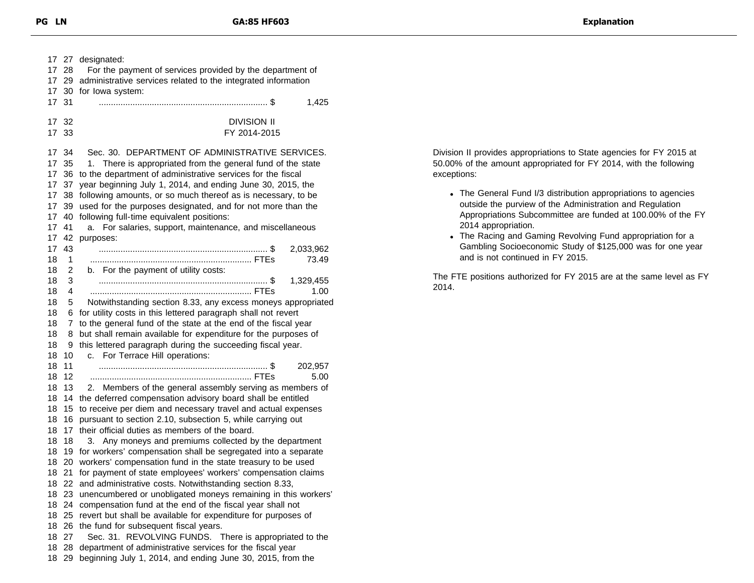| PG | LN | GA:85 HF603 | Explanation |
|---|---|---|---|
| 17 | 27 | designated: | |
| 17 | 28 | For the payment of services provided by the department of | |
| 17 | 29 | administrative services related to the integrated information | |
| 17 | 30 | for Iowa system: | |
| 17 | 31 | ...................................................................... $ 1,425 | |
| 17 | 32 | DIVISION II | |
| 17 | 33 | FY 2014-2015 | |
| 17 | 34 | Sec. 30. DEPARTMENT OF ADMINISTRATIVE SERVICES. | Division II provides appropriations to State agencies for FY 2015 at 50.00% of the amount appropriated for FY 2014, with the following exceptions: |
| 17 | 35 | 1. There is appropriated from the general fund of the state | • The General Fund I/3 distribution appropriations to agencies outside the purview of the Administration and Regulation Appropriations Subcommittee are funded at 100.00% of the FY 2014 appropriation. |
| 17 | 36 | to the department of administrative services for the fiscal | • The Racing and Gaming Revolving Fund appropriation for a Gambling Socioeconomic Study of $125,000 was for one year and is not continued in FY 2015. |
| 17 | 37 | year beginning July 1, 2014, and ending June 30, 2015, the | The FTE positions authorized for FY 2015 are at the same level as FY 2014. |
| 17 | 38 | following amounts, or so much thereof as is necessary, to be | |
| 17 | 39 | used for the purposes designated, and for not more than the | |
| 17 | 40 | following full-time equivalent positions: | |
| 17 | 41 | a. For salaries, support, maintenance, and miscellaneous | |
| 17 | 42 | purposes: | |
| 17 | 43 | ...................................................................... $ 2,033,962 | |
| 18 | 1 | ................................................................... FTEs 73.49 | |
| 18 | 2 | b. For the payment of utility costs: | |
| 18 | 3 | ...................................................................... $ 1,329,455 | |
| 18 | 4 | ................................................................... FTEs 1.00 | |
| 18 | 5 | Notwithstanding section 8.33, any excess moneys appropriated | |
| 18 | 6 | for utility costs in this lettered paragraph shall not revert | |
| 18 | 7 | to the general fund of the state at the end of the fiscal year | |
| 18 | 8 | but shall remain available for expenditure for the purposes of | |
| 18 | 9 | this lettered paragraph during the succeeding fiscal year. | |
| 18 | 10 | c. For Terrace Hill operations: | |
| 18 | 11 | ...................................................................... $ 202,957 | |
| 18 | 12 | ................................................................... FTEs 5.00 | |
| 18 | 13 | 2. Members of the general assembly serving as members of | |
| 18 | 14 | the deferred compensation advisory board shall be entitled | |
| 18 | 15 | to receive per diem and necessary travel and actual expenses | |
| 18 | 16 | pursuant to section 2.10, subsection 5, while carrying out | |
| 18 | 17 | their official duties as members of the board. | |
| 18 | 18 | 3. Any moneys and premiums collected by the department | |
| 18 | 19 | for workers' compensation shall be segregated into a separate | |
| 18 | 20 | workers' compensation fund in the state treasury to be used | |
| 18 | 21 | for payment of state employees' workers' compensation claims | |
| 18 | 22 | and administrative costs. Notwithstanding section 8.33, | |
| 18 | 23 | unencumbered or unobligated moneys remaining in this workers' | |
| 18 | 24 | compensation fund at the end of the fiscal year shall not | |
| 18 | 25 | revert but shall be available for expenditure for purposes of | |
| 18 | 26 | the fund for subsequent fiscal years. | |
| 18 | 27 | Sec. 31. REVOLVING FUNDS. There is appropriated to the | |
| 18 | 28 | department of administrative services for the fiscal year | |
| 18 | 29 | beginning July 1, 2014, and ending June 30, 2015, from the | |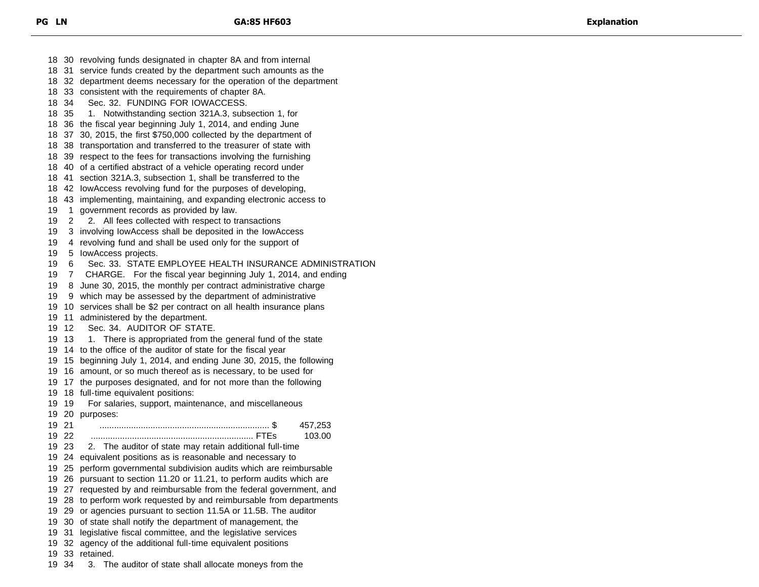revolving funds designated in chapter 8A and from internal service funds created by the department such amounts as the department deems necessary for the operation of the department consistent with the requirements of chapter 8A.

Sec. 32. FUNDING FOR IOWACCESS.

1. Notwithstanding section 321A.3, subsection 1, for the fiscal year beginning July 1, 2014, and ending June 30, 2015, the first $750,000 collected by the department of transportation and transferred to the treasurer of state with respect to the fees for transactions involving the furnishing of a certified abstract of a vehicle operating record under section 321A.3, subsection 1, shall be transferred to the IowAccess revolving fund for the purposes of developing, implementing, maintaining, and expanding electronic access to government records as provided by law.

2. All fees collected with respect to transactions involving IowAccess shall be deposited in the IowAccess revolving fund and shall be used only for the support of IowAccess projects.

Sec. 33. STATE EMPLOYEE HEALTH INSURANCE ADMINISTRATION CHARGE. For the fiscal year beginning July 1, 2014, and ending June 30, 2015, the monthly per contract administrative charge which may be assessed by the department of administrative services shall be $2 per contract on all health insurance plans administered by the department.

Sec. 34. AUDITOR OF STATE.

1. There is appropriated from the general fund of the state to the office of the auditor of state for the fiscal year beginning July 1, 2014, and ending June 30, 2015, the following amount, or so much thereof as is necessary, to be used for the purposes designated, and for not more than the following full-time equivalent positions:

For salaries, support, maintenance, and miscellaneous purposes:

...................................................................... $ 457,253

................................................................... FTEs 103.00

2. The auditor of state may retain additional full-time equivalent positions as is reasonable and necessary to perform governmental subdivision audits which are reimbursable pursuant to section 11.20 or 11.21, to perform audits which are requested by and reimbursable from the federal government, and to perform work requested by and reimbursable from departments or agencies pursuant to section 11.5A or 11.5B. The auditor of state shall notify the department of management, the legislative fiscal committee, and the legislative services agency of the additional full-time equivalent positions retained.

3. The auditor of state shall allocate moneys from the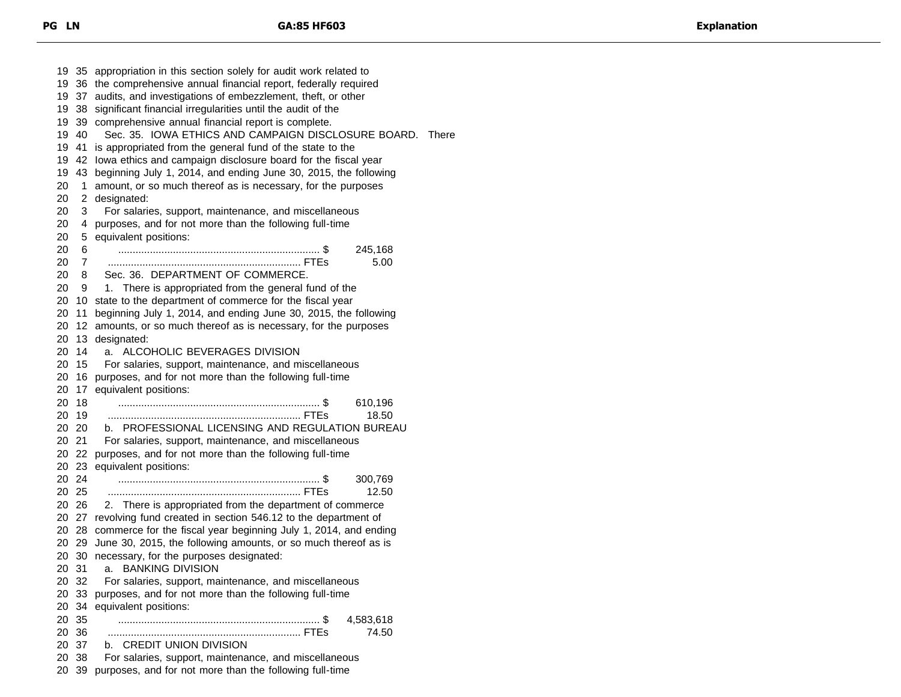| PG | LN | GA:85 HF603 | Explanation |
|---|---|---|---|
| 19 | 35 | appropriation in this section solely for audit work related to | |
| 19 | 36 | the comprehensive annual financial report, federally required | |
| 19 | 37 | audits, and investigations of embezzlement, theft, or other | |
| 19 | 38 | significant financial irregularities until the audit of the | |
| 19 | 39 | comprehensive annual financial report is complete. | |
| 19 | 40 | Sec. 35. IOWA ETHICS AND CAMPAIGN DISCLOSURE BOARD. There | |
| 19 | 41 | is appropriated from the general fund of the state to the | |
| 19 | 42 | Iowa ethics and campaign disclosure board for the fiscal year | |
| 19 | 43 | beginning July 1, 2014, and ending June 30, 2015, the following | |
| 20 | 1 | amount, or so much thereof as is necessary, for the purposes | |
| 20 | 2 | designated: | |
| 20 | 3 | For salaries, support, maintenance, and miscellaneous | |
| 20 | 4 | purposes, and for not more than the following full-time | |
| 20 | 5 | equivalent positions: | |
| 20 | 6 | ...................................................................... $ 245,168 | |
| 20 | 7 | ................................................................... FTEs 5.00 | |
| 20 | 8 | Sec. 36. DEPARTMENT OF COMMERCE. | |
| 20 | 9 | 1. There is appropriated from the general fund of the | |
| 20 | 10 | state to the department of commerce for the fiscal year | |
| 20 | 11 | beginning July 1, 2014, and ending June 30, 2015, the following | |
| 20 | 12 | amounts, or so much thereof as is necessary, for the purposes | |
| 20 | 13 | designated: | |
| 20 | 14 | a. ALCOHOLIC BEVERAGES DIVISION | |
| 20 | 15 | For salaries, support, maintenance, and miscellaneous | |
| 20 | 16 | purposes, and for not more than the following full-time | |
| 20 | 17 | equivalent positions: | |
| 20 | 18 | ...................................................................... $ 610,196 | |
| 20 | 19 | ................................................................... FTEs 18.50 | |
| 20 | 20 | b. PROFESSIONAL LICENSING AND REGULATION BUREAU | |
| 20 | 21 | For salaries, support, maintenance, and miscellaneous | |
| 20 | 22 | purposes, and for not more than the following full-time | |
| 20 | 23 | equivalent positions: | |
| 20 | 24 | ...................................................................... $ 300,769 | |
| 20 | 25 | ................................................................... FTEs 12.50 | |
| 20 | 26 | 2. There is appropriated from the department of commerce | |
| 20 | 27 | revolving fund created in section 546.12 to the department of | |
| 20 | 28 | commerce for the fiscal year beginning July 1, 2014, and ending | |
| 20 | 29 | June 30, 2015, the following amounts, or so much thereof as is | |
| 20 | 30 | necessary, for the purposes designated: | |
| 20 | 31 | a. BANKING DIVISION | |
| 20 | 32 | For salaries, support, maintenance, and miscellaneous | |
| 20 | 33 | purposes, and for not more than the following full-time | |
| 20 | 34 | equivalent positions: | |
| 20 | 35 | ...................................................................... $ 4,583,618 | |
| 20 | 36 | ................................................................... FTEs 74.50 | |
| 20 | 37 | b. CREDIT UNION DIVISION | |
| 20 | 38 | For salaries, support, maintenance, and miscellaneous | |
| 20 | 39 | purposes, and for not more than the following full-time | |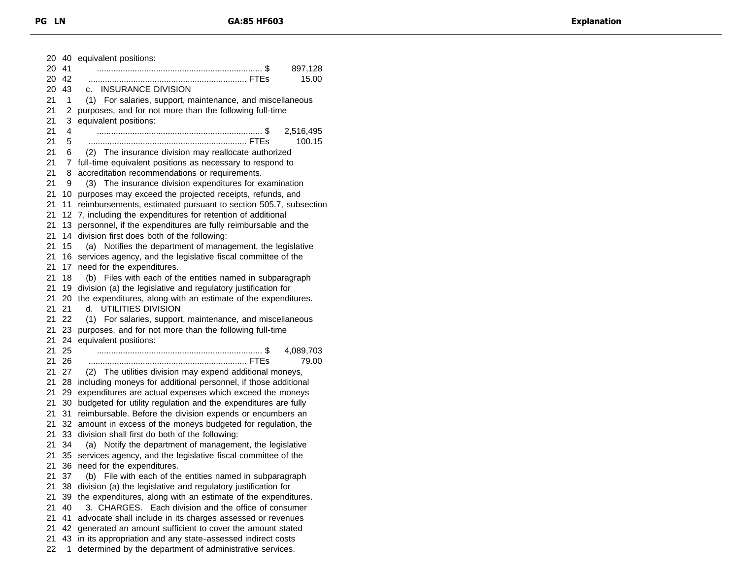equivalent positions:

...................................................................... $ 897,128

................................................................... FTEs 15.00

c. INSURANCE DIVISION

(1) For salaries, support, maintenance, and miscellaneous purposes, and for not more than the following full-time equivalent positions:

...................................................................... $ 2,516,495

................................................................... FTEs 100.15

(2) The insurance division may reallocate authorized full-time equivalent positions as necessary to respond to accreditation recommendations or requirements.

(3) The insurance division expenditures for examination purposes may exceed the projected receipts, refunds, and reimbursements, estimated pursuant to section 505.7, subsection 7, including the expenditures for retention of additional personnel, if the expenditures are fully reimbursable and the division first does both of the following:

(a) Notifies the department of management, the legislative services agency, and the legislative fiscal committee of the need for the expenditures.

(b) Files with each of the entities named in subparagraph division (a) the legislative and regulatory justification for the expenditures, along with an estimate of the expenditures.

d. UTILITIES DIVISION

(1) For salaries, support, maintenance, and miscellaneous purposes, and for not more than the following full-time equivalent positions:

...................................................................... $ 4,089,703

................................................................... FTEs 79.00

(2) The utilities division may expend additional moneys, including moneys for additional personnel, if those additional expenditures are actual expenses which exceed the moneys budgeted for utility regulation and the expenditures are fully reimbursable. Before the division expends or encumbers an amount in excess of the moneys budgeted for regulation, the division shall first do both of the following:

(a) Notify the department of management, the legislative services agency, and the legislative fiscal committee of the need for the expenditures.

(b) File with each of the entities named in subparagraph division (a) the legislative and regulatory justification for the expenditures, along with an estimate of the expenditures.

3. CHARGES. Each division and the office of consumer advocate shall include in its charges assessed or revenues generated an amount sufficient to cover the amount stated in its appropriation and any state-assessed indirect costs determined by the department of administrative services.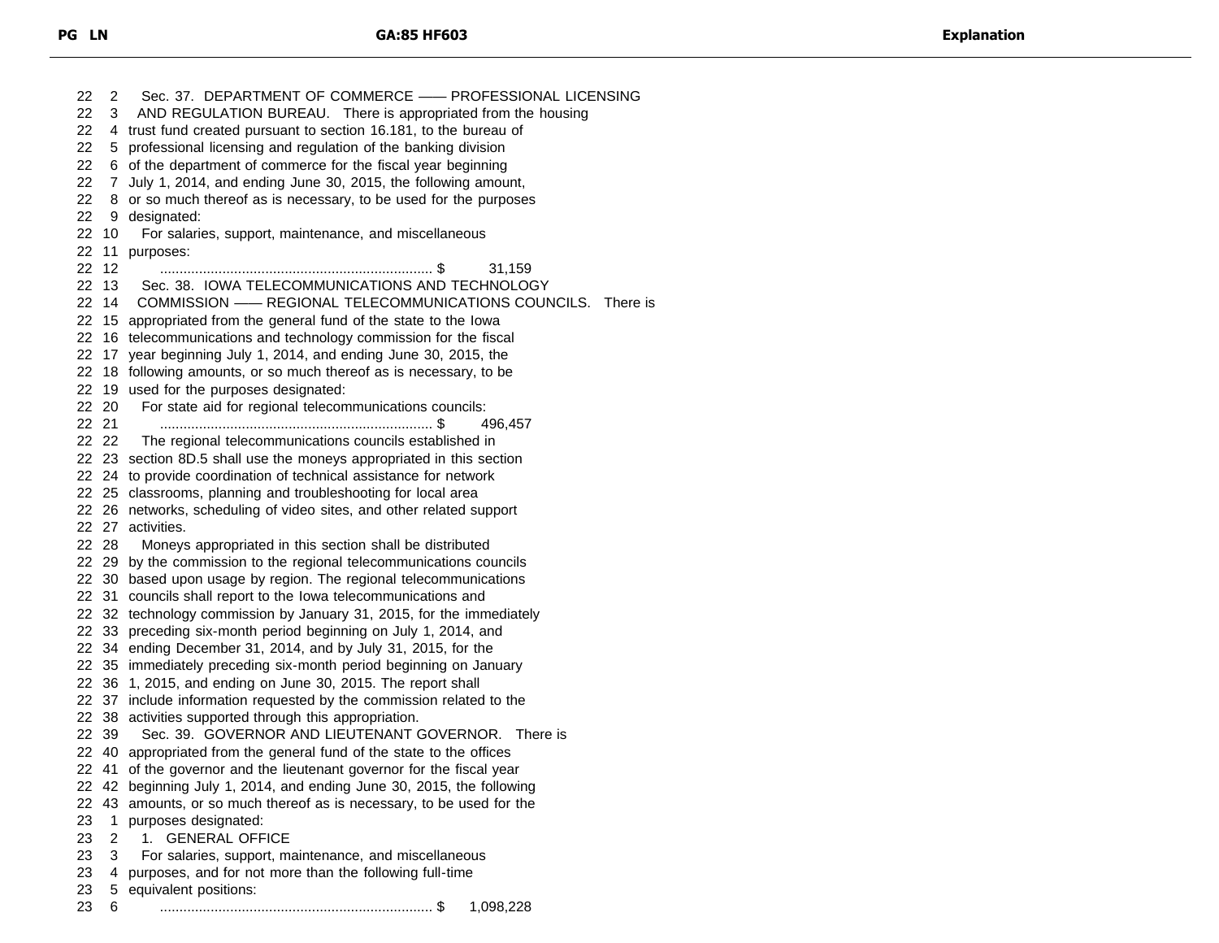Sec. 37. DEPARTMENT OF COMMERCE —— PROFESSIONAL LICENSING AND REGULATION BUREAU. There is appropriated from the housing trust fund created pursuant to section 16.181, to the bureau of professional licensing and regulation of the banking division of the department of commerce for the fiscal year beginning July 1, 2014, and ending June 30, 2015, the following amount, or so much thereof as is necessary, to be used for the purposes designated:

For salaries, support, maintenance, and miscellaneous purposes:

...................................................................... $ 31,159

Sec. 38. IOWA TELECOMMUNICATIONS AND TECHNOLOGY COMMISSION —— REGIONAL TELECOMMUNICATIONS COUNCILS. There is appropriated from the general fund of the state to the Iowa telecommunications and technology commission for the fiscal year beginning July 1, 2014, and ending June 30, 2015, the following amounts, or so much thereof as is necessary, to be used for the purposes designated:

For state aid for regional telecommunications councils:

...................................................................... $ 496,457

The regional telecommunications councils established in section 8D.5 shall use the moneys appropriated in this section to provide coordination of technical assistance for network classrooms, planning and troubleshooting for local area networks, scheduling of video sites, and other related support activities.

Moneys appropriated in this section shall be distributed by the commission to the regional telecommunications councils based upon usage by region. The regional telecommunications councils shall report to the Iowa telecommunications and technology commission by January 31, 2015, for the immediately preceding six-month period beginning on July 1, 2014, and ending December 31, 2014, and by July 31, 2015, for the immediately preceding six-month period beginning on January 1, 2015, and ending on June 30, 2015. The report shall include information requested by the commission related to the activities supported through this appropriation.

Sec. 39. GOVERNOR AND LIEUTENANT GOVERNOR. There is appropriated from the general fund of the state to the offices of the governor and the lieutenant governor for the fiscal year beginning July 1, 2014, and ending June 30, 2015, the following amounts, or so much thereof as is necessary, to be used for the purposes designated:

1. GENERAL OFFICE

For salaries, support, maintenance, and miscellaneous purposes, and for not more than the following full-time equivalent positions:

...................................................................... $ 1,098,228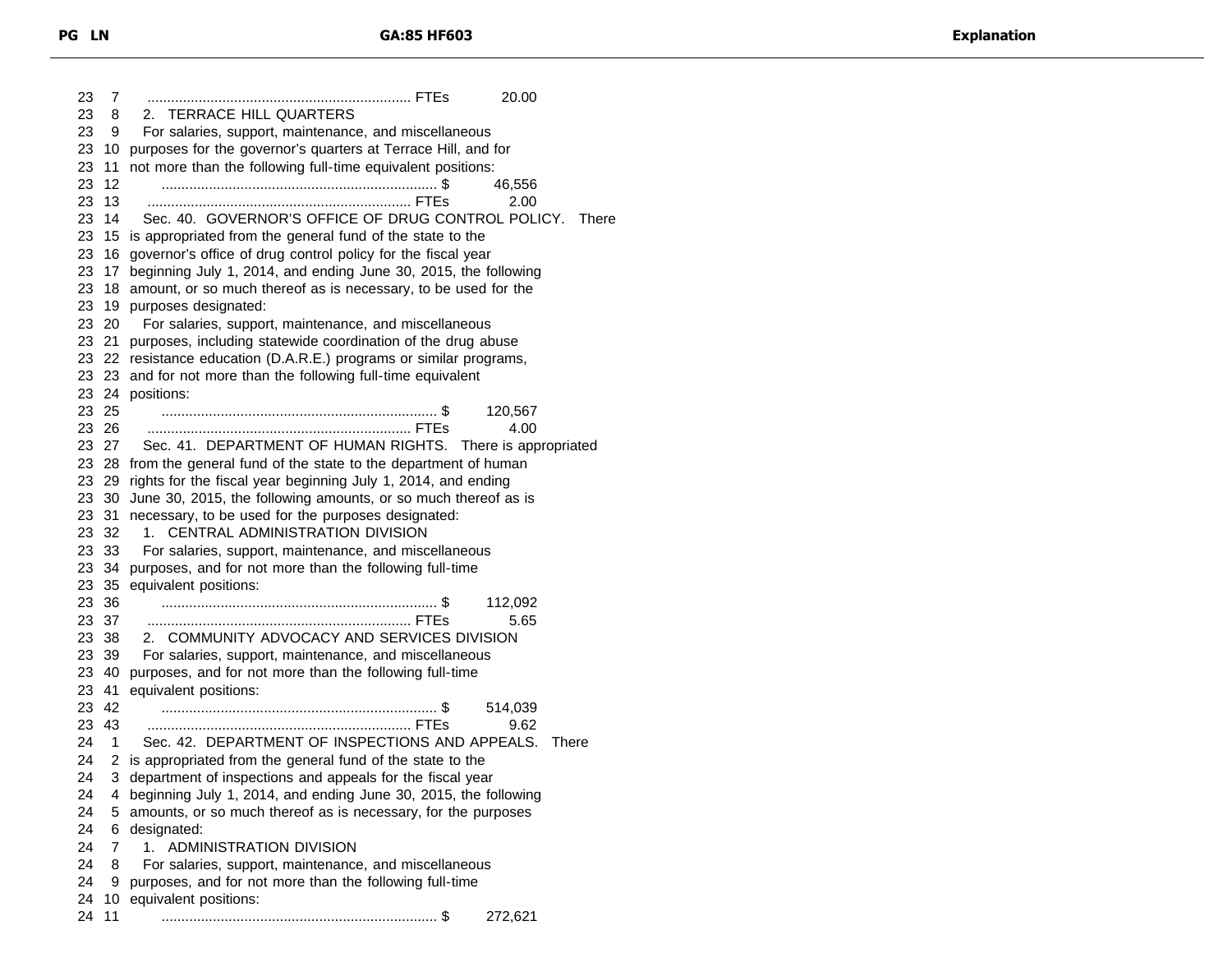| PG | LN | GA:85 HF603 | Explanation |
|---|---|---|---|
| 23 | 7 | .................................................................. FTEs 20.00 | |
| 23 | 8 | 2. TERRACE HILL QUARTERS | |
| 23 | 9 | For salaries, support, maintenance, and miscellaneous | |
| 23 | 10 | purposes for the governor's quarters at Terrace Hill, and for | |
| 23 | 11 | not more than the following full-time equivalent positions: | |
| 23 | 12 | ...................................................................... $ 46,556 | |
| 23 | 13 | .................................................................. FTEs 2.00 | |
| 23 | 14 | Sec. 40. GOVERNOR'S OFFICE OF DRUG CONTROL POLICY. There | |
| 23 | 15 | is appropriated from the general fund of the state to the | |
| 23 | 16 | governor's office of drug control policy for the fiscal year | |
| 23 | 17 | beginning July 1, 2014, and ending June 30, 2015, the following | |
| 23 | 18 | amount, or so much thereof as is necessary, to be used for the | |
| 23 | 19 | purposes designated: | |
| 23 | 20 | For salaries, support, maintenance, and miscellaneous | |
| 23 | 21 | purposes, including statewide coordination of the drug abuse | |
| 23 | 22 | resistance education (D.A.R.E.) programs or similar programs, | |
| 23 | 23 | and for not more than the following full-time equivalent | |
| 23 | 24 | positions: | |
| 23 | 25 | ...................................................................... $ 120,567 | |
| 23 | 26 | .................................................................. FTEs 4.00 | |
| 23 | 27 | Sec. 41. DEPARTMENT OF HUMAN RIGHTS. There is appropriated | |
| 23 | 28 | from the general fund of the state to the department of human | |
| 23 | 29 | rights for the fiscal year beginning July 1, 2014, and ending | |
| 23 | 30 | June 30, 2015, the following amounts, or so much thereof as is | |
| 23 | 31 | necessary, to be used for the purposes designated: | |
| 23 | 32 | 1. CENTRAL ADMINISTRATION DIVISION | |
| 23 | 33 | For salaries, support, maintenance, and miscellaneous | |
| 23 | 34 | purposes, and for not more than the following full-time | |
| 23 | 35 | equivalent positions: | |
| 23 | 36 | ...................................................................... $ 112,092 | |
| 23 | 37 | .................................................................. FTEs 5.65 | |
| 23 | 38 | 2. COMMUNITY ADVOCACY AND SERVICES DIVISION | |
| 23 | 39 | For salaries, support, maintenance, and miscellaneous | |
| 23 | 40 | purposes, and for not more than the following full-time | |
| 23 | 41 | equivalent positions: | |
| 23 | 42 | ...................................................................... $ 514,039 | |
| 23 | 43 | .................................................................. FTEs 9.62 | |
| 24 | 1 | Sec. 42. DEPARTMENT OF INSPECTIONS AND APPEALS. There | |
| 24 | 2 | is appropriated from the general fund of the state to the | |
| 24 | 3 | department of inspections and appeals for the fiscal year | |
| 24 | 4 | beginning July 1, 2014, and ending June 30, 2015, the following | |
| 24 | 5 | amounts, or so much thereof as is necessary, for the purposes | |
| 24 | 6 | designated: | |
| 24 | 7 | 1. ADMINISTRATION DIVISION | |
| 24 | 8 | For salaries, support, maintenance, and miscellaneous | |
| 24 | 9 | purposes, and for not more than the following full-time | |
| 24 | 10 | equivalent positions: | |
| 24 | 11 | ...................................................................... $ 272,621 | |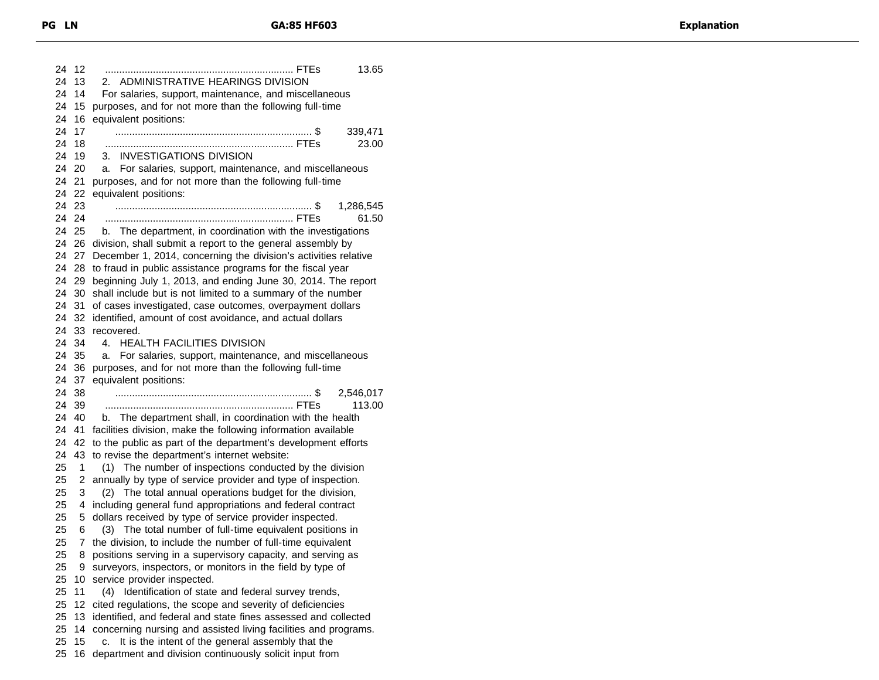.................................................................... FTEs 13.65

2. ADMINISTRATIVE HEARINGS DIVISION

For salaries, support, maintenance, and miscellaneous purposes, and for not more than the following full-time equivalent positions:

...................................................................... $ 339,471

.................................................................... FTEs 23.00

3. INVESTIGATIONS DIVISION

a. For salaries, support, maintenance, and miscellaneous purposes, and for not more than the following full-time equivalent positions:

...................................................................... $ 1,286,545

.................................................................... FTEs 61.50

b. The department, in coordination with the investigations division, shall submit a report to the general assembly by December 1, 2014, concerning the division's activities relative to fraud in public assistance programs for the fiscal year beginning July 1, 2013, and ending June 30, 2014. The report shall include but is not limited to a summary of the number of cases investigated, case outcomes, overpayment dollars identified, amount of cost avoidance, and actual dollars recovered.

4. HEALTH FACILITIES DIVISION

a. For salaries, support, maintenance, and miscellaneous purposes, and for not more than the following full-time equivalent positions:

...................................................................... $ 2,546,017

.................................................................... FTEs 113.00

b. The department shall, in coordination with the health facilities division, make the following information available to the public as part of the department's development efforts to revise the department's internet website:

(1) The number of inspections conducted by the division annually by type of service provider and type of inspection.

(2) The total annual operations budget for the division, including general fund appropriations and federal contract dollars received by type of service provider inspected.

(3) The total number of full-time equivalent positions in the division, to include the number of full-time equivalent positions serving in a supervisory capacity, and serving as surveyors, inspectors, or monitors in the field by type of service provider inspected.

(4) Identification of state and federal survey trends, cited regulations, the scope and severity of deficiencies identified, and federal and state fines assessed and collected concerning nursing and assisted living facilities and programs.

c. It is the intent of the general assembly that the department and division continuously solicit input from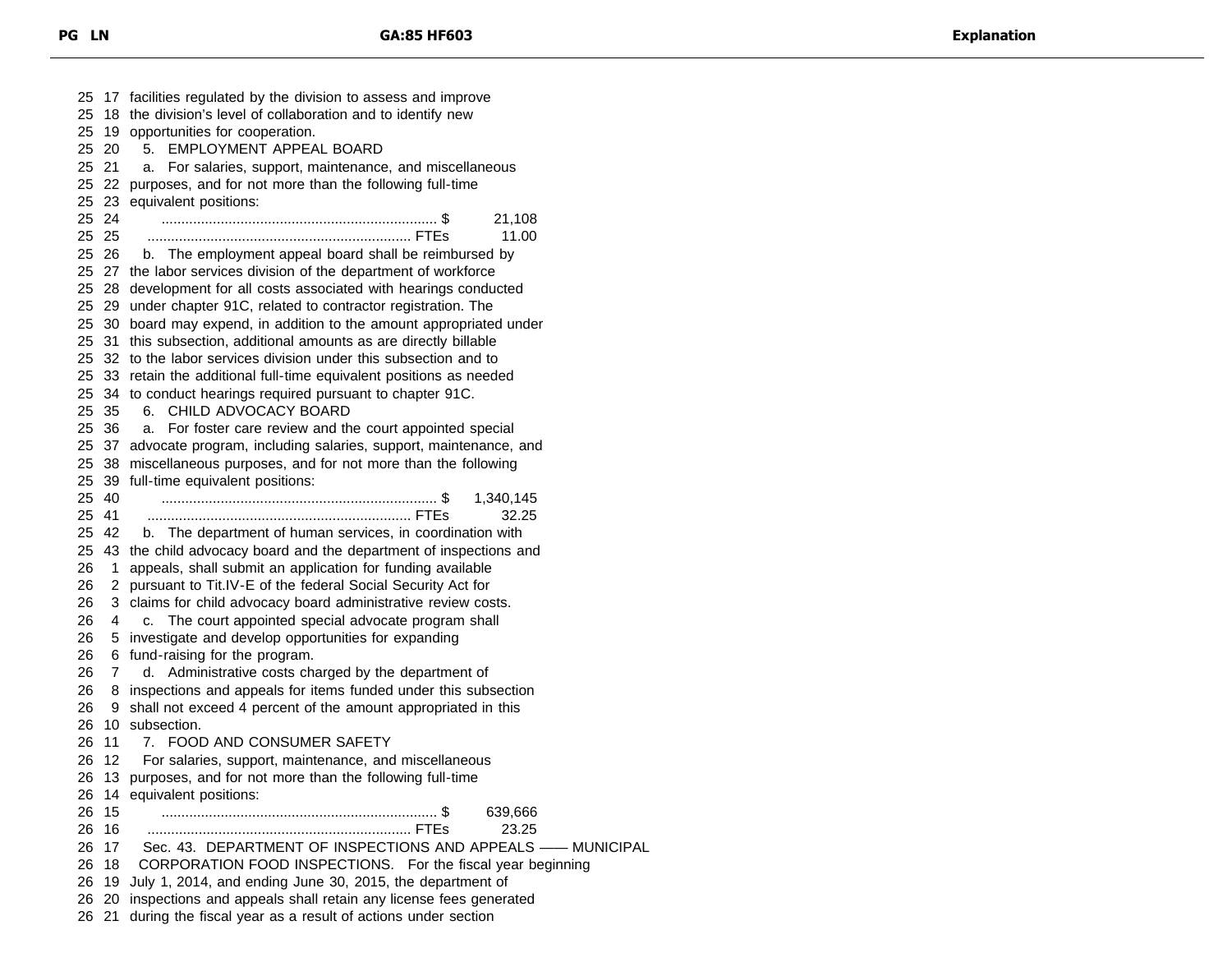| PG | LN | GA:85 HF603 | Explanation |
|---|---|---|---|
| 25 | 17 | facilities regulated by the division to assess and improve | |
| 25 | 18 | the division's level of collaboration and to identify new | |
| 25 | 19 | opportunities for cooperation. | |
| 25 | 20 | 5. EMPLOYMENT APPEAL BOARD | |
| 25 | 21 | a. For salaries, support, maintenance, and miscellaneous | |
| 25 | 22 | purposes, and for not more than the following full-time | |
| 25 | 23 | equivalent positions: | |
| 25 | 24 | ...................................................................... $ 21,108 | |
| 25 | 25 | ................................................................... FTEs 11.00 | |
| 25 | 26 | b. The employment appeal board shall be reimbursed by | |
| 25 | 27 | the labor services division of the department of workforce | |
| 25 | 28 | development for all costs associated with hearings conducted | |
| 25 | 29 | under chapter 91C, related to contractor registration. The | |
| 25 | 30 | board may expend, in addition to the amount appropriated under | |
| 25 | 31 | this subsection, additional amounts as are directly billable | |
| 25 | 32 | to the labor services division under this subsection and to | |
| 25 | 33 | retain the additional full-time equivalent positions as needed | |
| 25 | 34 | to conduct hearings required pursuant to chapter 91C. | |
| 25 | 35 | 6. CHILD ADVOCACY BOARD | |
| 25 | 36 | a. For foster care review and the court appointed special | |
| 25 | 37 | advocate program, including salaries, support, maintenance, and | |
| 25 | 38 | miscellaneous purposes, and for not more than the following | |
| 25 | 39 | full-time equivalent positions: | |
| 25 | 40 | ...................................................................... $ 1,340,145 | |
| 25 | 41 | ................................................................... FTEs 32.25 | |
| 25 | 42 | b. The department of human services, in coordination with | |
| 25 | 43 | the child advocacy board and the department of inspections and | |
| 26 | 1 | appeals, shall submit an application for funding available | |
| 26 | 2 | pursuant to Tit.IV-E of the federal Social Security Act for | |
| 26 | 3 | claims for child advocacy board administrative review costs. | |
| 26 | 4 | c. The court appointed special advocate program shall | |
| 26 | 5 | investigate and develop opportunities for expanding | |
| 26 | 6 | fund-raising for the program. | |
| 26 | 7 | d. Administrative costs charged by the department of | |
| 26 | 8 | inspections and appeals for items funded under this subsection | |
| 26 | 9 | shall not exceed 4 percent of the amount appropriated in this | |
| 26 | 10 | subsection. | |
| 26 | 11 | 7. FOOD AND CONSUMER SAFETY | |
| 26 | 12 | For salaries, support, maintenance, and miscellaneous | |
| 26 | 13 | purposes, and for not more than the following full-time | |
| 26 | 14 | equivalent positions: | |
| 26 | 15 | ...................................................................... $ 639,666 | |
| 26 | 16 | ................................................................... FTEs 23.25 | |
| 26 | 17 | Sec. 43. DEPARTMENT OF INSPECTIONS AND APPEALS —— MUNICIPAL | |
| 26 | 18 | CORPORATION FOOD INSPECTIONS. For the fiscal year beginning | |
| 26 | 19 | July 1, 2014, and ending June 30, 2015, the department of | |
| 26 | 20 | inspections and appeals shall retain any license fees generated | |
| 26 | 21 | during the fiscal year as a result of actions under section | |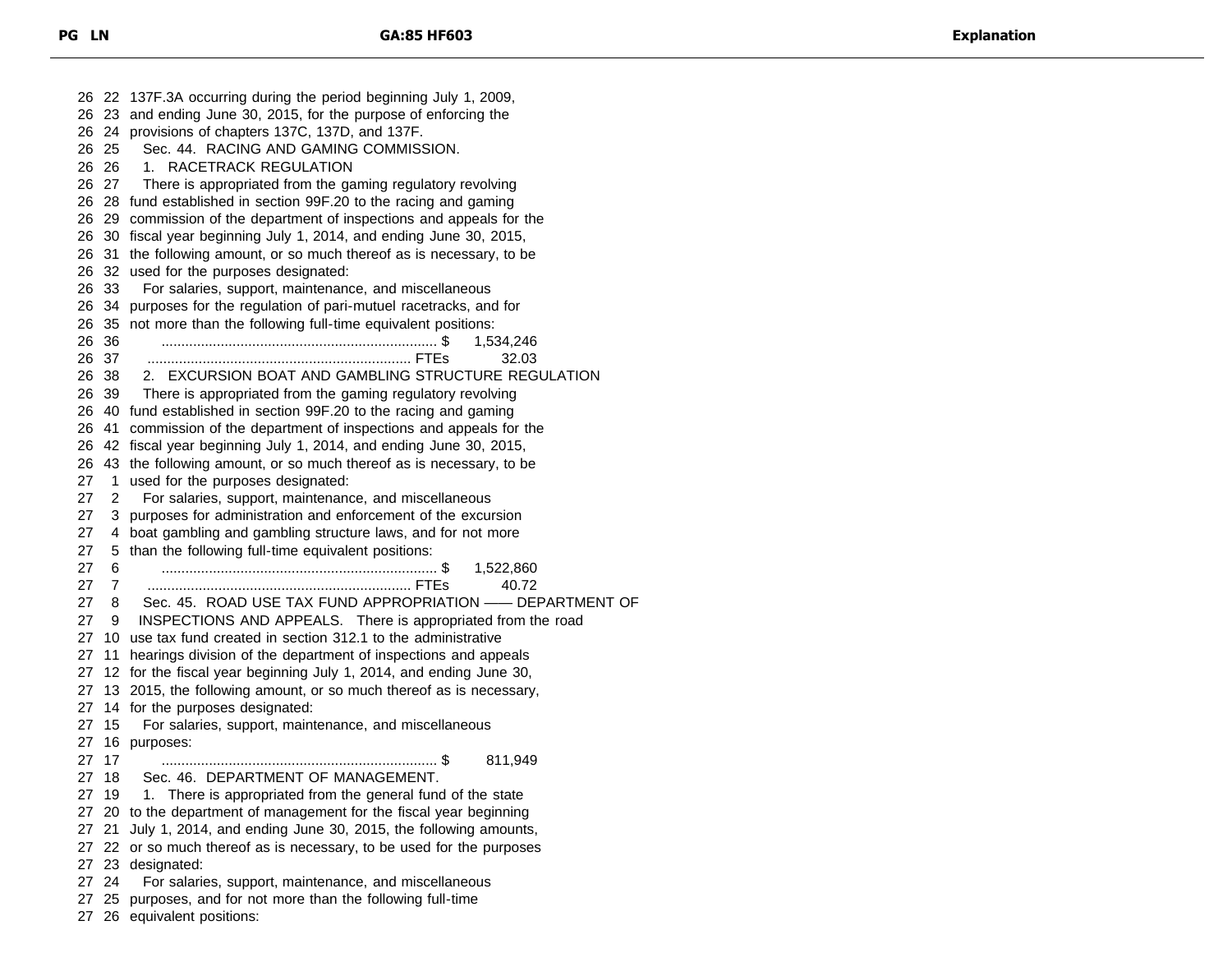137F.3A occurring during the period beginning July 1, 2009, and ending June 30, 2015, for the purpose of enforcing the provisions of chapters 137C, 137D, and 137F.

Sec. 44. RACING AND GAMING COMMISSION.

1. RACETRACK REGULATION

There is appropriated from the gaming regulatory revolving fund established in section 99F.20 to the racing and gaming commission of the department of inspections and appeals for the fiscal year beginning July 1, 2014, and ending June 30, 2015, the following amount, or so much thereof as is necessary, to be used for the purposes designated:

For salaries, support, maintenance, and miscellaneous purposes for the regulation of pari-mutuel racetracks, and for not more than the following full-time equivalent positions:

...................................................................... $ 1,534,246
................................................................... FTEs 32.03

2. EXCURSION BOAT AND GAMBLING STRUCTURE REGULATION

There is appropriated from the gaming regulatory revolving fund established in section 99F.20 to the racing and gaming commission of the department of inspections and appeals for the fiscal year beginning July 1, 2014, and ending June 30, 2015, the following amount, or so much thereof as is necessary, to be used for the purposes designated:

For salaries, support, maintenance, and miscellaneous purposes for administration and enforcement of the excursion boat gambling and gambling structure laws, and for not more than the following full-time equivalent positions:

...................................................................... $ 1,522,860
................................................................... FTEs 40.72

Sec. 45. ROAD USE TAX FUND APPROPRIATION —— DEPARTMENT OF INSPECTIONS AND APPEALS. There is appropriated from the road use tax fund created in section 312.1 to the administrative hearings division of the department of inspections and appeals for the fiscal year beginning July 1, 2014, and ending June 30, 2015, the following amount, or so much thereof as is necessary, for the purposes designated:

For salaries, support, maintenance, and miscellaneous purposes:

...................................................................... $ 811,949

Sec. 46. DEPARTMENT OF MANAGEMENT.

1. There is appropriated from the general fund of the state to the department of management for the fiscal year beginning July 1, 2014, and ending June 30, 2015, the following amounts, or so much thereof as is necessary, to be used for the purposes designated:

For salaries, support, maintenance, and miscellaneous purposes, and for not more than the following full-time equivalent positions: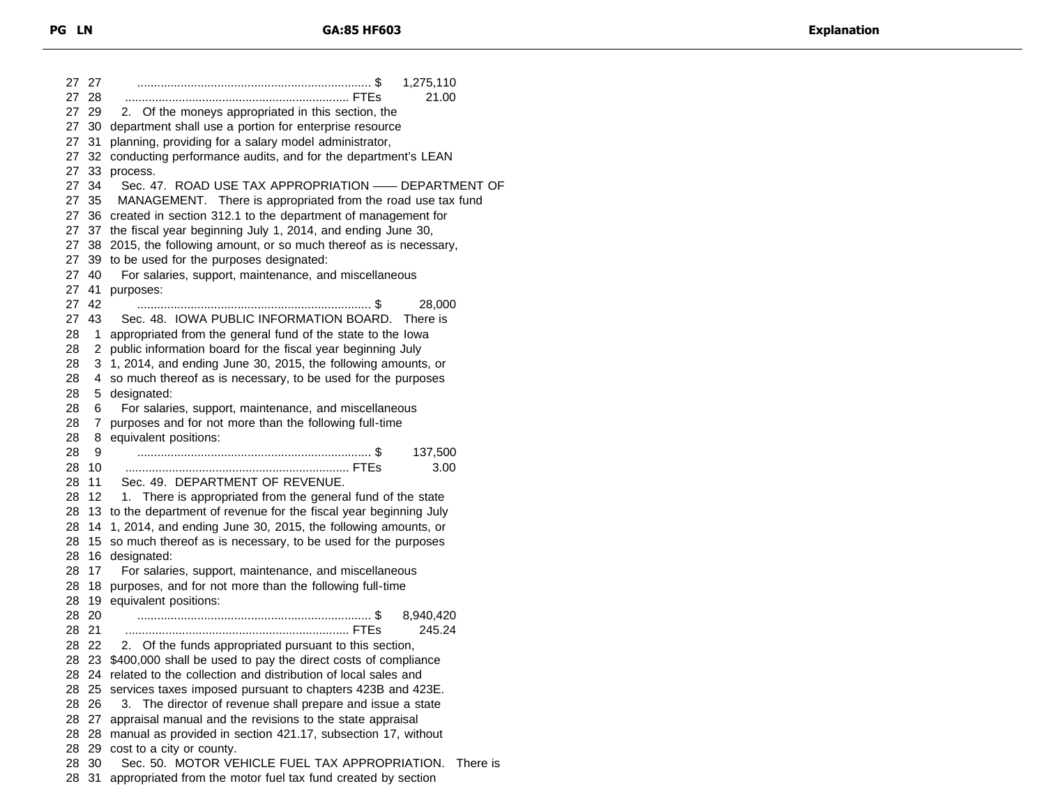| PG | LN | GA:85 HF603 | Explanation |
|---|---|---|---|
| 27 | 27 | ...................................................................... $ 1,275,110 | |
| 27 | 28 | ................................................................... FTEs 21.00 | |
| 27 | 29 | 2. Of the moneys appropriated in this section, the | |
| 27 | 30 | department shall use a portion for enterprise resource | |
| 27 | 31 | planning, providing for a salary model administrator, | |
| 27 | 32 | conducting performance audits, and for the department's LEAN | |
| 27 | 33 | process. | |
| 27 | 34 | Sec. 47. ROAD USE TAX APPROPRIATION —— DEPARTMENT OF | |
| 27 | 35 | MANAGEMENT. There is appropriated from the road use tax fund | |
| 27 | 36 | created in section 312.1 to the department of management for | |
| 27 | 37 | the fiscal year beginning July 1, 2014, and ending June 30, | |
| 27 | 38 | 2015, the following amount, or so much thereof as is necessary, | |
| 27 | 39 | to be used for the purposes designated: | |
| 27 | 40 | For salaries, support, maintenance, and miscellaneous | |
| 27 | 41 | purposes: | |
| 27 | 42 | ...................................................................... $ 28,000 | |
| 27 | 43 | Sec. 48. IOWA PUBLIC INFORMATION BOARD. There is | |
| 28 | 1 | appropriated from the general fund of the state to the Iowa | |
| 28 | 2 | public information board for the fiscal year beginning July | |
| 28 | 3 | 1, 2014, and ending June 30, 2015, the following amounts, or | |
| 28 | 4 | so much thereof as is necessary, to be used for the purposes | |
| 28 | 5 | designated: | |
| 28 | 6 | For salaries, support, maintenance, and miscellaneous | |
| 28 | 7 | purposes and for not more than the following full-time | |
| 28 | 8 | equivalent positions: | |
| 28 | 9 | ...................................................................... $ 137,500 | |
| 28 | 10 | ................................................................... FTEs 3.00 | |
| 28 | 11 | Sec. 49. DEPARTMENT OF REVENUE. | |
| 28 | 12 | 1. There is appropriated from the general fund of the state | |
| 28 | 13 | to the department of revenue for the fiscal year beginning July | |
| 28 | 14 | 1, 2014, and ending June 30, 2015, the following amounts, or | |
| 28 | 15 | so much thereof as is necessary, to be used for the purposes | |
| 28 | 16 | designated: | |
| 28 | 17 | For salaries, support, maintenance, and miscellaneous | |
| 28 | 18 | purposes, and for not more than the following full-time | |
| 28 | 19 | equivalent positions: | |
| 28 | 20 | ...................................................................... $ 8,940,420 | |
| 28 | 21 | ................................................................... FTEs 245.24 | |
| 28 | 22 | 2. Of the funds appropriated pursuant to this section, | |
| 28 | 23 | $400,000 shall be used to pay the direct costs of compliance | |
| 28 | 24 | related to the collection and distribution of local sales and | |
| 28 | 25 | services taxes imposed pursuant to chapters 423B and 423E. | |
| 28 | 26 | 3. The director of revenue shall prepare and issue a state | |
| 28 | 27 | appraisal manual and the revisions to the state appraisal | |
| 28 | 28 | manual as provided in section 421.17, subsection 17, without | |
| 28 | 29 | cost to a city or county. | |
| 28 | 30 | Sec. 50. MOTOR VEHICLE FUEL TAX APPROPRIATION. There is | |
| 28 | 31 | appropriated from the motor fuel tax fund created by section | |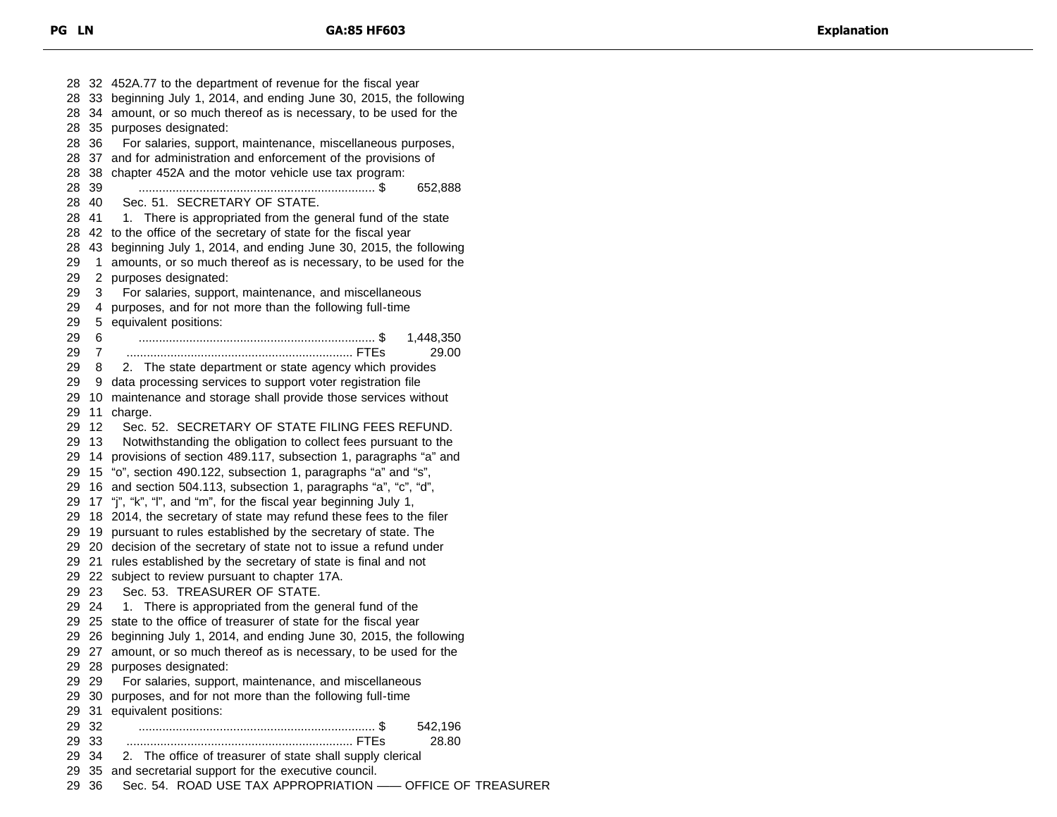452A.77 to the department of revenue for the fiscal year beginning July 1, 2014, and ending June 30, 2015, the following amount, or so much thereof as is necessary, to be used for the purposes designated:

For salaries, support, maintenance, miscellaneous purposes, and for administration and enforcement of the provisions of chapter 452A and the motor vehicle use tax program:

...................................................................... $ 652,888

Sec. 51. SECRETARY OF STATE.

1. There is appropriated from the general fund of the state to the office of the secretary of state for the fiscal year beginning July 1, 2014, and ending June 30, 2015, the following amounts, or so much thereof as is necessary, to be used for the purposes designated:

For salaries, support, maintenance, and miscellaneous purposes, and for not more than the following full-time equivalent positions:

...................................................................... $ 1,448,350
................................................................... FTEs 29.00

2. The state department or state agency which provides data processing services to support voter registration file maintenance and storage shall provide those services without charge.

Sec. 52. SECRETARY OF STATE FILING FEES REFUND.

Notwithstanding the obligation to collect fees pursuant to the provisions of section 489.117, subsection 1, paragraphs “a” and “o”, section 490.122, subsection 1, paragraphs “a” and “s”, and section 504.113, subsection 1, paragraphs “a”, “c”, “d”, “j”, “k”, “l”, and “m”, for the fiscal year beginning July 1, 2014, the secretary of state may refund these fees to the filer pursuant to rules established by the secretary of state. The decision of the secretary of state not to issue a refund under rules established by the secretary of state is final and not subject to review pursuant to chapter 17A.

Sec. 53. TREASURER OF STATE.

1. There is appropriated from the general fund of the state to the office of treasurer of state for the fiscal year beginning July 1, 2014, and ending June 30, 2015, the following amount, or so much thereof as is necessary, to be used for the purposes designated:

For salaries, support, maintenance, and miscellaneous purposes, and for not more than the following full-time equivalent positions:

...................................................................... $ 542,196
................................................................... FTEs 28.80

2. The office of treasurer of state shall supply clerical and secretarial support for the executive council.

Sec. 54. ROAD USE TAX APPROPRIATION —— OFFICE OF TREASURER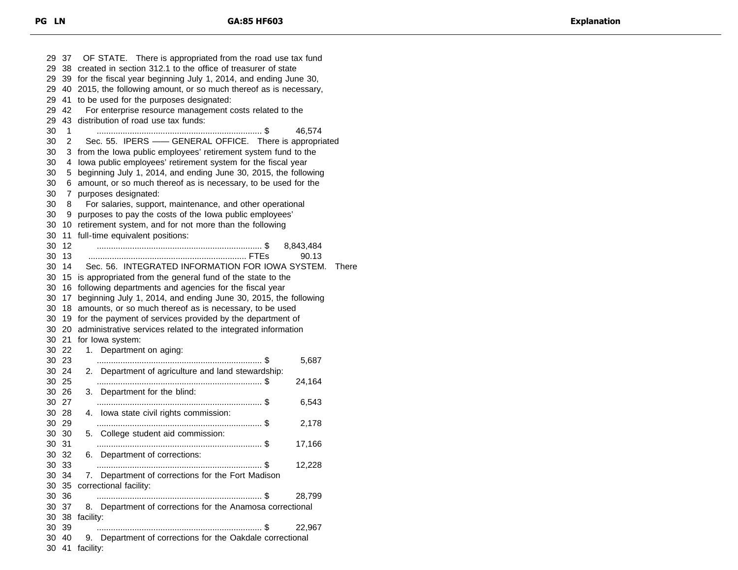29 37 OF STATE. There is appropriated from the road use tax fund
29 38 created in section 312.1 to the office of treasurer of state
29 39 for the fiscal year beginning July 1, 2014, and ending June 30,
29 40 2015, the following amount, or so much thereof as is necessary,
29 41 to be used for the purposes designated:
29 42 For enterprise resource management costs related to the
29 43 distribution of road use tax funds:
30 1 ...................................................................... $ 46,574
30 2 Sec. 55. IPERS —— GENERAL OFFICE. There is appropriated
30 3 from the Iowa public employees' retirement system fund to the
30 4 Iowa public employees' retirement system for the fiscal year
30 5 beginning July 1, 2014, and ending June 30, 2015, the following
30 6 amount, or so much thereof as is necessary, to be used for the
30 7 purposes designated:
30 8 For salaries, support, maintenance, and other operational
30 9 purposes to pay the costs of the Iowa public employees'
30 10 retirement system, and for not more than the following
30 11 full-time equivalent positions:
30 12 ...................................................................... $ 8,843,484
30 13 ................................................................... FTEs 90.13
30 14 Sec. 56. INTEGRATED INFORMATION FOR IOWA SYSTEM. There
30 15 is appropriated from the general fund of the state to the
30 16 following departments and agencies for the fiscal year
30 17 beginning July 1, 2014, and ending June 30, 2015, the following
30 18 amounts, or so much thereof as is necessary, to be used
30 19 for the payment of services provided by the department of
30 20 administrative services related to the integrated information
30 21 for Iowa system:
30 22 1. Department on aging:
30 23 ...................................................................... $ 5,687
30 24 2. Department of agriculture and land stewardship:
30 25 ...................................................................... $ 24,164
30 26 3. Department for the blind:
30 27 ...................................................................... $ 6,543
30 28 4. Iowa state civil rights commission:
30 29 ...................................................................... $ 2,178
30 30 5. College student aid commission:
30 31 ...................................................................... $ 17,166
30 32 6. Department of corrections:
30 33 ...................................................................... $ 12,228
30 34 7. Department of corrections for the Fort Madison
30 35 correctional facility:
30 36 ...................................................................... $ 28,799
30 37 8. Department of corrections for the Anamosa correctional
30 38 facility:
30 39 ...................................................................... $ 22,967
30 40 9. Department of corrections for the Oakdale correctional
30 41 facility: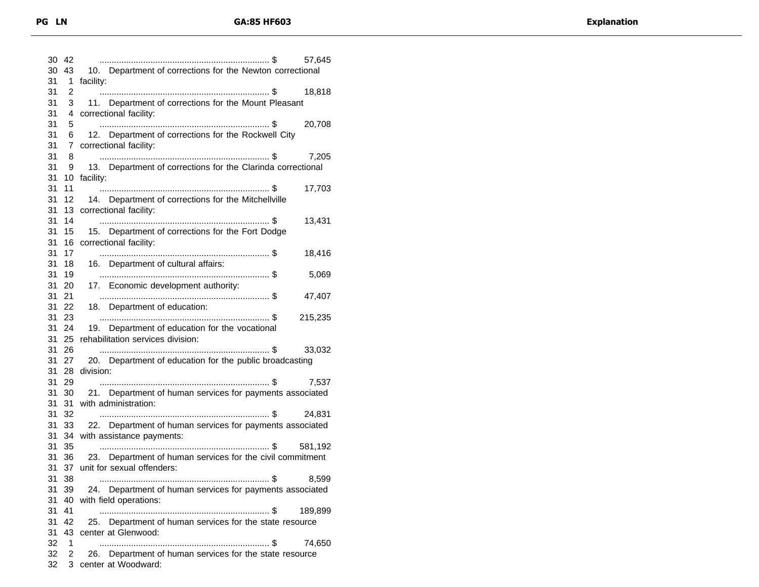| PG | LN | GA:85 HF603 | Explanation |
|---|---|---|---|
| 30 | 42 | ...................................................................... $ 57,645 | |
| 30 | 43 | 10. Department of corrections for the Newton correctional | |
| 31 | 1 | facility: | |
| 31 | 2 | ...................................................................... $ 18,818 | |
| 31 | 3 | 11. Department of corrections for the Mount Pleasant | |
| 31 | 4 | correctional facility: | |
| 31 | 5 | ...................................................................... $ 20,708 | |
| 31 | 6 | 12. Department of corrections for the Rockwell City | |
| 31 | 7 | correctional facility: | |
| 31 | 8 | ...................................................................... $ 7,205 | |
| 31 | 9 | 13. Department of corrections for the Clarinda correctional | |
| 31 | 10 | facility: | |
| 31 | 11 | ...................................................................... $ 17,703 | |
| 31 | 12 | 14. Department of corrections for the Mitchellville | |
| 31 | 13 | correctional facility: | |
| 31 | 14 | ...................................................................... $ 13,431 | |
| 31 | 15 | 15. Department of corrections for the Fort Dodge | |
| 31 | 16 | correctional facility: | |
| 31 | 17 | ...................................................................... $ 18,416 | |
| 31 | 18 | 16. Department of cultural affairs: | |
| 31 | 19 | ...................................................................... $ 5,069 | |
| 31 | 20 | 17. Economic development authority: | |
| 31 | 21 | ...................................................................... $ 47,407 | |
| 31 | 22 | 18. Department of education: | |
| 31 | 23 | ...................................................................... $ 215,235 | |
| 31 | 24 | 19. Department of education for the vocational | |
| 31 | 25 | rehabilitation services division: | |
| 31 | 26 | ...................................................................... $ 33,032 | |
| 31 | 27 | 20. Department of education for the public broadcasting | |
| 31 | 28 | division: | |
| 31 | 29 | ...................................................................... $ 7,537 | |
| 31 | 30 | 21. Department of human services for payments associated | |
| 31 | 31 | with administration: | |
| 31 | 32 | ...................................................................... $ 24,831 | |
| 31 | 33 | 22. Department of human services for payments associated | |
| 31 | 34 | with assistance payments: | |
| 31 | 35 | ...................................................................... $ 581,192 | |
| 31 | 36 | 23. Department of human services for the civil commitment | |
| 31 | 37 | unit for sexual offenders: | |
| 31 | 38 | ...................................................................... $ 8,599 | |
| 31 | 39 | 24. Department of human services for payments associated | |
| 31 | 40 | with field operations: | |
| 31 | 41 | ...................................................................... $ 189,899 | |
| 31 | 42 | 25. Department of human services for the state resource | |
| 31 | 43 | center at Glenwood: | |
| 32 | 1 | ...................................................................... $ 74,650 | |
| 32 | 2 | 26. Department of human services for the state resource | |
| 32 | 3 | center at Woodward: | |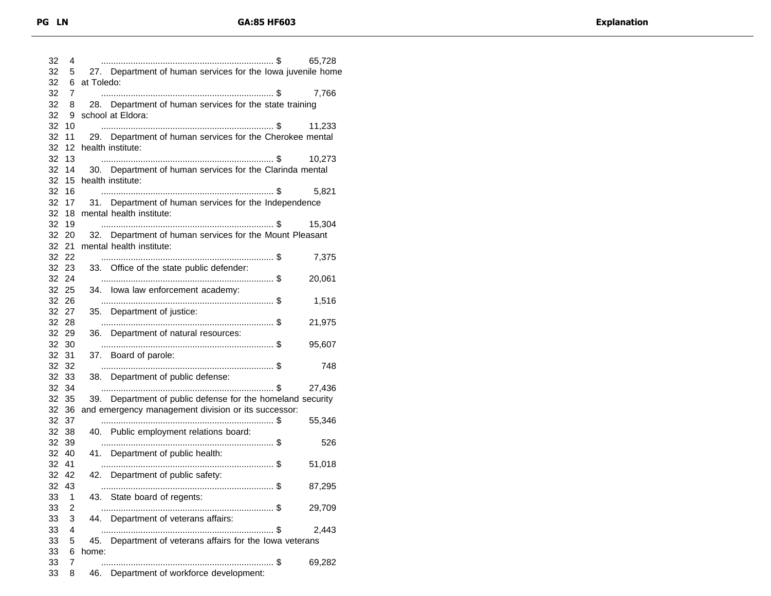| PG | LN | GA:85 HF603 |
|---|---|---|
| 32 | 4 | ...................................................................... $ 65,728 |
| 32 | 5 | 27. Department of human services for the Iowa juvenile home |
| 32 | 6 | at Toledo: |
| 32 | 7 | ...................................................................... $ 7,766 |
| 32 | 8 | 28. Department of human services for the state training |
| 32 | 9 | school at Eldora: |
| 32 | 10 | ...................................................................... $ 11,233 |
| 32 | 11 | 29. Department of human services for the Cherokee mental |
| 32 | 12 | health institute: |
| 32 | 13 | ...................................................................... $ 10,273 |
| 32 | 14 | 30. Department of human services for the Clarinda mental |
| 32 | 15 | health institute: |
| 32 | 16 | ...................................................................... $ 5,821 |
| 32 | 17 | 31. Department of human services for the Independence |
| 32 | 18 | mental health institute: |
| 32 | 19 | ...................................................................... $ 15,304 |
| 32 | 20 | 32. Department of human services for the Mount Pleasant |
| 32 | 21 | mental health institute: |
| 32 | 22 | ...................................................................... $ 7,375 |
| 32 | 23 | 33. Office of the state public defender: |
| 32 | 24 | ...................................................................... $ 20,061 |
| 32 | 25 | 34. Iowa law enforcement academy: |
| 32 | 26 | ...................................................................... $ 1,516 |
| 32 | 27 | 35. Department of justice: |
| 32 | 28 | ...................................................................... $ 21,975 |
| 32 | 29 | 36. Department of natural resources: |
| 32 | 30 | ...................................................................... $ 95,607 |
| 32 | 31 | 37. Board of parole: |
| 32 | 32 | ...................................................................... $ 748 |
| 32 | 33 | 38. Department of public defense: |
| 32 | 34 | ...................................................................... $ 27,436 |
| 32 | 35 | 39. Department of public defense for the homeland security |
| 32 | 36 | and emergency management division or its successor: |
| 32 | 37 | ...................................................................... $ 55,346 |
| 32 | 38 | 40. Public employment relations board: |
| 32 | 39 | ...................................................................... $ 526 |
| 32 | 40 | 41. Department of public health: |
| 32 | 41 | ...................................................................... $ 51,018 |
| 32 | 42 | 42. Department of public safety: |
| 32 | 43 | ...................................................................... $ 87,295 |
| 33 | 1 | 43. State board of regents: |
| 33 | 2 | ...................................................................... $ 29,709 |
| 33 | 3 | 44. Department of veterans affairs: |
| 33 | 4 | ...................................................................... $ 2,443 |
| 33 | 5 | 45. Department of veterans affairs for the Iowa veterans |
| 33 | 6 | home: |
| 33 | 7 | ...................................................................... $ 69,282 |
| 33 | 8 | 46. Department of workforce development: |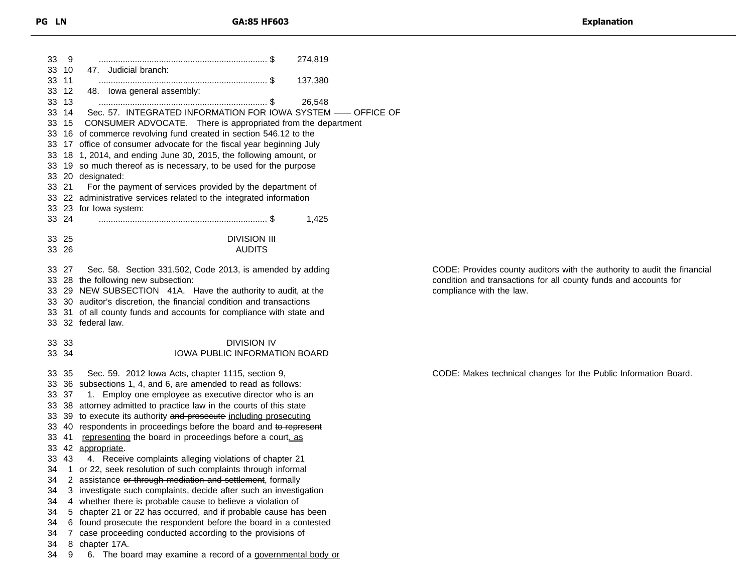| PG | LN | GA:85 HF603 | Explanation |
|---|---|---|---|
| 33 | 9 | ...................................................................... $ 274,819 | |
| 33 | 10 | 47. Judicial branch: | |
| 33 | 11 | ...................................................................... $ 137,380 | |
| 33 | 12 | 48. Iowa general assembly: | |
| 33 | 13 | ...................................................................... $ 26,548 | |
| 33 | 14 | Sec. 57. INTEGRATED INFORMATION FOR IOWA SYSTEM —— OFFICE OF | |
| 33 | 15 | CONSUMER ADVOCATE. There is appropriated from the department | |
| 33 | 16 | of commerce revolving fund created in section 546.12 to the | |
| 33 | 17 | office of consumer advocate for the fiscal year beginning July | |
| 33 | 18 | 1, 2014, and ending June 30, 2015, the following amount, or | |
| 33 | 19 | so much thereof as is necessary, to be used for the purpose | |
| 33 | 20 | designated: | |
| 33 | 21 | For the payment of services provided by the department of | |
| 33 | 22 | administrative services related to the integrated information | |
| 33 | 23 | for Iowa system: | |
| 33 | 24 | ...................................................................... $ 1,425 | |
| 33 | 25 | DIVISION III | |
| 33 | 26 | AUDITS | |
| 33 | 27 | Sec. 58. Section 331.502, Code 2013, is amended by adding | CODE: Provides county auditors with the authority to audit the financial condition and transactions for all county funds and accounts for compliance with the law. |
| 33 | 28 | the following new subsection: | |
| 33 | 29 | NEW SUBSECTION 41A. Have the authority to audit, at the | |
| 33 | 30 | auditor's discretion, the financial condition and transactions | |
| 33 | 31 | of all county funds and accounts for compliance with state and | |
| 33 | 32 | federal law. | |
| 33 | 33 | DIVISION IV | |
| 33 | 34 | IOWA PUBLIC INFORMATION BOARD | |
| 33 | 35 | Sec. 59. 2012 Iowa Acts, chapter 1115, section 9, | CODE: Makes technical changes for the Public Information Board. |
| 33 | 36 | subsections 1, 4, and 6, are amended to read as follows: | |
| 33 | 37 | 1. Employ one employee as executive director who is an | |
| 33 | 38 | attorney admitted to practice law in the courts of this state | |
| 33 | 39 | to execute its authority ~~and prosecute~~ <u>including prosecuting</u> | |
| 33 | 40 | respondents in proceedings before the board and ~~to represent~~ | |
| 33 | 41 | <u>representing</u> the board in proceedings before a court<u>, as</u> | |
| 33 | 42 | <u>appropriate</u>. | |
| 33 | 43 | 4. Receive complaints alleging violations of chapter 21 | |
| 34 | 1 | or 22, seek resolution of such complaints through informal | |
| 34 | 2 | assistance ~~or through mediation and settlement~~, formally | |
| 34 | 3 | investigate such complaints, decide after such an investigation | |
| 34 | 4 | whether there is probable cause to believe a violation of | |
| 34 | 5 | chapter 21 or 22 has occurred, and if probable cause has been | |
| 34 | 6 | found prosecute the respondent before the board in a contested | |
| 34 | 7 | case proceeding conducted according to the provisions of | |
| 34 | 8 | chapter 17A. | |
| 34 | 9 | 6. The board may examine a record of a <u>governmental body or</u> | |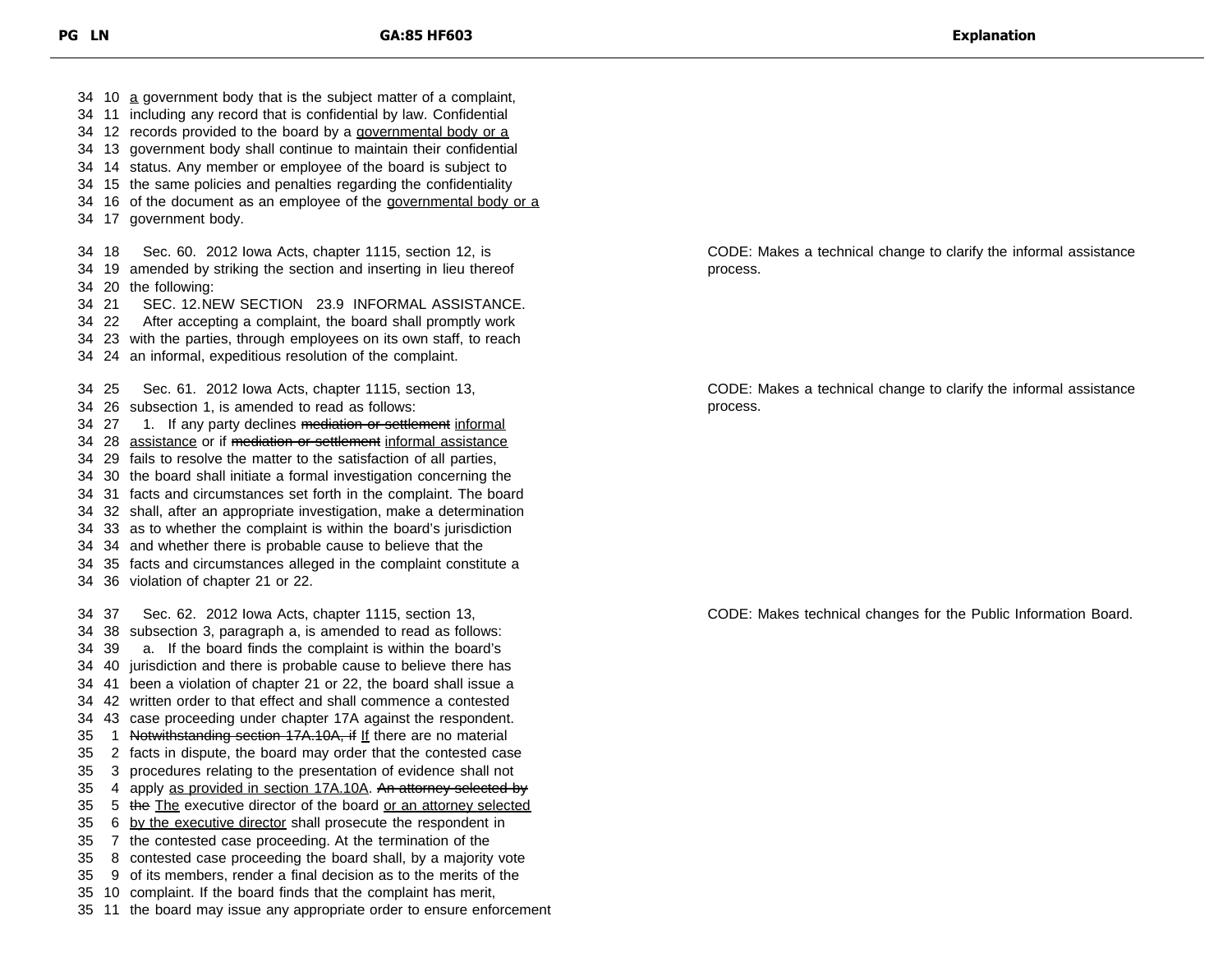| PG | LN | GA:85 HF603 | Explanation |
|---|---|---|---|
| 34 | 10 | <u>a</u> government body that is the subject matter of a complaint, | |
| 34 | 11 | including any record that is confidential by law. Confidential | |
| 34 | 12 | records provided to the board by a ~~governmental body or a~~ | |
| 34 | 13 | government body shall continue to maintain their confidential | |
| 34 | 14 | status. Any member or employee of the board is subject to | |
| 34 | 15 | the same policies and penalties regarding the confidentiality | |
| 34 | 16 | of the document as an employee of the ~~governmental body or a~~ | |
| 34 | 17 | government body. | |
| 34 | 18 | Sec. 60. 2012 Iowa Acts, chapter 1115, section 12, is | CODE: Makes a technical change to clarify the informal assistance process. |
| 34 | 19 | amended by striking the section and inserting in lieu thereof | |
| 34 | 20 | the following: | |
| 34 | 21 | SEC. 12. NEW SECTION 23.9 INFORMAL ASSISTANCE. | |
| 34 | 22 | After accepting a complaint, the board shall promptly work | |
| 34 | 23 | with the parties, through employees on its own staff, to reach | |
| 34 | 24 | an informal, expeditious resolution of the complaint. | |
| 34 | 25 | Sec. 61. 2012 Iowa Acts, chapter 1115, section 13, | CODE: Makes a technical change to clarify the informal assistance process. |
| 34 | 26 | subsection 1, is amended to read as follows: | |
| 34 | 27 | 1. If any party declines ~~mediation or settlement~~ <u>informal</u> | |
| 34 | 28 | <u>assistance</u> or if ~~mediation or settlement~~ <u>informal assistance</u> | |
| 34 | 29 | fails to resolve the matter to the satisfaction of all parties, | |
| 34 | 30 | the board shall initiate a formal investigation concerning the | |
| 34 | 31 | facts and circumstances set forth in the complaint. The board | |
| 34 | 32 | shall, after an appropriate investigation, make a determination | |
| 34 | 33 | as to whether the complaint is within the board's jurisdiction | |
| 34 | 34 | and whether there is probable cause to believe that the | |
| 34 | 35 | facts and circumstances alleged in the complaint constitute a | |
| 34 | 36 | violation of chapter 21 or 22. | |
| 34 | 37 | Sec. 62. 2012 Iowa Acts, chapter 1115, section 13, | CODE: Makes technical changes for the Public Information Board. |
| 34 | 38 | subsection 3, paragraph a, is amended to read as follows: | |
| 34 | 39 | a. If the board finds the complaint is within the board's | |
| 34 | 40 | jurisdiction and there is probable cause to believe there has | |
| 34 | 41 | been a violation of chapter 21 or 22, the board shall issue a | |
| 34 | 42 | written order to that effect and shall commence a contested | |
| 34 | 43 | case proceeding under chapter 17A against the respondent. | |
| 35 | 1 | ~~Notwithstanding section 17A.10A, if~~ <u>If</u> there are no material | |
| 35 | 2 | facts in dispute, the board may order that the contested case | |
| 35 | 3 | procedures relating to the presentation of evidence shall not | |
| 35 | 4 | apply <u>as provided in section 17A.10A</u>. ~~An attorney selected by~~ | |
| 35 | 5 | ~~the~~ <u>The</u> executive director of the board <u>or an attorney selected</u> | |
| 35 | 6 | <u>by the executive director</u> shall prosecute the respondent in | |
| 35 | 7 | the contested case proceeding. At the termination of the | |
| 35 | 8 | contested case proceeding the board shall, by a majority vote | |
| 35 | 9 | of its members, render a final decision as to the merits of the | |
| 35 | 10 | complaint. If the board finds that the complaint has merit, | |
| 35 | 11 | the board may issue any appropriate order to ensure enforcement | |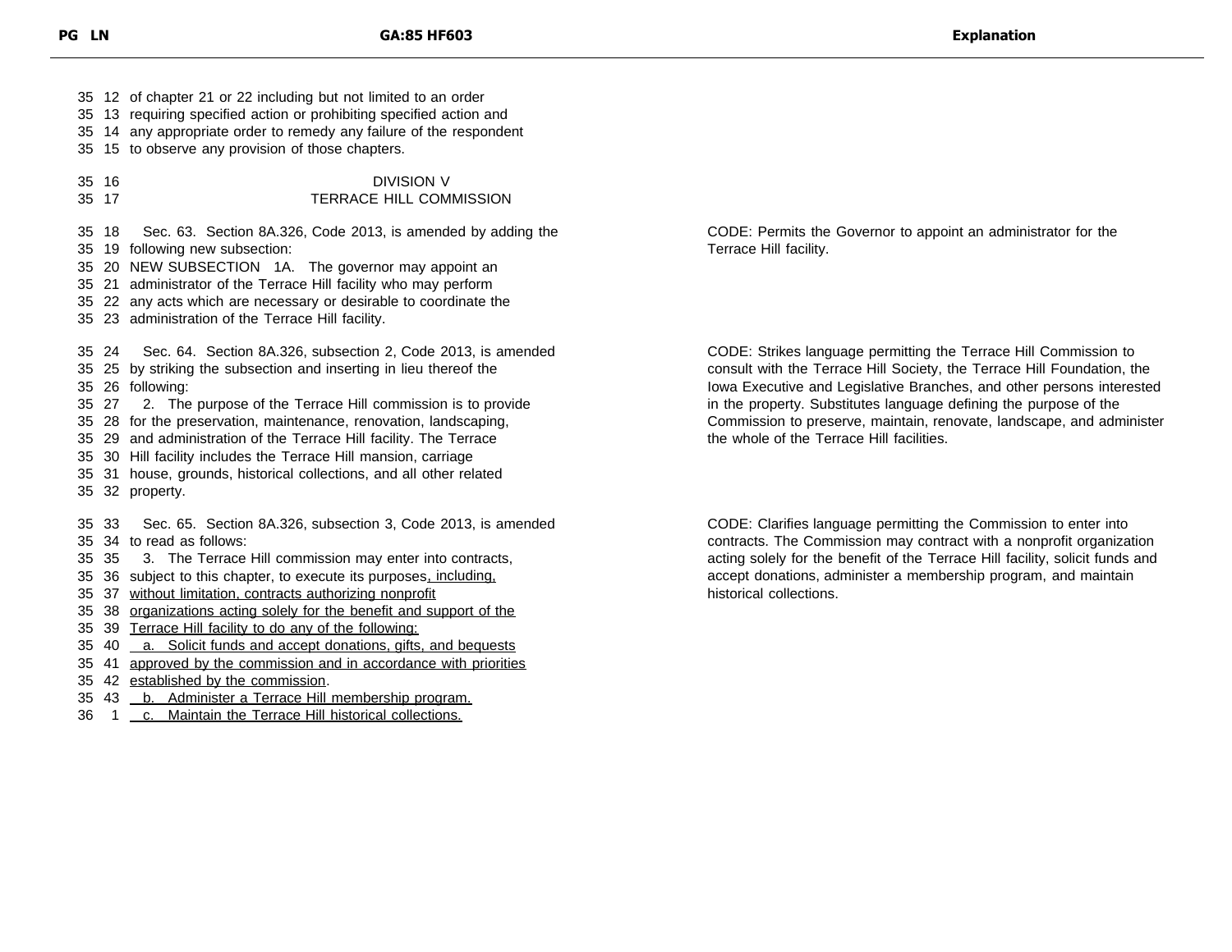| PG | LN | GA:85 HF603 | Explanation |
|---|---|---|---|
| 35 | 12 | of chapter 21 or 22 including but not limited to an order | |
| 35 | 13 | requiring specified action or prohibiting specified action and | |
| 35 | 14 | any appropriate order to remedy any failure of the respondent | |
| 35 | 15 | to observe any provision of those chapters. | |
| 35 | 16 | DIVISION V | |
| 35 | 17 | TERRACE HILL COMMISSION | |
| 35 | 18 | Sec. 63. Section 8A.326, Code 2013, is amended by adding the | CODE: Permits the Governor to appoint an administrator for the Terrace Hill facility. |
| 35 | 19 | following new subsection: | |
| 35 | 20 | NEW SUBSECTION 1A. The governor may appoint an | |
| 35 | 21 | administrator of the Terrace Hill facility who may perform | |
| 35 | 22 | any acts which are necessary or desirable to coordinate the | |
| 35 | 23 | administration of the Terrace Hill facility. | |
| 35 | 24 | Sec. 64. Section 8A.326, subsection 2, Code 2013, is amended | CODE: Strikes language permitting the Terrace Hill Commission to consult with the Terrace Hill Society, the Terrace Hill Foundation, the Iowa Executive and Legislative Branches, and other persons interested in the property. Substitutes language defining the purpose of the Commission to preserve, maintain, renovate, landscape, and administer the whole of the Terrace Hill facilities. |
| 35 | 25 | by striking the subsection and inserting in lieu thereof the | |
| 35 | 26 | following: | |
| 35 | 27 | 2. The purpose of the Terrace Hill commission is to provide | |
| 35 | 28 | for the preservation, maintenance, renovation, landscaping, | |
| 35 | 29 | and administration of the Terrace Hill facility. The Terrace | |
| 35 | 30 | Hill facility includes the Terrace Hill mansion, carriage | |
| 35 | 31 | house, grounds, historical collections, and all other related | |
| 35 | 32 | property. | |
| 35 | 33 | Sec. 65. Section 8A.326, subsection 3, Code 2013, is amended | CODE: Clarifies language permitting the Commission to enter into contracts. The Commission may contract with a nonprofit organization acting solely for the benefit of the Terrace Hill facility, solicit funds and accept donations, administer a membership program, and maintain historical collections. |
| 35 | 34 | to read as follows: | |
| 35 | 35 | 3. The Terrace Hill commission may enter into contracts, | |
| 35 | 36 | subject to this chapter, to execute its purposes, including, | |
| 35 | 37 | without limitation, contracts authorizing nonprofit | |
| 35 | 38 | organizations acting solely for the benefit and support of the | |
| 35 | 39 | Terrace Hill facility to do any of the following: | |
| 35 | 40 | a. Solicit funds and accept donations, gifts, and bequests | |
| 35 | 41 | approved by the commission and in accordance with priorities | |
| 35 | 42 | established by the commission. | |
| 35 | 43 | b. Administer a Terrace Hill membership program. | |
| 36 | 1 | c. Maintain the Terrace Hill historical collections. | |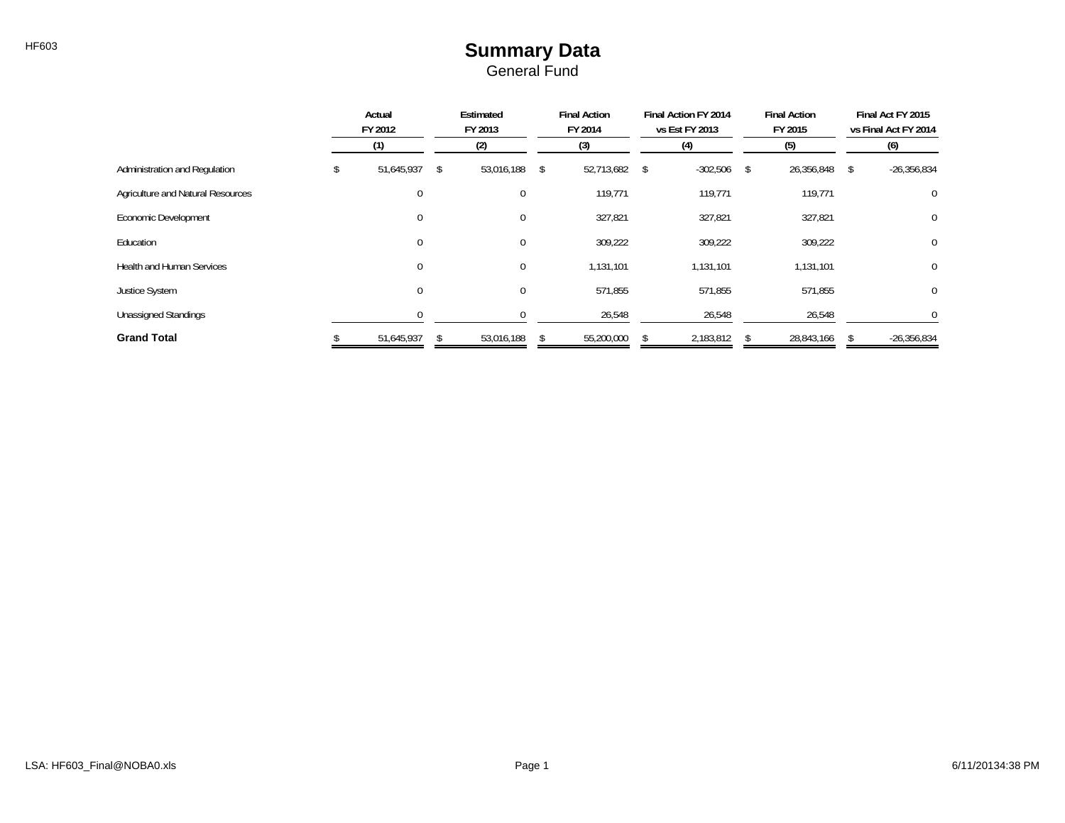HF603

# Summary Data

General Fund

| | Actual FY 2012 (1) | Estimated FY 2013 (2) | Final Action FY 2014 (3) | Final Action FY 2014 vs Est FY 2013 (4) | Final Action FY 2015 (5) | Final Act FY 2015 vs Final Act FY 2014 (6) |
|---|---|---|---|---|---|---|
| Administration and Regulation | $ 51,645,937 | $ 53,016,188 | $ 52,713,682 | $ -302,506 | $ 26,356,848 | $ -26,356,834 |
| Agriculture and Natural Resources | 0 | 0 | 119,771 | 119,771 | 119,771 | 0 |
| Economic Development | 0 | 0 | 327,821 | 327,821 | 327,821 | 0 |
| Education | 0 | 0 | 309,222 | 309,222 | 309,222 | 0 |
| Health and Human Services | 0 | 0 | 1,131,101 | 1,131,101 | 1,131,101 | 0 |
| Justice System | 0 | 0 | 571,855 | 571,855 | 571,855 | 0 |
| Unassigned Standings | 0 | 0 | 26,548 | 26,548 | 26,548 | 0 |
| **Grand Total** | $ 51,645,937 | $ 53,016,188 | $ 55,200,000 | $ 2,183,812 | $ 28,843,166 | $ -26,356,834 |

LSA: HF603_Final@NOBA0.xls 6/11/2013 4:38 PM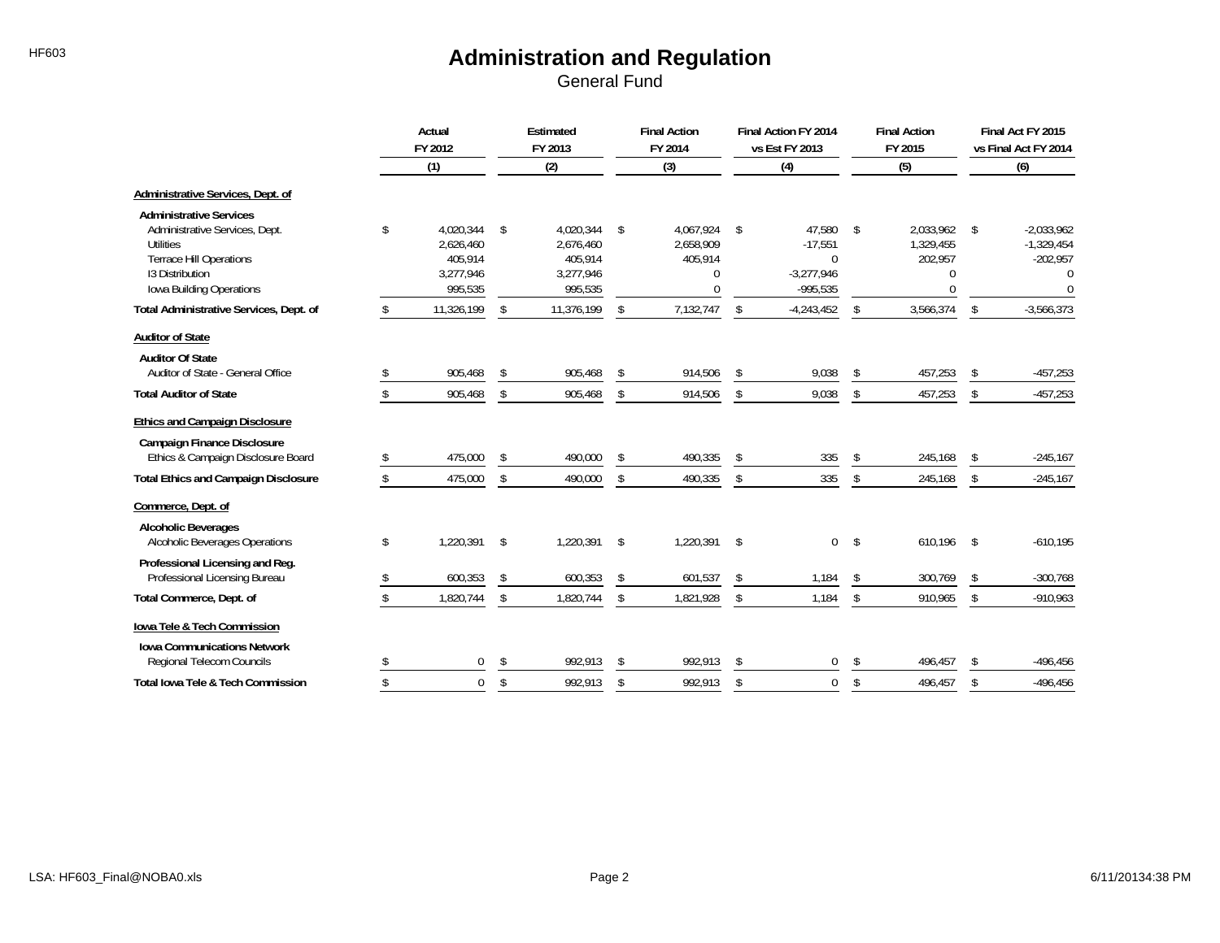# Administration and Regulation

General Fund

| | Actual FY 2012 (1) | Estimated FY 2013 (2) | Final Action FY 2014 (3) | Final Action FY 2014 vs Est FY 2013 (4) | Final Action FY 2015 (5) | Final Act FY 2015 vs Final Act FY 2014 (6) |
|---|---|---|---|---|---|---|
| **Administrative Services, Dept. of** | | | | | | |
| **Administrative Services** | | | | | | |
| Administrative Services, Dept. | $ 4,020,344 | $ 4,020,344 | $ 4,067,924 | $ 47,580 | $ 2,033,962 | $ -2,033,962 |
| Utilities | 2,626,460 | 2,676,460 | 2,658,909 | -17,551 | 1,329,455 | -1,329,454 |
| Terrace Hill Operations | 405,914 | 405,914 | 405,914 | 0 | 202,957 | -202,957 |
| I3 Distribution | 3,277,946 | 3,277,946 | 0 | -3,277,946 | 0 | 0 |
| Iowa Building Operations | 995,535 | 995,535 | 0 | -995,535 | 0 | 0 |
| **Total Administrative Services, Dept. of** | $ 11,326,199 | $ 11,376,199 | $ 7,132,747 | $ -4,243,452 | $ 3,566,374 | $ -3,566,373 |
| **Auditor of State** | | | | | | |
| **Auditor Of State** | | | | | | |
| Auditor of State - General Office | $ 905,468 | $ 905,468 | $ 914,506 | $ 9,038 | $ 457,253 | $ -457,253 |
| **Total Auditor of State** | $ 905,468 | $ 905,468 | $ 914,506 | $ 9,038 | $ 457,253 | $ -457,253 |
| **Ethics and Campaign Disclosure** | | | | | | |
| **Campaign Finance Disclosure** | | | | | | |
| Ethics & Campaign Disclosure Board | $ 475,000 | $ 490,000 | $ 490,335 | $ 335 | $ 245,168 | $ -245,167 |
| **Total Ethics and Campaign Disclosure** | $ 475,000 | $ 490,000 | $ 490,335 | $ 335 | $ 245,168 | $ -245,167 |
| **Commerce, Dept. of** | | | | | | |
| **Alcoholic Beverages** | | | | | | |
| Alcoholic Beverages Operations | $ 1,220,391 | $ 1,220,391 | $ 1,220,391 | $ 0 | $ 610,196 | $ -610,195 |
| **Professional Licensing and Reg.** | | | | | | |
| Professional Licensing Bureau | $ 600,353 | $ 600,353 | $ 601,537 | $ 1,184 | $ 300,769 | $ -300,768 |
| **Total Commerce, Dept. of** | $ 1,820,744 | $ 1,820,744 | $ 1,821,928 | $ 1,184 | $ 910,965 | $ -910,963 |
| **Iowa Tele & Tech Commission** | | | | | | |
| **Iowa Communications Network** | | | | | | |
| Regional Telecom Councils | $ 0 | $ 992,913 | $ 992,913 | $ 0 | $ 496,457 | $ -496,456 |
| **Total Iowa Tele & Tech Commission** | $ 0 | $ 992,913 | $ 992,913 | $ 0 | $ 496,457 | $ -496,456 |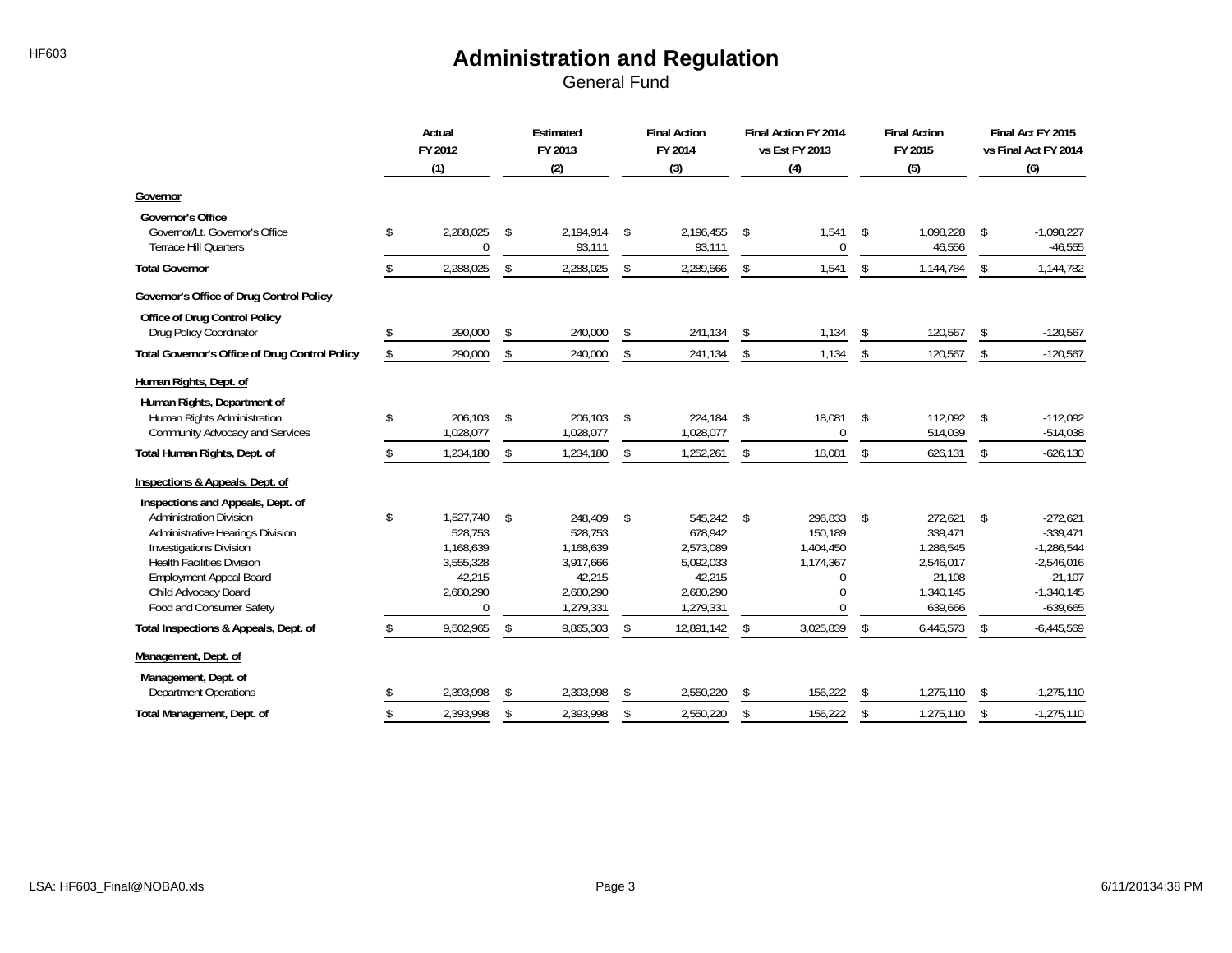# Administration and Regulation

General Fund

| | Actual FY 2012 (1) | Estimated FY 2013 (2) | Final Action FY 2014 (3) | Final Action FY 2014 vs Est FY 2013 (4) | Final Action FY 2015 (5) | Final Act FY 2015 vs Final Act FY 2014 (6) |
|---|---|---|---|---|---|---|
| **Governor** | | | | | | |
| **Governor's Office** | | | | | | |
| Governor/Lt. Governor's Office | $ 2,288,025 | $ 2,194,914 | $ 2,196,455 | $ 1,541 | $ 1,098,228 | $ -1,098,227 |
| Terrace Hill Quarters | 0 | 93,111 | 93,111 | 0 | 46,556 | -46,555 |
| **Total Governor** | $ 2,288,025 | $ 2,288,025 | $ 2,289,566 | $ 1,541 | $ 1,144,784 | $ -1,144,782 |
| **Governor's Office of Drug Control Policy** | | | | | | |
| **Office of Drug Control Policy** | | | | | | |
| Drug Policy Coordinator | $ 290,000 | $ 240,000 | $ 241,134 | $ 1,134 | $ 120,567 | $ -120,567 |
| **Total Governor's Office of Drug Control Policy** | $ 290,000 | $ 240,000 | $ 241,134 | $ 1,134 | $ 120,567 | $ -120,567 |
| **Human Rights, Dept. of** | | | | | | |
| **Human Rights, Department of** | | | | | | |
| Human Rights Administration | $ 206,103 | $ 206,103 | $ 224,184 | $ 18,081 | $ 112,092 | $ -112,092 |
| Community Advocacy and Services | 1,028,077 | 1,028,077 | 1,028,077 | 0 | 514,039 | -514,038 |
| **Total Human Rights, Dept. of** | $ 1,234,180 | $ 1,234,180 | $ 1,252,261 | $ 18,081 | $ 626,131 | $ -626,130 |
| **Inspections & Appeals, Dept. of** | | | | | | |
| **Inspections and Appeals, Dept. of** | | | | | | |
| Administration Division | $ 1,527,740 | $ 248,409 | $ 545,242 | $ 296,833 | $ 272,621 | $ -272,621 |
| Administrative Hearings Division | 528,753 | 528,753 | 678,942 | 150,189 | 339,471 | -339,471 |
| Investigations Division | 1,168,639 | 1,168,639 | 2,573,089 | 1,404,450 | 1,286,545 | -1,286,544 |
| Health Facilities Division | 3,555,328 | 3,917,666 | 5,092,033 | 1,174,367 | 2,546,017 | -2,546,016 |
| Employment Appeal Board | 42,215 | 42,215 | 42,215 | 0 | 21,108 | -21,107 |
| Child Advocacy Board | 2,680,290 | 2,680,290 | 2,680,290 | 0 | 1,340,145 | -1,340,145 |
| Food and Consumer Safety | 0 | 1,279,331 | 1,279,331 | 0 | 639,666 | -639,665 |
| **Total Inspections & Appeals, Dept. of** | $ 9,502,965 | $ 9,865,303 | $ 12,891,142 | $ 3,025,839 | $ 6,445,573 | $ -6,445,569 |
| **Management, Dept. of** | | | | | | |
| **Management, Dept. of** | | | | | | |
| Department Operations | $ 2,393,998 | $ 2,393,998 | $ 2,550,220 | $ 156,222 | $ 1,275,110 | $ -1,275,110 |
| **Total Management, Dept. of** | $ 2,393,998 | $ 2,393,998 | $ 2,550,220 | $ 156,222 | $ 1,275,110 | $ -1,275,110 |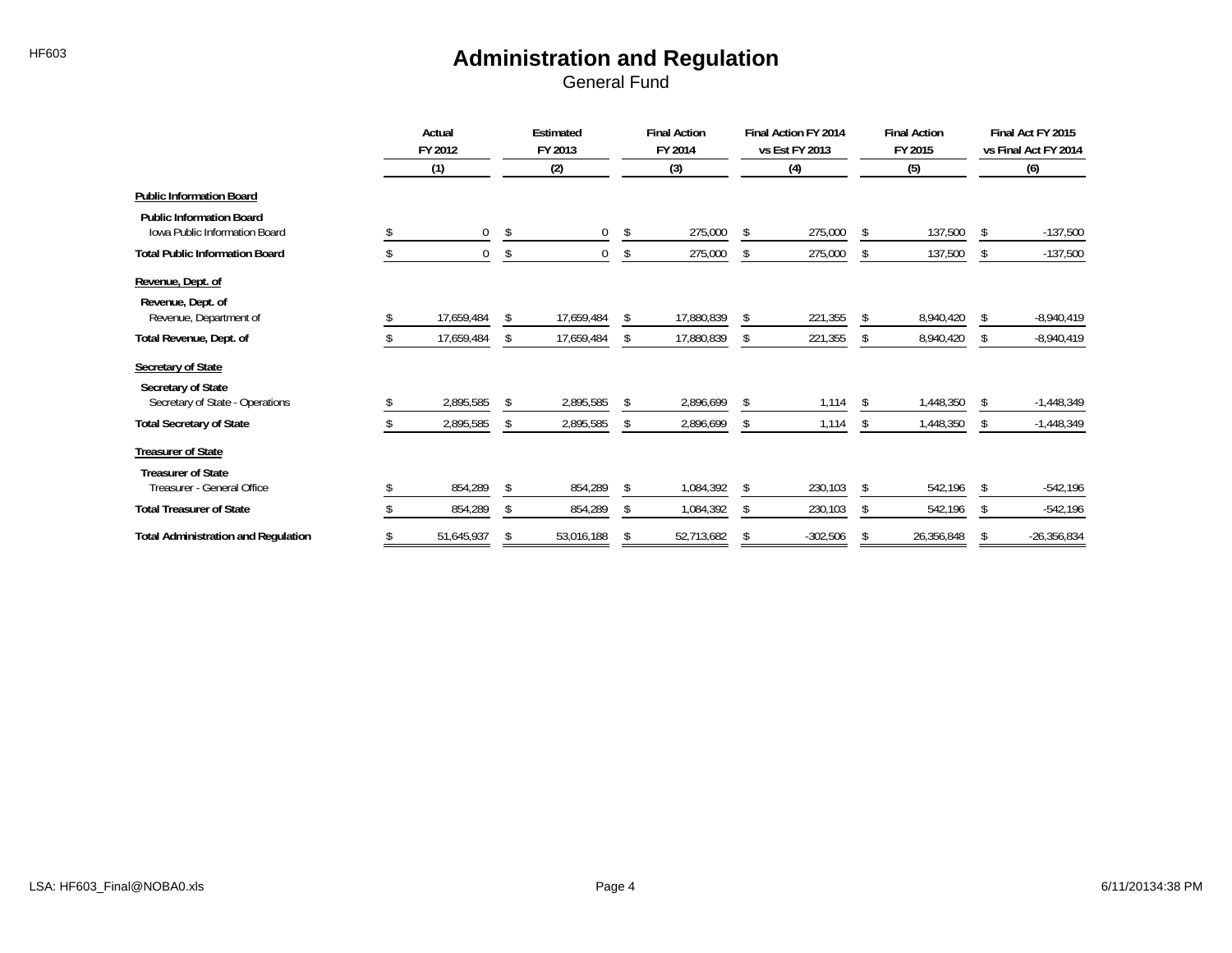# Administration and Regulation

General Fund

| | Actual FY 2012 (1) | Estimated FY 2013 (2) | Final Action FY 2014 (3) | Final Action FY 2014 vs Est FY 2013 (4) | Final Action FY 2015 (5) | Final Act FY 2015 vs Final Act FY 2014 (6) |
|---|---|---|---|---|---|---|
| **Public Information Board** | | | | | | |
| **Public Information Board** | | | | | | |
| Iowa Public Information Board | $ 0 | $ 0 | $ 275,000 | $ 275,000 | $ 137,500 | $ -137,500 |
| **Total Public Information Board** | $ 0 | $ 0 | $ 275,000 | $ 275,000 | $ 137,500 | $ -137,500 |
| **Revenue, Dept. of** | | | | | | |
| **Revenue, Dept. of** | | | | | | |
| Revenue, Department of | $ 17,659,484 | $ 17,659,484 | $ 17,880,839 | $ 221,355 | $ 8,940,420 | $ -8,940,419 |
| **Total Revenue, Dept. of** | $ 17,659,484 | $ 17,659,484 | $ 17,880,839 | $ 221,355 | $ 8,940,420 | $ -8,940,419 |
| **Secretary of State** | | | | | | |
| **Secretary of State** | | | | | | |
| Secretary of State - Operations | $ 2,895,585 | $ 2,895,585 | $ 2,896,699 | $ 1,114 | $ 1,448,350 | $ -1,448,349 |
| **Total Secretary of State** | $ 2,895,585 | $ 2,895,585 | $ 2,896,699 | $ 1,114 | $ 1,448,350 | $ -1,448,349 |
| **Treasurer of State** | | | | | | |
| **Treasurer of State** | | | | | | |
| Treasurer - General Office | $ 854,289 | $ 854,289 | $ 1,084,392 | $ 230,103 | $ 542,196 | $ -542,196 |
| **Total Treasurer of State** | $ 854,289 | $ 854,289 | $ 1,084,392 | $ 230,103 | $ 542,196 | $ -542,196 |
| **Total Administration and Regulation** | $ 51,645,937 | $ 53,016,188 | $ 52,713,682 | $ -302,506 | $ 26,356,848 | $ -26,356,834 |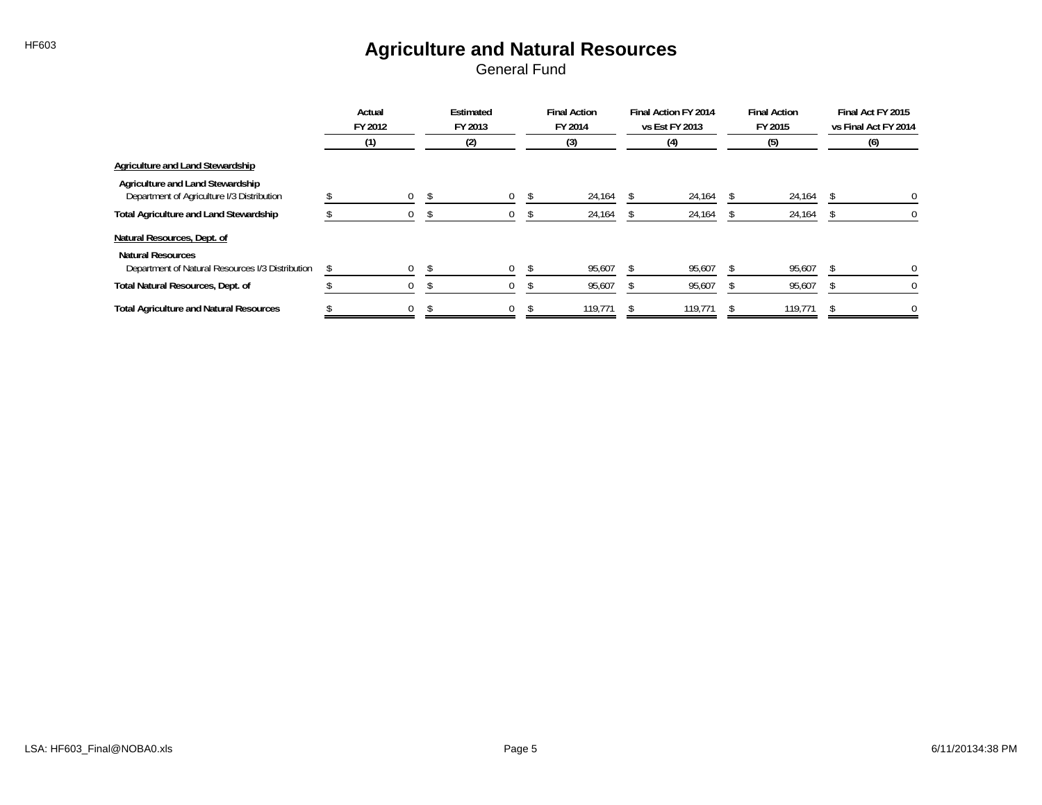# Agriculture and Natural Resources

General Fund

| | Actual FY 2012 (1) | Estimated FY 2013 (2) | Final Action FY 2014 (3) | Final Action FY 2014 vs Est FY 2013 (4) | Final Action FY 2015 (5) | Final Act FY 2015 vs Final Act FY 2014 (6) |
|---|---|---|---|---|---|---|
| **Agriculture and Land Stewardship** | | | | | | |
| **Agriculture and Land Stewardship** | | | | | | |
| Department of Agriculture I/3 Distribution | $ 0 | $ 0 | $ 24,164 | $ 24,164 | $ 24,164 | $ 0 |
| **Total Agriculture and Land Stewardship** | $ 0 | $ 0 | $ 24,164 | $ 24,164 | $ 24,164 | $ 0 |
| **Natural Resources, Dept. of** | | | | | | |
| **Natural Resources** | | | | | | |
| Department of Natural Resources I/3 Distribution | $ 0 | $ 0 | $ 95,607 | $ 95,607 | $ 95,607 | $ 0 |
| **Total Natural Resources, Dept. of** | $ 0 | $ 0 | $ 95,607 | $ 95,607 | $ 95,607 | $ 0 |
| **Total Agriculture and Natural Resources** | $ 0 | $ 0 | $ 119,771 | $ 119,771 | $ 119,771 | $ 0 |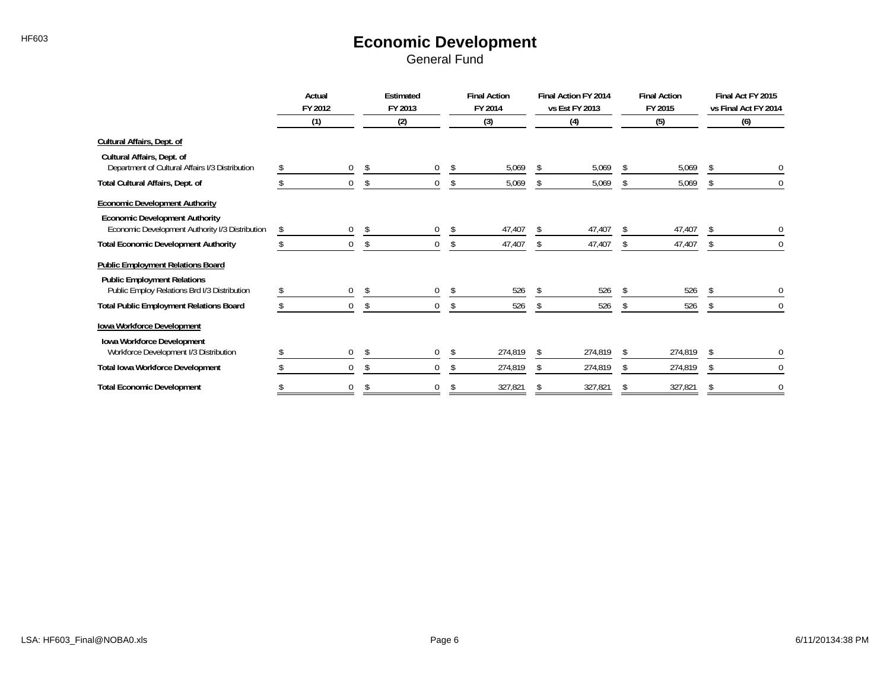# Economic Development

General Fund

| | Actual FY 2012 (1) | Estimated FY 2013 (2) | Final Action FY 2014 (3) | Final Action FY 2014 vs Est FY 2013 (4) | Final Action FY 2015 (5) | Final Act FY 2015 vs Final Act FY 2014 (6) |
|---|---|---|---|---|---|---|
| **Cultural Affairs, Dept. of** | | | | | | |
| **Cultural Affairs, Dept. of** | | | | | | |
| Department of Cultural Affairs I/3 Distribution | $ 0 | $ 0 | $ 5,069 | $ 5,069 | $ 5,069 | $ 0 |
| **Total Cultural Affairs, Dept. of** | $ 0 | $ 0 | $ 5,069 | $ 5,069 | $ 5,069 | $ 0 |
| **Economic Development Authority** | | | | | | |
| **Economic Development Authority** | | | | | | |
| Economic Development Authority I/3 Distribution | $ 0 | $ 0 | $ 47,407 | $ 47,407 | $ 47,407 | $ 0 |
| **Total Economic Development Authority** | $ 0 | $ 0 | $ 47,407 | $ 47,407 | $ 47,407 | $ 0 |
| **Public Employment Relations Board** | | | | | | |
| **Public Employment Relations** | | | | | | |
| Public Employ Relations Brd I/3 Distribution | $ 0 | $ 0 | $ 526 | $ 526 | $ 526 | $ 0 |
| **Total Public Employment Relations Board** | $ 0 | $ 0 | $ 526 | $ 526 | $ 526 | $ 0 |
| **Iowa Workforce Development** | | | | | | |
| **Iowa Workforce Development** | | | | | | |
| Workforce Development I/3 Distribution | $ 0 | $ 0 | $ 274,819 | $ 274,819 | $ 274,819 | $ 0 |
| **Total Iowa Workforce Development** | $ 0 | $ 0 | $ 274,819 | $ 274,819 | $ 274,819 | $ 0 |
| **Total Economic Development** | $ 0 | $ 0 | $ 327,821 | $ 327,821 | $ 327,821 | $ 0 |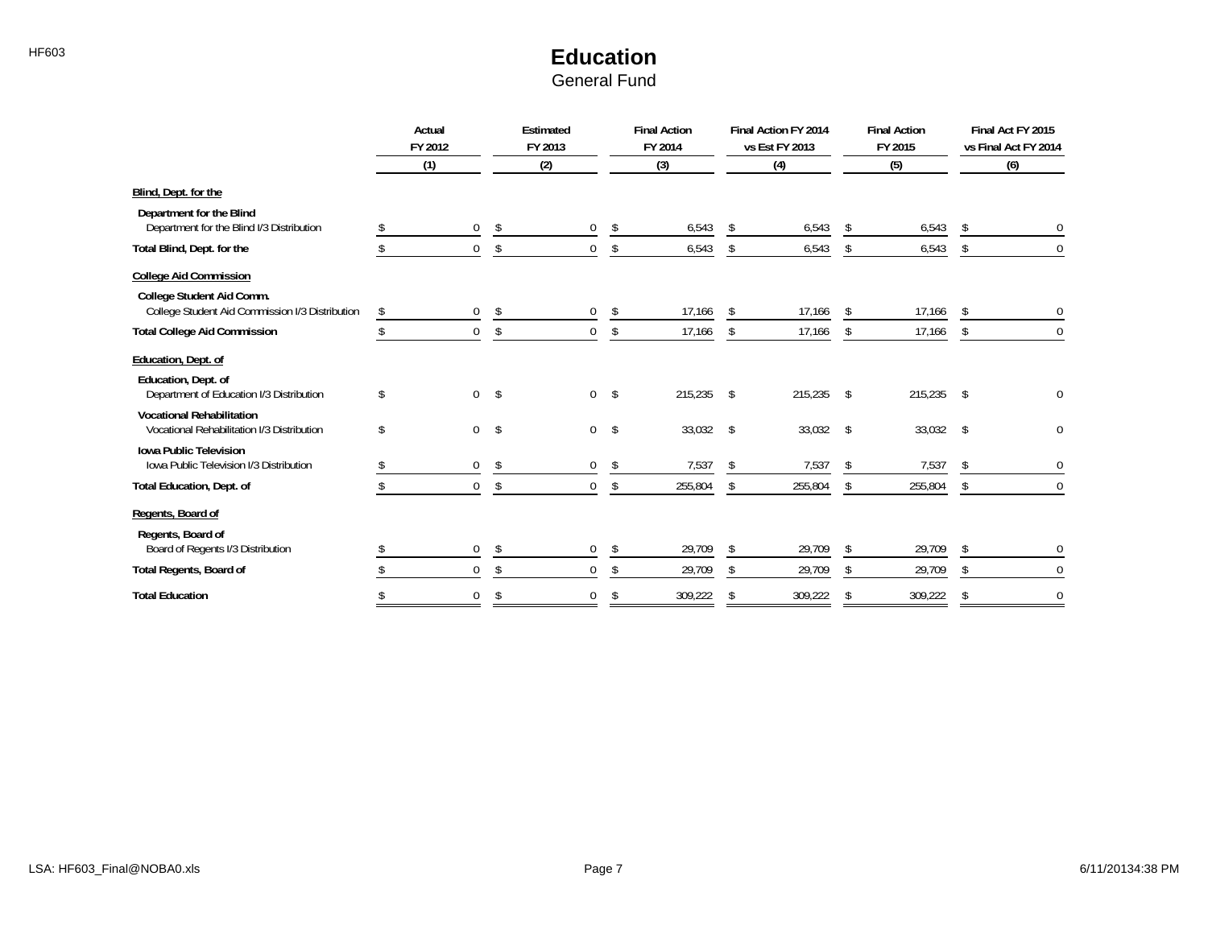# Education

General Fund

| | Actual FY 2012 (1) | Estimated FY 2013 (2) | Final Action FY 2014 (3) | Final Action FY 2014 vs Est FY 2013 (4) | Final Action FY 2015 (5) | Final Act FY 2015 vs Final Act FY 2014 (6) |
|---|---|---|---|---|---|---|
| **Blind, Dept. for the** | | | | | | |
| **Department for the Blind** | | | | | | |
| Department for the Blind I/3 Distribution | $ 0 | $ 0 | $ 6,543 | $ 6,543 | $ 6,543 | $ 0 |
| **Total Blind, Dept. for the** | $ 0 | $ 0 | $ 6,543 | $ 6,543 | $ 6,543 | $ 0 |
| **College Aid Commission** | | | | | | |
| **College Student Aid Comm.** | | | | | | |
| College Student Aid Commission I/3 Distribution | $ 0 | $ 0 | $ 17,166 | $ 17,166 | $ 17,166 | $ 0 |
| **Total College Aid Commission** | $ 0 | $ 0 | $ 17,166 | $ 17,166 | $ 17,166 | $ 0 |
| **Education, Dept. of** | | | | | | |
| **Education, Dept. of** | | | | | | |
| Department of Education I/3 Distribution | $ 0 | $ 0 | $ 215,235 | $ 215,235 | $ 215,235 | $ 0 |
| **Vocational Rehabilitation** | | | | | | |
| Vocational Rehabilitation I/3 Distribution | $ 0 | $ 0 | $ 33,032 | $ 33,032 | $ 33,032 | $ 0 |
| **Iowa Public Television** | | | | | | |
| Iowa Public Television I/3 Distribution | $ 0 | $ 0 | $ 7,537 | $ 7,537 | $ 7,537 | $ 0 |
| **Total Education, Dept. of** | $ 0 | $ 0 | $ 255,804 | $ 255,804 | $ 255,804 | $ 0 |
| **Regents, Board of** | | | | | | |
| **Regents, Board of** | | | | | | |
| Board of Regents I/3 Distribution | $ 0 | $ 0 | $ 29,709 | $ 29,709 | $ 29,709 | $ 0 |
| **Total Regents, Board of** | $ 0 | $ 0 | $ 29,709 | $ 29,709 | $ 29,709 | $ 0 |
| **Total Education** | $ 0 | $ 0 | $ 309,222 | $ 309,222 | $ 309,222 | $ 0 |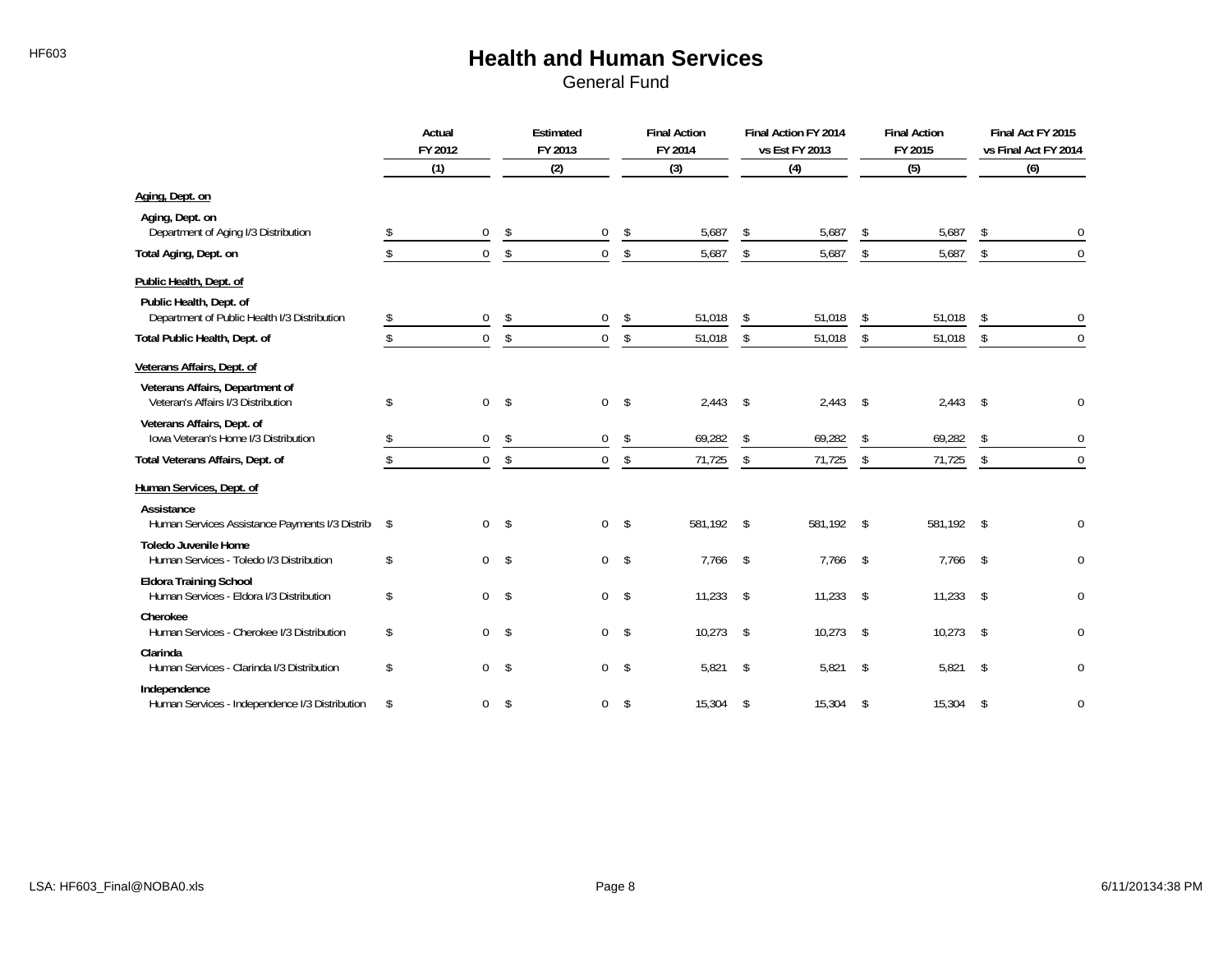# Health and Human Services

General Fund

| | Actual FY 2012 (1) | Estimated FY 2013 (2) | Final Action FY 2014 (3) | Final Action FY 2014 vs Est FY 2013 (4) | Final Action FY 2015 (5) | Final Act FY 2015 vs Final Act FY 2014 (6) |
|---|---|---|---|---|---|---|
| **Aging, Dept. on** | | | | | | |
| **Aging, Dept. on** | | | | | | |
| Department of Aging I/3 Distribution | $ 0 | $ 0 | $ 5,687 | $ 5,687 | $ 5,687 | $ 0 |
| **Total Aging, Dept. on** | $ 0 | $ 0 | $ 5,687 | $ 5,687 | $ 5,687 | $ 0 |
| **Public Health, Dept. of** | | | | | | |
| **Public Health, Dept. of** | | | | | | |
| Department of Public Health I/3 Distribution | $ 0 | $ 0 | $ 51,018 | $ 51,018 | $ 51,018 | $ 0 |
| **Total Public Health, Dept. of** | $ 0 | $ 0 | $ 51,018 | $ 51,018 | $ 51,018 | $ 0 |
| **Veterans Affairs, Dept. of** | | | | | | |
| **Veterans Affairs, Department of** | | | | | | |
| Veteran's Affairs I/3 Distribution | $ 0 | $ 0 | $ 2,443 | $ 2,443 | $ 2,443 | $ 0 |
| **Veterans Affairs, Dept. of** | | | | | | |
| Iowa Veteran's Home I/3 Distribution | $ 0 | $ 0 | $ 69,282 | $ 69,282 | $ 69,282 | $ 0 |
| **Total Veterans Affairs, Dept. of** | $ 0 | $ 0 | $ 71,725 | $ 71,725 | $ 71,725 | $ 0 |
| **Human Services, Dept. of** | | | | | | |
| **Assistance** | | | | | | |
| Human Services Assistance Payments I/3 Distrib | $ 0 | $ 0 | $ 581,192 | $ 581,192 | $ 581,192 | $ 0 |
| **Toledo Juvenile Home** | | | | | | |
| Human Services - Toledo I/3 Distribution | $ 0 | $ 0 | $ 7,766 | $ 7,766 | $ 7,766 | $ 0 |
| **Eldora Training School** | | | | | | |
| Human Services - Eldora I/3 Distribution | $ 0 | $ 0 | $ 11,233 | $ 11,233 | $ 11,233 | $ 0 |
| **Cherokee** | | | | | | |
| Human Services - Cherokee I/3 Distribution | $ 0 | $ 0 | $ 10,273 | $ 10,273 | $ 10,273 | $ 0 |
| **Clarinda** | | | | | | |
| Human Services - Clarinda I/3 Distribution | $ 0 | $ 0 | $ 5,821 | $ 5,821 | $ 5,821 | $ 0 |
| **Independence** | | | | | | |
| Human Services - Independence I/3 Distribution | $ 0 | $ 0 | $ 15,304 | $ 15,304 | $ 15,304 | $ 0 |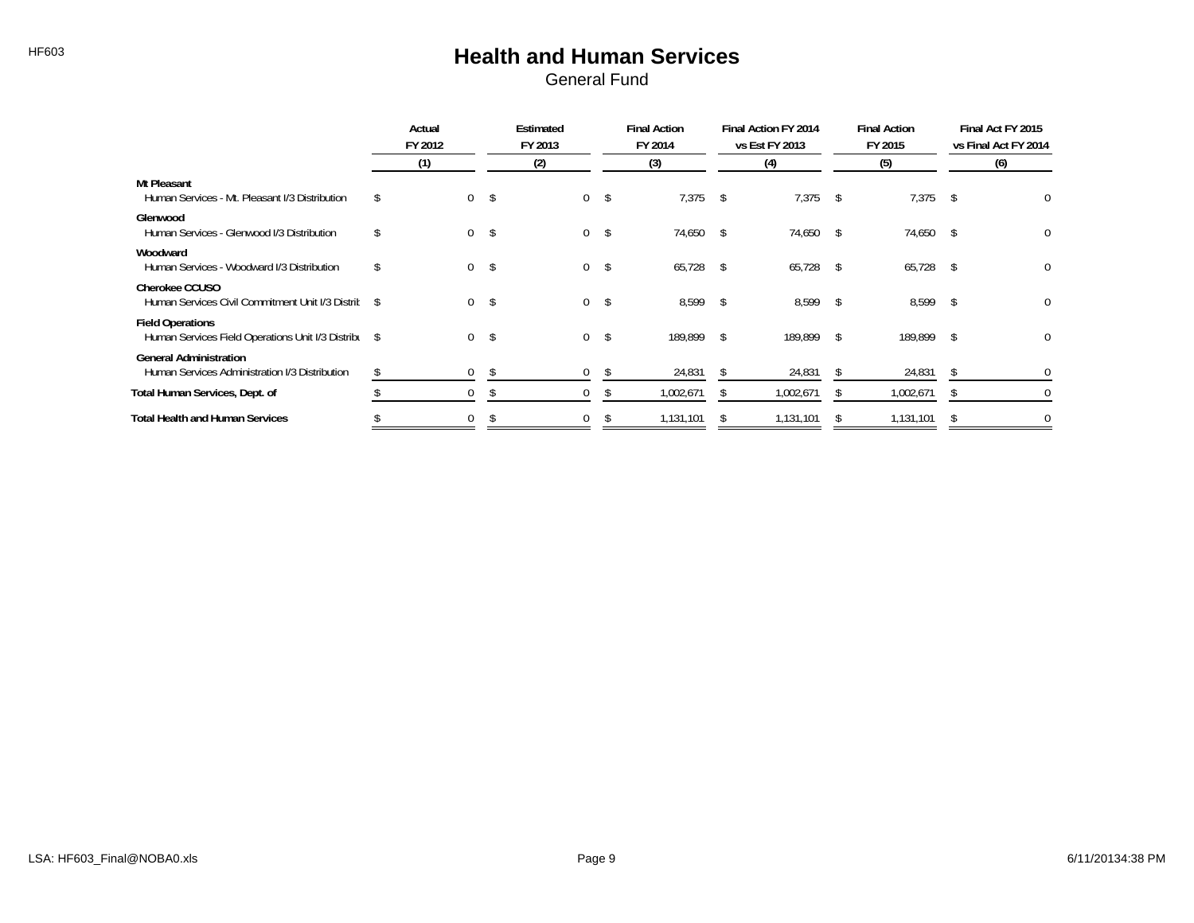# Health and Human Services

General Fund

| | Actual FY 2012 (1) | Estimated FY 2013 (2) | Final Action FY 2014 (3) | Final Action FY 2014 vs Est FY 2013 (4) | Final Action FY 2015 (5) | Final Act FY 2015 vs Final Act FY 2014 (6) |
|---|---|---|---|---|---|---|
| **Mt Pleasant** | | | | | | |
| Human Services - Mt. Pleasant I/3 Distribution | $ 0 | $ 0 | $ 7,375 | $ 7,375 | $ 7,375 | $ 0 |
| **Glenwood** | | | | | | |
| Human Services - Glenwood I/3 Distribution | $ 0 | $ 0 | $ 74,650 | $ 74,650 | $ 74,650 | $ 0 |
| **Woodward** | | | | | | |
| Human Services - Woodward I/3 Distribution | $ 0 | $ 0 | $ 65,728 | $ 65,728 | $ 65,728 | $ 0 |
| **Cherokee CCUSO** | | | | | | |
| Human Services Civil Commitment Unit I/3 Distrib | $ 0 | $ 0 | $ 8,599 | $ 8,599 | $ 8,599 | $ 0 |
| **Field Operations** | | | | | | |
| Human Services Field Operations Unit I/3 Distribu | $ 0 | $ 0 | $ 189,899 | $ 189,899 | $ 189,899 | $ 0 |
| **General Administration** | | | | | | |
| Human Services Administration I/3 Distribution | $ 0 | $ 0 | $ 24,831 | $ 24,831 | $ 24,831 | $ 0 |
| **Total Human Services, Dept. of** | $ 0 | $ 0 | $ 1,002,671 | $ 1,002,671 | $ 1,002,671 | $ 0 |
| **Total Health and Human Services** | $ 0 | $ 0 | $ 1,131,101 | $ 1,131,101 | $ 1,131,101 | $ 0 |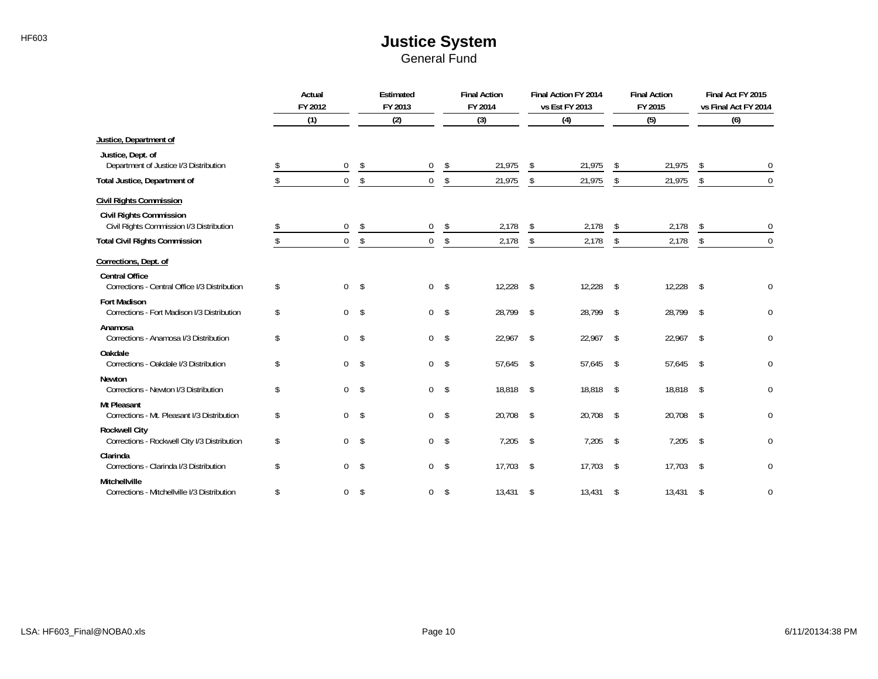# Justice System

General Fund

| | Actual FY 2012 (1) | Estimated FY 2013 (2) | Final Action FY 2014 (3) | Final Action FY 2014 vs Est FY 2013 (4) | Final Action FY 2015 (5) | Final Act FY 2015 vs Final Act FY 2014 (6) |
|---|---|---|---|---|---|---|
| **Justice, Department of** | | | | | | |
| **Justice, Dept. of** | | | | | | |
| Department of Justice I/3 Distribution | $ 0 | $ 0 | $ 21,975 | $ 21,975 | $ 21,975 | $ 0 |
| **Total Justice, Department of** | $ 0 | $ 0 | $ 21,975 | $ 21,975 | $ 21,975 | $ 0 |
| **Civil Rights Commission** | | | | | | |
| **Civil Rights Commission** | | | | | | |
| Civil Rights Commission I/3 Distribution | $ 0 | $ 0 | $ 2,178 | $ 2,178 | $ 2,178 | $ 0 |
| **Total Civil Rights Commission** | $ 0 | $ 0 | $ 2,178 | $ 2,178 | $ 2,178 | $ 0 |
| **Corrections, Dept. of** | | | | | | |
| **Central Office** | | | | | | |
| Corrections - Central Office I/3 Distribution | $ 0 | $ 0 | $ 12,228 | $ 12,228 | $ 12,228 | $ 0 |
| **Fort Madison** | | | | | | |
| Corrections - Fort Madison I/3 Distribution | $ 0 | $ 0 | $ 28,799 | $ 28,799 | $ 28,799 | $ 0 |
| **Anamosa** | | | | | | |
| Corrections - Anamosa I/3 Distribution | $ 0 | $ 0 | $ 22,967 | $ 22,967 | $ 22,967 | $ 0 |
| **Oakdale** | | | | | | |
| Corrections - Oakdale I/3 Distribution | $ 0 | $ 0 | $ 57,645 | $ 57,645 | $ 57,645 | $ 0 |
| **Newton** | | | | | | |
| Corrections - Newton I/3 Distribution | $ 0 | $ 0 | $ 18,818 | $ 18,818 | $ 18,818 | $ 0 |
| **Mt Pleasant** | | | | | | |
| Corrections - Mt. Pleasant I/3 Distribution | $ 0 | $ 0 | $ 20,708 | $ 20,708 | $ 20,708 | $ 0 |
| **Rockwell City** | | | | | | |
| Corrections - Rockwell City I/3 Distribution | $ 0 | $ 0 | $ 7,205 | $ 7,205 | $ 7,205 | $ 0 |
| **Clarinda** | | | | | | |
| Corrections - Clarinda I/3 Distribution | $ 0 | $ 0 | $ 17,703 | $ 17,703 | $ 17,703 | $ 0 |
| **Mitchellville** | | | | | | |
| Corrections - Mitchellville I/3 Distribution | $ 0 | $ 0 | $ 13,431 | $ 13,431 | $ 13,431 | $ 0 |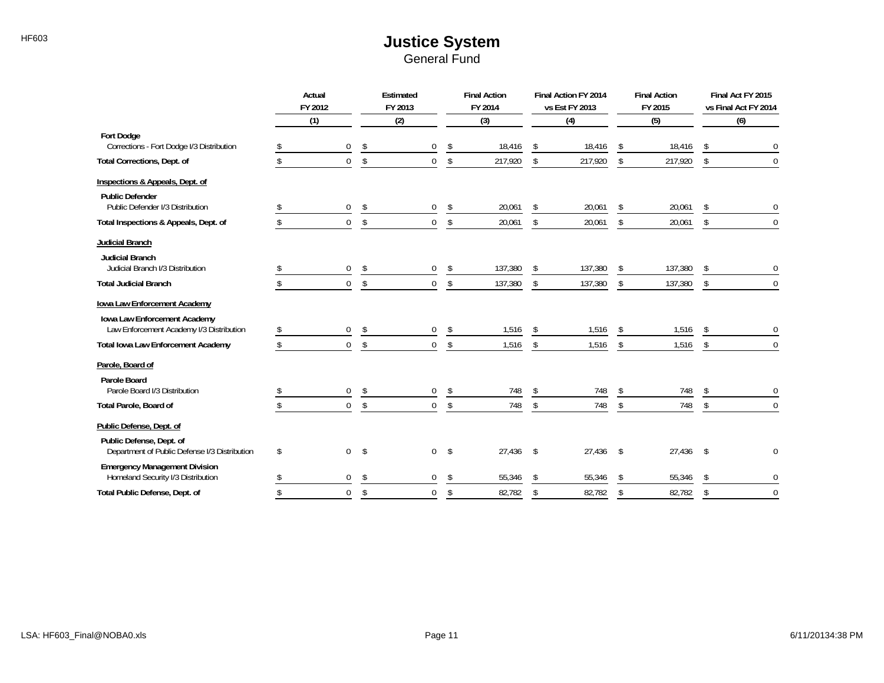# Justice System

General Fund

| | Actual FY 2012 (1) | Estimated FY 2013 (2) | Final Action FY 2014 (3) | Final Action FY 2014 vs Est FY 2013 (4) | Final Action FY 2015 (5) | Final Act FY 2015 vs Final Act FY 2014 (6) |
|---|---|---|---|---|---|---|
| **Fort Dodge** | | | | | | |
| Corrections - Fort Dodge I/3 Distribution | $ 0 | $ 0 | $ 18,416 | $ 18,416 | $ 18,416 | $ 0 |
| **Total Corrections, Dept. of** | $ 0 | $ 0 | $ 217,920 | $ 217,920 | $ 217,920 | $ 0 |
| **Inspections & Appeals, Dept. of** | | | | | | |
| **Public Defender** | | | | | | |
| Public Defender I/3 Distribution | $ 0 | $ 0 | $ 20,061 | $ 20,061 | $ 20,061 | $ 0 |
| **Total Inspections & Appeals, Dept. of** | $ 0 | $ 0 | $ 20,061 | $ 20,061 | $ 20,061 | $ 0 |
| **Judicial Branch** | | | | | | |
| **Judicial Branch** | | | | | | |
| Judicial Branch I/3 Distribution | $ 0 | $ 0 | $ 137,380 | $ 137,380 | $ 137,380 | $ 0 |
| **Total Judicial Branch** | $ 0 | $ 0 | $ 137,380 | $ 137,380 | $ 137,380 | $ 0 |
| **Iowa Law Enforcement Academy** | | | | | | |
| **Iowa Law Enforcement Academy** | | | | | | |
| Law Enforcement Academy I/3 Distribution | $ 0 | $ 0 | $ 1,516 | $ 1,516 | $ 1,516 | $ 0 |
| **Total Iowa Law Enforcement Academy** | $ 0 | $ 0 | $ 1,516 | $ 1,516 | $ 1,516 | $ 0 |
| **Parole, Board of** | | | | | | |
| **Parole Board** | | | | | | |
| Parole Board I/3 Distribution | $ 0 | $ 0 | $ 748 | $ 748 | $ 748 | $ 0 |
| **Total Parole, Board of** | $ 0 | $ 0 | $ 748 | $ 748 | $ 748 | $ 0 |
| **Public Defense, Dept. of** | | | | | | |
| **Public Defense, Dept. of** | | | | | | |
| Department of Public Defense I/3 Distribution | $ 0 | $ 0 | $ 27,436 | $ 27,436 | $ 27,436 | $ 0 |
| **Emergency Management Division** | | | | | | |
| Homeland Security I/3 Distribution | $ 0 | $ 0 | $ 55,346 | $ 55,346 | $ 55,346 | $ 0 |
| **Total Public Defense, Dept. of** | $ 0 | $ 0 | $ 82,782 | $ 82,782 | $ 82,782 | $ 0 |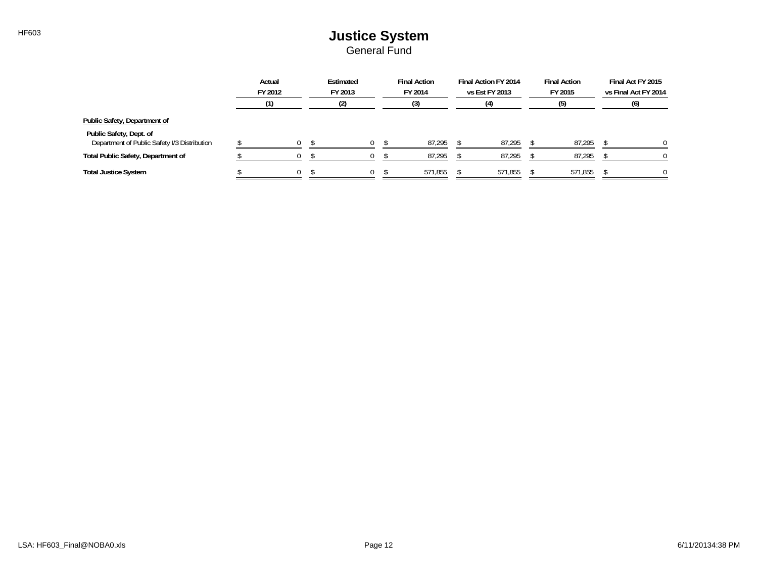# Justice System

General Fund

| | Actual FY 2012 (1) | Estimated FY 2013 (2) | Final Action FY 2014 (3) | Final Action FY 2014 vs Est FY 2013 (4) | Final Action FY 2015 (5) | Final Act FY 2015 vs Final Act FY 2014 (6) |
|---|---|---|---|---|---|---|
| **Public Safety, Department of** | | | | | | |
| **Public Safety, Dept. of** | | | | | | |
| Department of Public Safety I/3 Distribution | $ 0 | $ 0 | $ 87,295 | $ 87,295 | $ 87,295 | $ 0 |
| **Total Public Safety, Department of** | $ 0 | $ 0 | $ 87,295 | $ 87,295 | $ 87,295 | $ 0 |
| **Total Justice System** | $ 0 | $ 0 | $ 571,855 | $ 571,855 | $ 571,855 | $ 0 |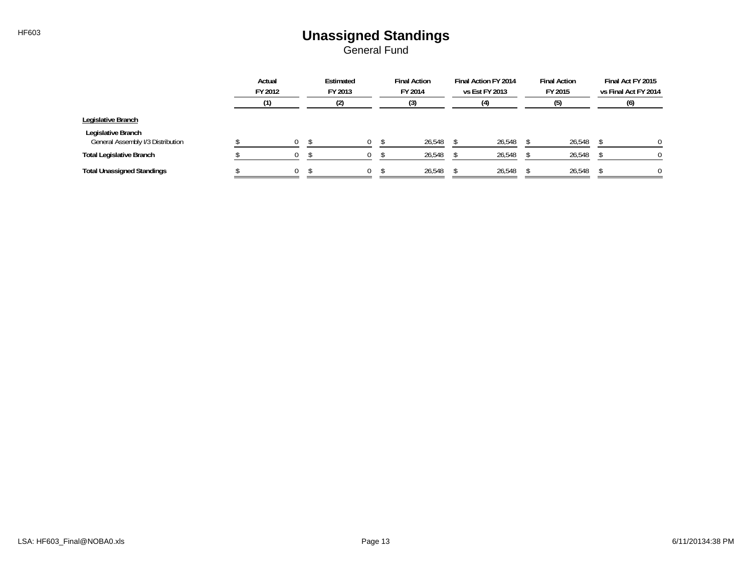# Unassigned Standings

General Fund

| | Actual FY 2012 (1) | Estimated FY 2013 (2) | Final Action FY 2014 (3) | Final Action FY 2014 vs Est FY 2013 (4) | Final Action FY 2015 (5) | Final Act FY 2015 vs Final Act FY 2014 (6) |
|---|---|---|---|---|---|---|
| **Legislative Branch** | | | | | | |
| **Legislative Branch** | | | | | | |
| General Assembly I/3 Distribution | $ 0 | $ 0 | $ 26,548 | $ 26,548 | $ 26,548 | $ 0 |
| **Total Legislative Branch** | $ 0 | $ 0 | $ 26,548 | $ 26,548 | $ 26,548 | $ 0 |
| **Total Unassigned Standings** | $ 0 | $ 0 | $ 26,548 | $ 26,548 | $ 26,548 | $ 0 |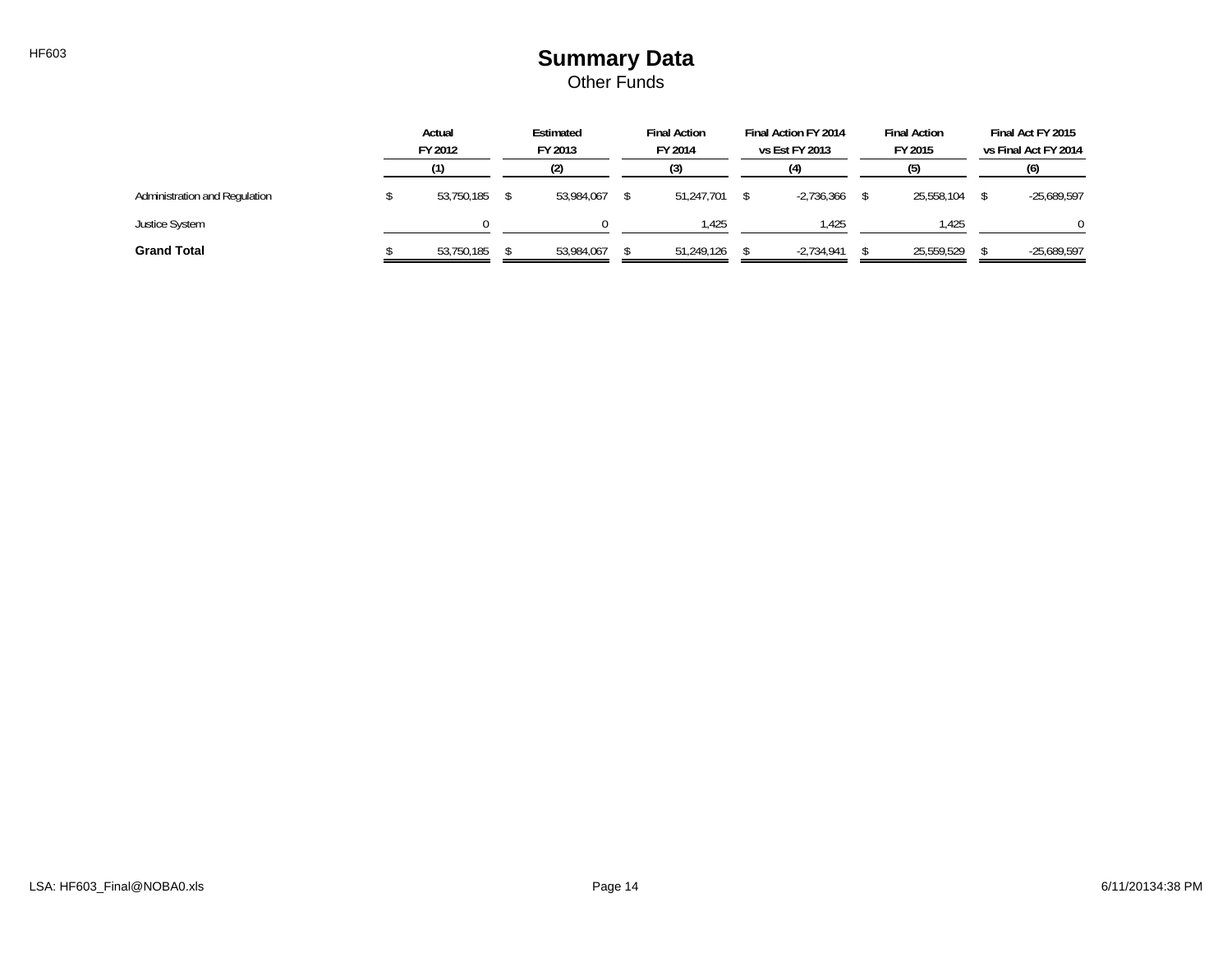# Summary Data

Other Funds

| | Actual FY 2012 (1) | Estimated FY 2013 (2) | Final Action FY 2014 (3) | Final Action FY 2014 vs Est FY 2013 (4) | Final Action FY 2015 (5) | Final Act FY 2015 vs Final Act FY 2014 (6) |
|---|---|---|---|---|---|---|
| Administration and Regulation | $ 53,750,185 | $ 53,984,067 | $ 51,247,701 | $ -2,736,366 | $ 25,558,104 | $ -25,689,597 |
| Justice System | 0 | 0 | 1,425 | 1,425 | 1,425 | 0 |
| **Grand Total** | $ 53,750,185 | $ 53,984,067 | $ 51,249,126 | $ -2,734,941 | $ 25,559,529 | $ -25,689,597 |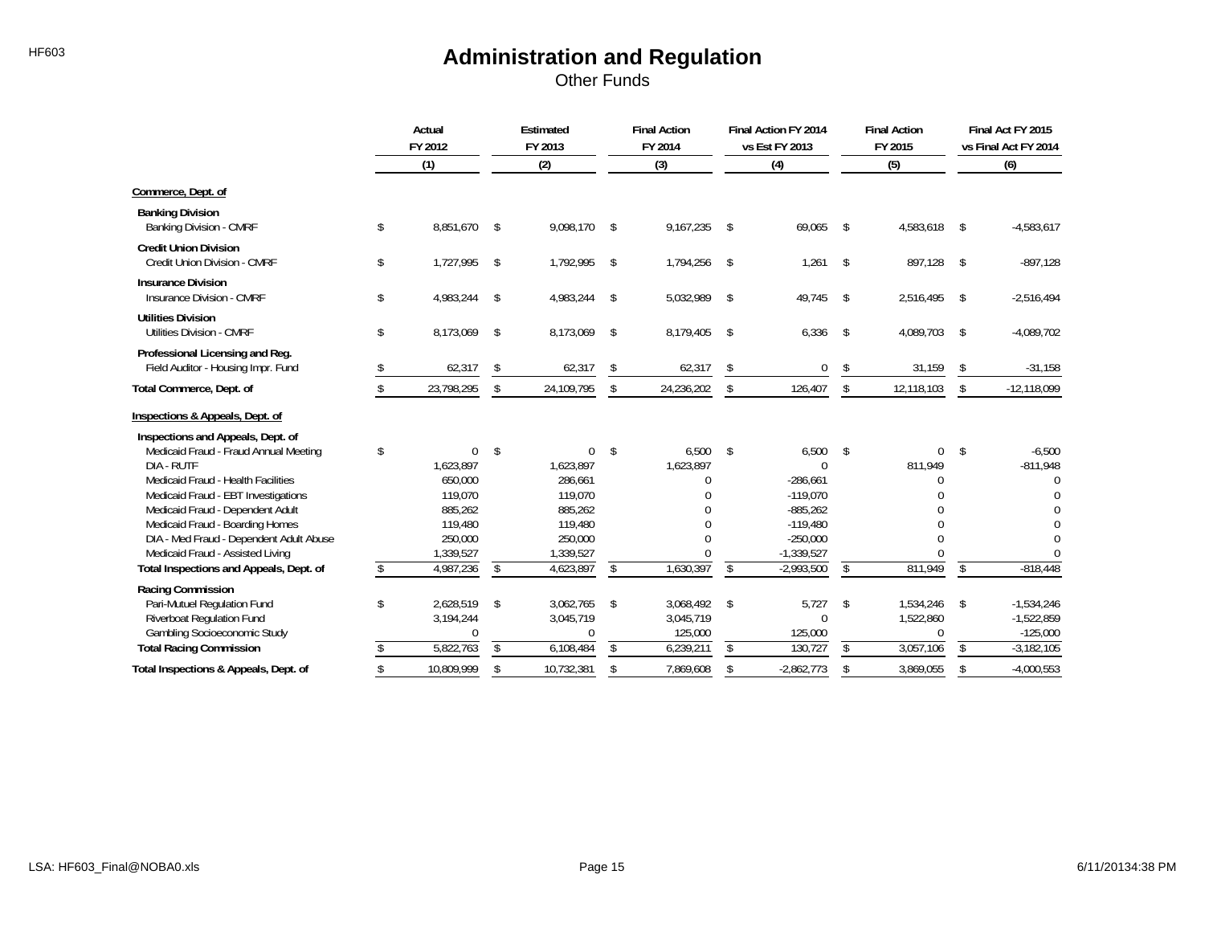# Administration and Regulation

## Other Funds

| | Actual FY 2012 (1) | Estimated FY 2013 (2) | Final Action FY 2014 (3) | Final Action FY 2014 vs Est FY 2013 (4) | Final Action FY 2015 (5) | Final Act FY 2015 vs Final Act FY 2014 (6) |
|---|---|---|---|---|---|---|
| **Commerce, Dept. of** | | | | | | |
| **Banking Division** | | | | | | |
| Banking Division - CMRF | $ 8,851,670 | $ 9,098,170 | $ 9,167,235 | $ 69,065 | $ 4,583,618 | $ -4,583,617 |
| **Credit Union Division** | | | | | | |
| Credit Union Division - CMRF | $ 1,727,995 | $ 1,792,995 | $ 1,794,256 | $ 1,261 | $ 897,128 | $ -897,128 |
| **Insurance Division** | | | | | | |
| Insurance Division - CMRF | $ 4,983,244 | $ 4,983,244 | $ 5,032,989 | $ 49,745 | $ 2,516,495 | $ -2,516,494 |
| **Utilities Division** | | | | | | |
| Utilities Division - CMRF | $ 8,173,069 | $ 8,173,069 | $ 8,179,405 | $ 6,336 | $ 4,089,703 | $ -4,089,702 |
| **Professional Licensing and Reg.** | | | | | | |
| Field Auditor - Housing Impr. Fund | $ 62,317 | $ 62,317 | $ 62,317 | $ 0 | $ 31,159 | $ -31,158 |
| **Total Commerce, Dept. of** | $ 23,798,295 | $ 24,109,795 | $ 24,236,202 | $ 126,407 | $ 12,118,103 | $ -12,118,099 |
| **Inspections & Appeals, Dept. of** | | | | | | |
| **Inspections and Appeals, Dept. of** | | | | | | |
| Medicaid Fraud - Fraud Annual Meeting | $ 0 | $ 0 | $ 6,500 | $ 6,500 | $ 0 | $ -6,500 |
| DIA - RUTF | 1,623,897 | 1,623,897 | 1,623,897 | 0 | 811,949 | -811,948 |
| Medicaid Fraud - Health Facilities | 650,000 | 286,661 | 0 | -286,661 | 0 | 0 |
| Medicaid Fraud - EBT Investigations | 119,070 | 119,070 | 0 | -119,070 | 0 | 0 |
| Medicaid Fraud - Dependent Adult | 885,262 | 885,262 | 0 | -885,262 | 0 | 0 |
| Medicaid Fraud - Boarding Homes | 119,480 | 119,480 | 0 | -119,480 | 0 | 0 |
| DIA - Med Fraud - Dependent Adult Abuse | 250,000 | 250,000 | 0 | -250,000 | 0 | 0 |
| Medicaid Fraud - Assisted Living | 1,339,527 | 1,339,527 | 0 | -1,339,527 | 0 | 0 |
| **Total Inspections and Appeals, Dept. of** | $ 4,987,236 | $ 4,623,897 | $ 1,630,397 | $ -2,993,500 | $ 811,949 | $ -818,448 |
| **Racing Commission** | | | | | | |
| Pari-Mutuel Regulation Fund | $ 2,628,519 | $ 3,062,765 | $ 3,068,492 | $ 5,727 | $ 1,534,246 | $ -1,534,246 |
| Riverboat Regulation Fund | 3,194,244 | 3,045,719 | 3,045,719 | 0 | 1,522,860 | -1,522,859 |
| Gambling Socioeconomic Study | 0 | 0 | 125,000 | 125,000 | 0 | -125,000 |
| **Total Racing Commission** | $ 5,822,763 | $ 6,108,484 | $ 6,239,211 | $ 130,727 | $ 3,057,106 | $ -3,182,105 |
| **Total Inspections & Appeals, Dept. of** | $ 10,809,999 | $ 10,732,381 | $ 7,869,608 | $ -2,862,773 | $ 3,869,055 | $ -4,000,553 |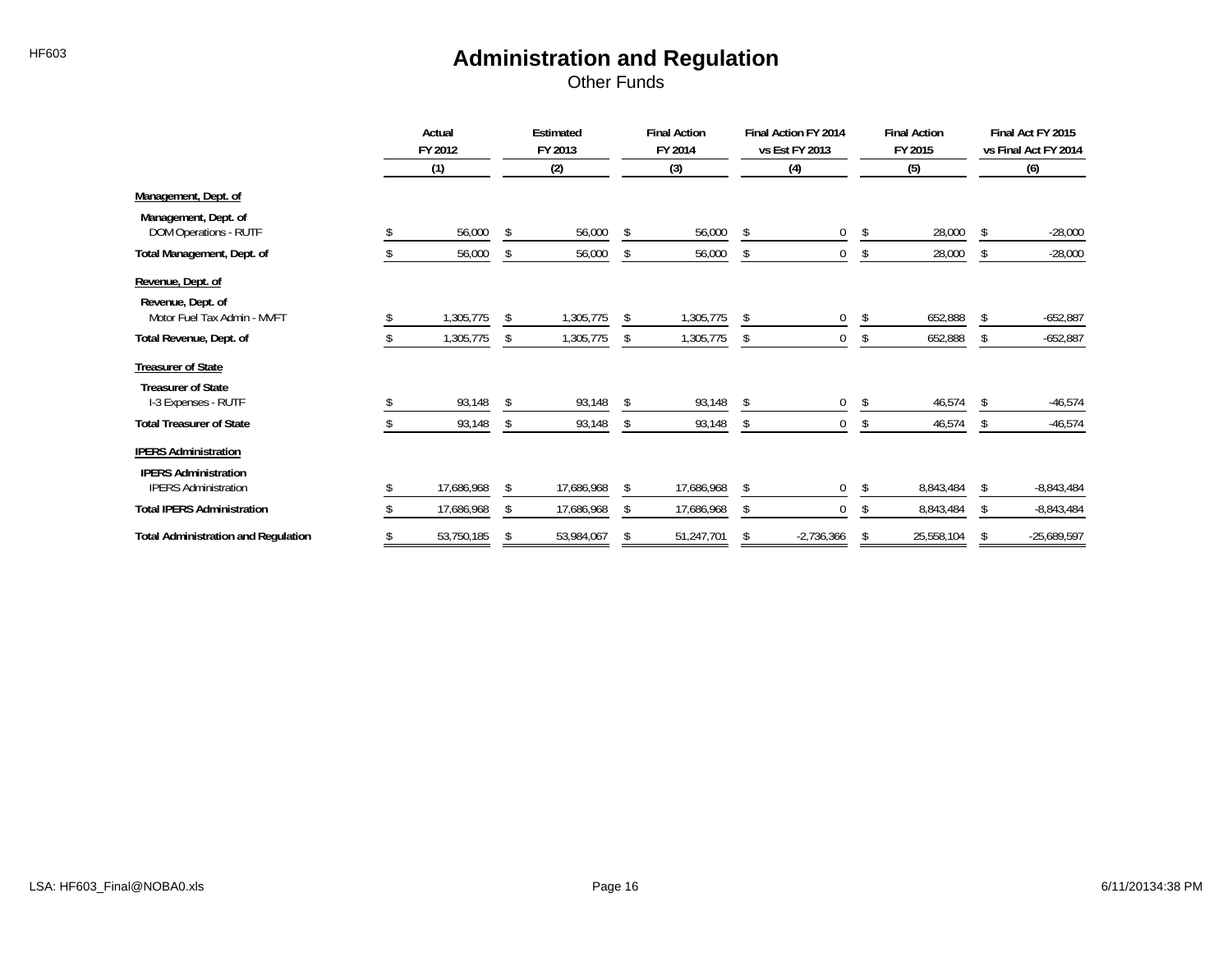# Administration and Regulation

Other Funds

| | Actual FY 2012 (1) | Estimated FY 2013 (2) | Final Action FY 2014 (3) | Final Action FY 2014 vs Est FY 2013 (4) | Final Action FY 2015 (5) | Final Act FY 2015 vs Final Act FY 2014 (6) |
|---|---|---|---|---|---|---|
| **Management, Dept. of** | | | | | | |
| **Management, Dept. of** | | | | | | |
| DOM Operations - RUTF | $ 56,000 | $ 56,000 | $ 56,000 | $ 0 | $ 28,000 | $ -28,000 |
| **Total Management, Dept. of** | $ 56,000 | $ 56,000 | $ 56,000 | $ 0 | $ 28,000 | $ -28,000 |
| **Revenue, Dept. of** | | | | | | |
| **Revenue, Dept. of** | | | | | | |
| Motor Fuel Tax Admin - MVFT | $ 1,305,775 | $ 1,305,775 | $ 1,305,775 | $ 0 | $ 652,888 | $ -652,887 |
| **Total Revenue, Dept. of** | $ 1,305,775 | $ 1,305,775 | $ 1,305,775 | $ 0 | $ 652,888 | $ -652,887 |
| **Treasurer of State** | | | | | | |
| **Treasurer of State** | | | | | | |
| I-3 Expenses - RUTF | $ 93,148 | $ 93,148 | $ 93,148 | $ 0 | $ 46,574 | $ -46,574 |
| **Total Treasurer of State** | $ 93,148 | $ 93,148 | $ 93,148 | $ 0 | $ 46,574 | $ -46,574 |
| **IPERS Administration** | | | | | | |
| **IPERS Administration** | | | | | | |
| IPERS Administration | $ 17,686,968 | $ 17,686,968 | $ 17,686,968 | $ 0 | $ 8,843,484 | $ -8,843,484 |
| **Total IPERS Administration** | $ 17,686,968 | $ 17,686,968 | $ 17,686,968 | $ 0 | $ 8,843,484 | $ -8,843,484 |
| **Total Administration and Regulation** | $ 53,750,185 | $ 53,984,067 | $ 51,247,701 | $ -2,736,366 | $ 25,558,104 | $ -25,689,597 |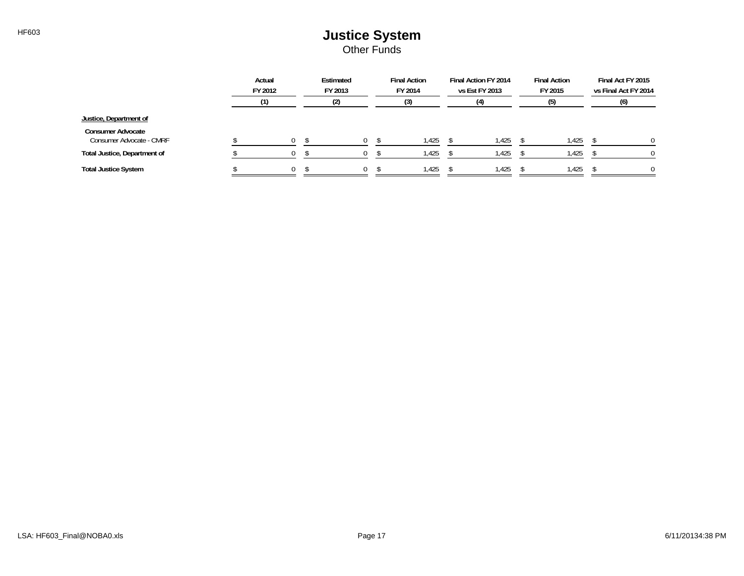# Justice System

Other Funds

| | Actual FY 2012 (1) | Estimated FY 2013 (2) | Final Action FY 2014 (3) | Final Action FY 2014 vs Est FY 2013 (4) | Final Action FY 2015 (5) | Final Act FY 2015 vs Final Act FY 2014 (6) |
|---|---|---|---|---|---|---|
| **Justice, Department of** | | | | | | |
| **Consumer Advocate** | | | | | | |
| Consumer Advocate - CMRF | $ 0 | $ 0 | $ 1,425 | $ 1,425 | $ 1,425 | $ 0 |
| **Total Justice, Department of** | $ 0 | $ 0 | $ 1,425 | $ 1,425 | $ 1,425 | $ 0 |
| **Total Justice System** | $ 0 | $ 0 | $ 1,425 | $ 1,425 | $ 1,425 | $ 0 |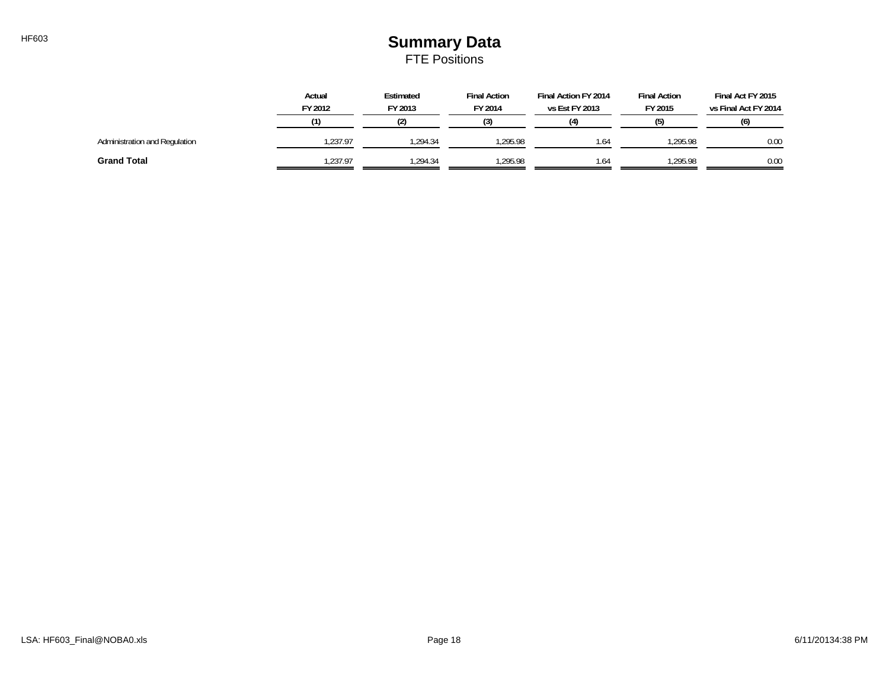# Summary Data

## FTE Positions

| | Actual FY 2012 (1) | Estimated FY 2013 (2) | Final Action FY 2014 (3) | Final Action FY 2014 vs Est FY 2013 (4) | Final Action FY 2015 (5) | Final Act FY 2015 vs Final Act FY 2014 (6) |
|---|---|---|---|---|---|---|
| Administration and Regulation | 1,237.97 | 1,294.34 | 1,295.98 | 1.64 | 1,295.98 | 0.00 |
| **Grand Total** | 1,237.97 | 1,294.34 | 1,295.98 | 1.64 | 1,295.98 | 0.00 |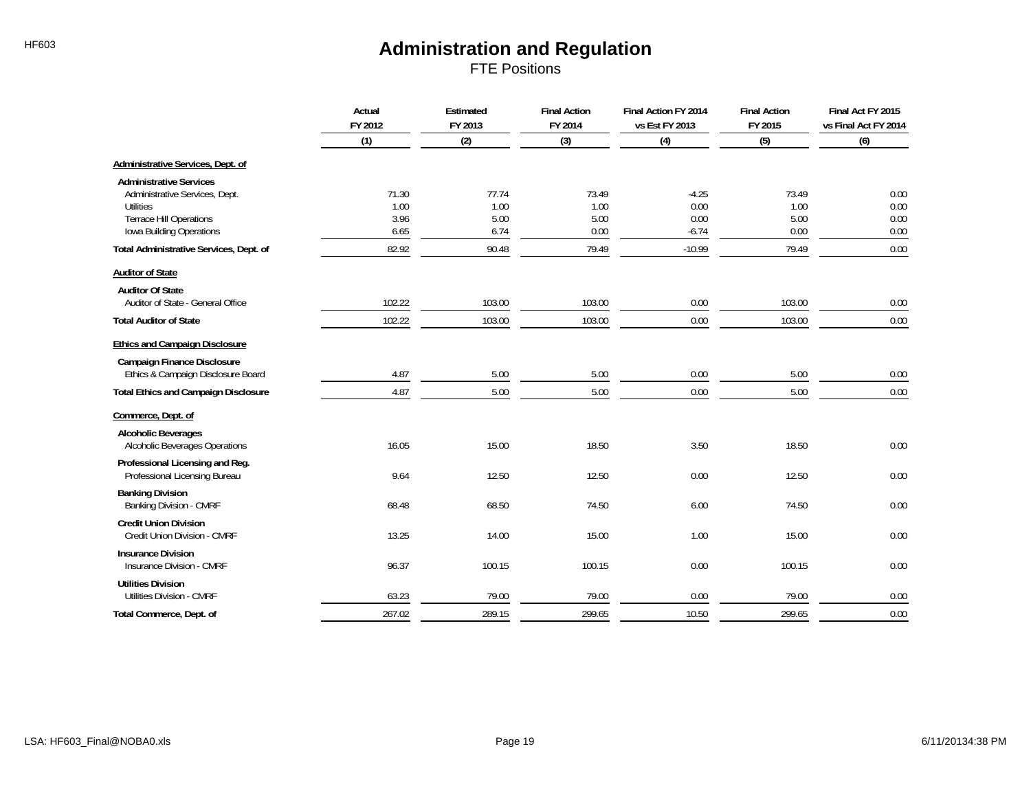# Administration and Regulation

## FTE Positions

| | Actual FY 2012 | Estimated FY 2013 | Final Action FY 2014 | Final Action FY 2014 vs Est FY 2013 | Final Action FY 2015 | Final Act FY 2015 vs Final Act FY 2014 |
|---|---|---|---|---|---|---|
| | (1) | (2) | (3) | (4) | (5) | (6) |
| **Administrative Services, Dept. of** | | | | | | |
| **Administrative Services** | | | | | | |
| Administrative Services, Dept. | 71.30 | 77.74 | 73.49 | -4.25 | 73.49 | 0.00 |
| Utilities | 1.00 | 1.00 | 1.00 | 0.00 | 1.00 | 0.00 |
| Terrace Hill Operations | 3.96 | 5.00 | 5.00 | 0.00 | 5.00 | 0.00 |
| Iowa Building Operations | 6.65 | 6.74 | 0.00 | -6.74 | 0.00 | 0.00 |
| **Total Administrative Services, Dept. of** | 82.92 | 90.48 | 79.49 | -10.99 | 79.49 | 0.00 |
| **Auditor of State** | | | | | | |
| **Auditor Of State** | | | | | | |
| Auditor of State - General Office | 102.22 | 103.00 | 103.00 | 0.00 | 103.00 | 0.00 |
| **Total Auditor of State** | 102.22 | 103.00 | 103.00 | 0.00 | 103.00 | 0.00 |
| **Ethics and Campaign Disclosure** | | | | | | |
| **Campaign Finance Disclosure** | | | | | | |
| Ethics & Campaign Disclosure Board | 4.87 | 5.00 | 5.00 | 0.00 | 5.00 | 0.00 |
| **Total Ethics and Campaign Disclosure** | 4.87 | 5.00 | 5.00 | 0.00 | 5.00 | 0.00 |
| **Commerce, Dept. of** | | | | | | |
| **Alcoholic Beverages** | | | | | | |
| Alcoholic Beverages Operations | 16.05 | 15.00 | 18.50 | 3.50 | 18.50 | 0.00 |
| **Professional Licensing and Reg.** | | | | | | |
| Professional Licensing Bureau | 9.64 | 12.50 | 12.50 | 0.00 | 12.50 | 0.00 |
| **Banking Division** | | | | | | |
| Banking Division - CMRF | 68.48 | 68.50 | 74.50 | 6.00 | 74.50 | 0.00 |
| **Credit Union Division** | | | | | | |
| Credit Union Division - CMRF | 13.25 | 14.00 | 15.00 | 1.00 | 15.00 | 0.00 |
| **Insurance Division** | | | | | | |
| Insurance Division - CMRF | 96.37 | 100.15 | 100.15 | 0.00 | 100.15 | 0.00 |
| **Utilities Division** | | | | | | |
| Utilities Division - CMRF | 63.23 | 79.00 | 79.00 | 0.00 | 79.00 | 0.00 |
| **Total Commerce, Dept. of** | 267.02 | 289.15 | 299.65 | 10.50 | 299.65 | 0.00 |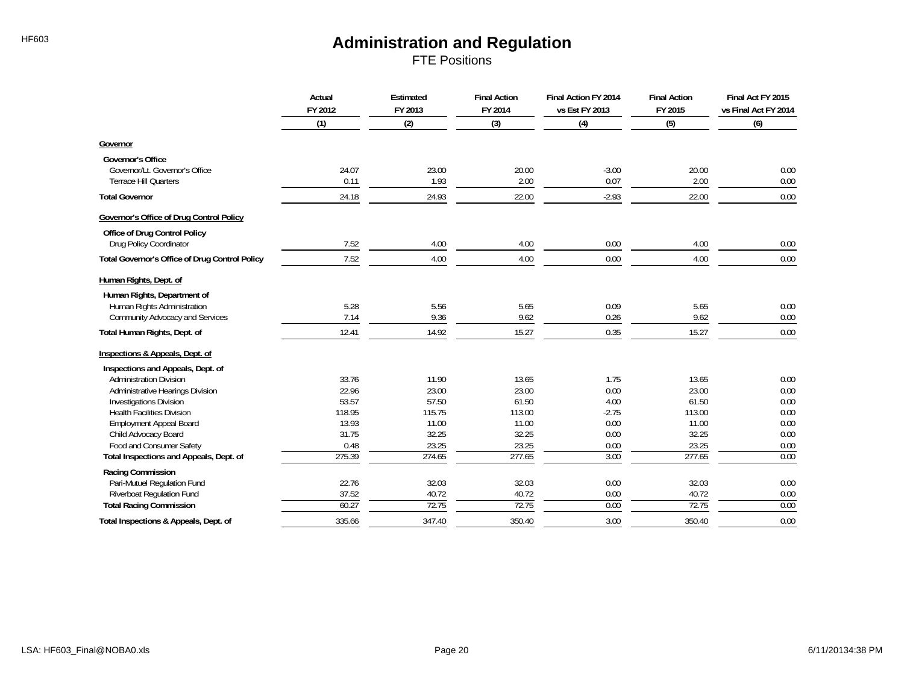# Administration and Regulation

FTE Positions

| | Actual FY 2012 | Estimated FY 2013 | Final Action FY 2014 | Final Action FY 2014 vs Est FY 2013 | Final Action FY 2015 | Final Act FY 2015 vs Final Act FY 2014 |
|---|---|---|---|---|---|---|
| | (1) | (2) | (3) | (4) | (5) | (6) |
| **Governor** | | | | | | |
| **Governor's Office** | | | | | | |
| Governor/Lt. Governor's Office | 24.07 | 23.00 | 20.00 | -3.00 | 20.00 | 0.00 |
| Terrace Hill Quarters | 0.11 | 1.93 | 2.00 | 0.07 | 2.00 | 0.00 |
| **Total Governor** | 24.18 | 24.93 | 22.00 | -2.93 | 22.00 | 0.00 |
| **Governor's Office of Drug Control Policy** | | | | | | |
| **Office of Drug Control Policy** | | | | | | |
| Drug Policy Coordinator | 7.52 | 4.00 | 4.00 | 0.00 | 4.00 | 0.00 |
| **Total Governor's Office of Drug Control Policy** | 7.52 | 4.00 | 4.00 | 0.00 | 4.00 | 0.00 |
| **Human Rights, Dept. of** | | | | | | |
| **Human Rights, Department of** | | | | | | |
| Human Rights Administration | 5.28 | 5.56 | 5.65 | 0.09 | 5.65 | 0.00 |
| Community Advocacy and Services | 7.14 | 9.36 | 9.62 | 0.26 | 9.62 | 0.00 |
| **Total Human Rights, Dept. of** | 12.41 | 14.92 | 15.27 | 0.35 | 15.27 | 0.00 |
| **Inspections & Appeals, Dept. of** | | | | | | |
| **Inspections and Appeals, Dept. of** | | | | | | |
| Administration Division | 33.76 | 11.90 | 13.65 | 1.75 | 13.65 | 0.00 |
| Administrative Hearings Division | 22.96 | 23.00 | 23.00 | 0.00 | 23.00 | 0.00 |
| Investigations Division | 53.57 | 57.50 | 61.50 | 4.00 | 61.50 | 0.00 |
| Health Facilities Division | 118.95 | 115.75 | 113.00 | -2.75 | 113.00 | 0.00 |
| Employment Appeal Board | 13.93 | 11.00 | 11.00 | 0.00 | 11.00 | 0.00 |
| Child Advocacy Board | 31.75 | 32.25 | 32.25 | 0.00 | 32.25 | 0.00 |
| Food and Consumer Safety | 0.48 | 23.25 | 23.25 | 0.00 | 23.25 | 0.00 |
| **Total Inspections and Appeals, Dept. of** | 275.39 | 274.65 | 277.65 | 3.00 | 277.65 | 0.00 |
| **Racing Commission** | | | | | | |
| Pari-Mutuel Regulation Fund | 22.76 | 32.03 | 32.03 | 0.00 | 32.03 | 0.00 |
| Riverboat Regulation Fund | 37.52 | 40.72 | 40.72 | 0.00 | 40.72 | 0.00 |
| **Total Racing Commission** | 60.27 | 72.75 | 72.75 | 0.00 | 72.75 | 0.00 |
| **Total Inspections & Appeals, Dept. of** | 335.66 | 347.40 | 350.40 | 3.00 | 350.40 | 0.00 |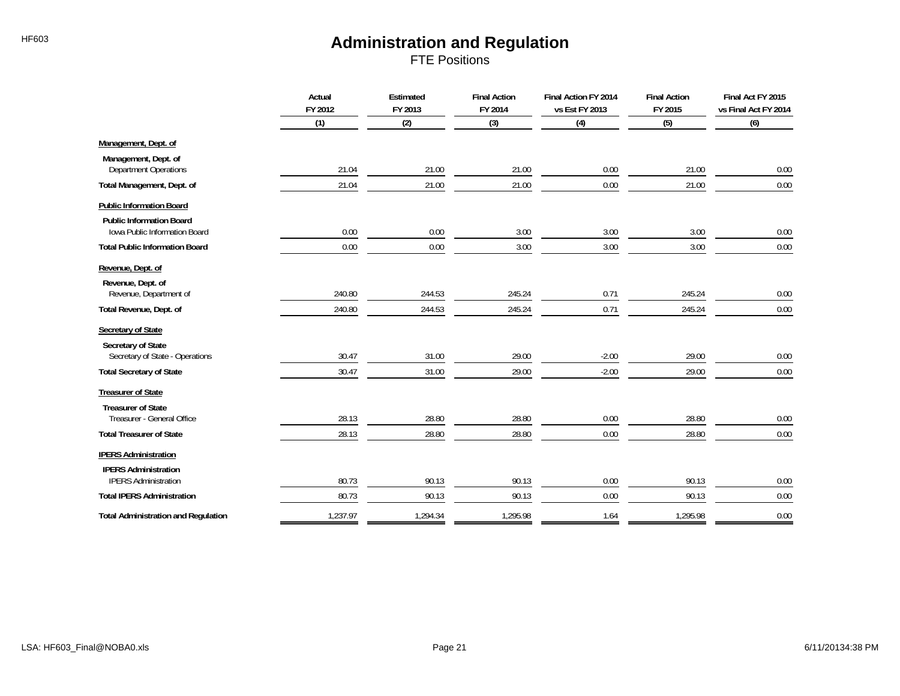# Administration and Regulation

## FTE Positions

| | Actual FY 2012 (1) | Estimated FY 2013 (2) | Final Action FY 2014 (3) | Final Action FY 2014 vs Est FY 2013 (4) | Final Action FY 2015 (5) | Final Act FY 2015 vs Final Act FY 2014 (6) |
|---|---|---|---|---|---|---|
| **Management, Dept. of** | | | | | | |
| **Management, Dept. of** | | | | | | |
| Department Operations | 21.04 | 21.00 | 21.00 | 0.00 | 21.00 | 0.00 |
| **Total Management, Dept. of** | 21.04 | 21.00 | 21.00 | 0.00 | 21.00 | 0.00 |
| **Public Information Board** | | | | | | |
| **Public Information Board** | | | | | | |
| Iowa Public Information Board | 0.00 | 0.00 | 3.00 | 3.00 | 3.00 | 0.00 |
| **Total Public Information Board** | 0.00 | 0.00 | 3.00 | 3.00 | 3.00 | 0.00 |
| **Revenue, Dept. of** | | | | | | |
| **Revenue, Dept. of** | | | | | | |
| Revenue, Department of | 240.80 | 244.53 | 245.24 | 0.71 | 245.24 | 0.00 |
| **Total Revenue, Dept. of** | 240.80 | 244.53 | 245.24 | 0.71 | 245.24 | 0.00 |
| **Secretary of State** | | | | | | |
| **Secretary of State** | | | | | | |
| Secretary of State - Operations | 30.47 | 31.00 | 29.00 | -2.00 | 29.00 | 0.00 |
| **Total Secretary of State** | 30.47 | 31.00 | 29.00 | -2.00 | 29.00 | 0.00 |
| **Treasurer of State** | | | | | | |
| **Treasurer of State** | | | | | | |
| Treasurer - General Office | 28.13 | 28.80 | 28.80 | 0.00 | 28.80 | 0.00 |
| **Total Treasurer of State** | 28.13 | 28.80 | 28.80 | 0.00 | 28.80 | 0.00 |
| **IPERS Administration** | | | | | | |
| **IPERS Administration** | | | | | | |
| IPERS Administration | 80.73 | 90.13 | 90.13 | 0.00 | 90.13 | 0.00 |
| **Total IPERS Administration** | 80.73 | 90.13 | 90.13 | 0.00 | 90.13 | 0.00 |
| **Total Administration and Regulation** | 1,237.97 | 1,294.34 | 1,295.98 | 1.64 | 1,295.98 | 0.00 |